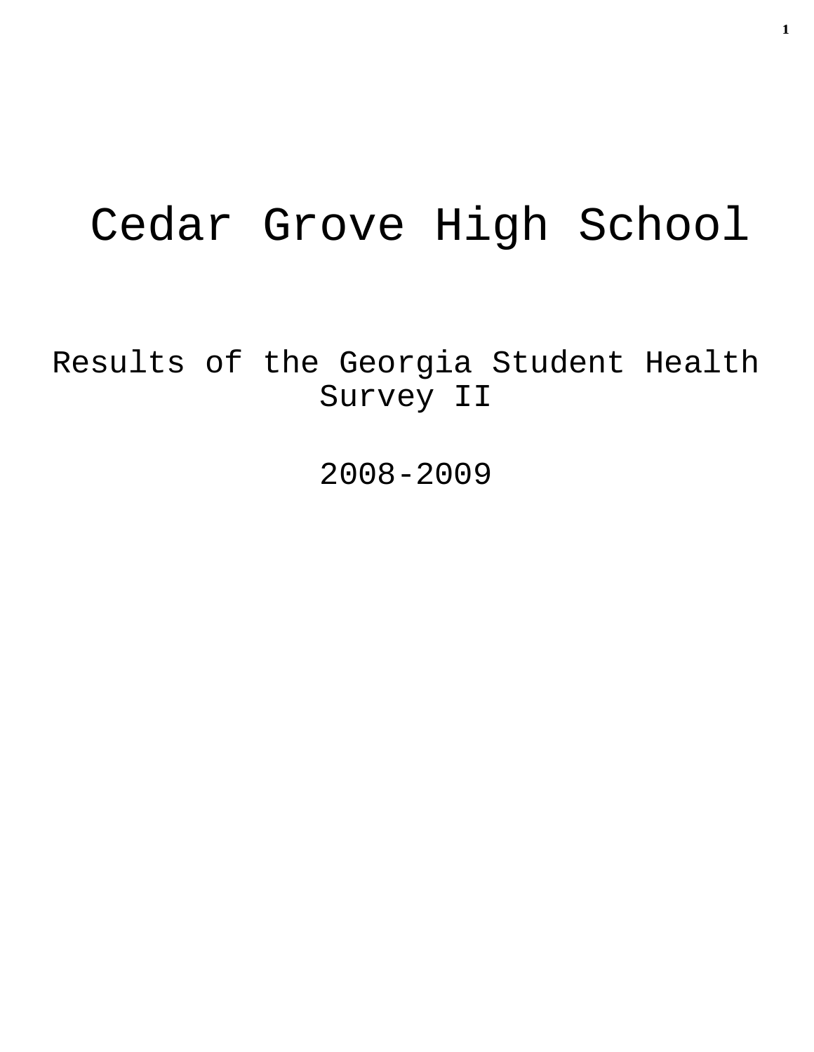# Cedar Grove High School

## Results of the Georgia Student Health Survey II

## 2008-2009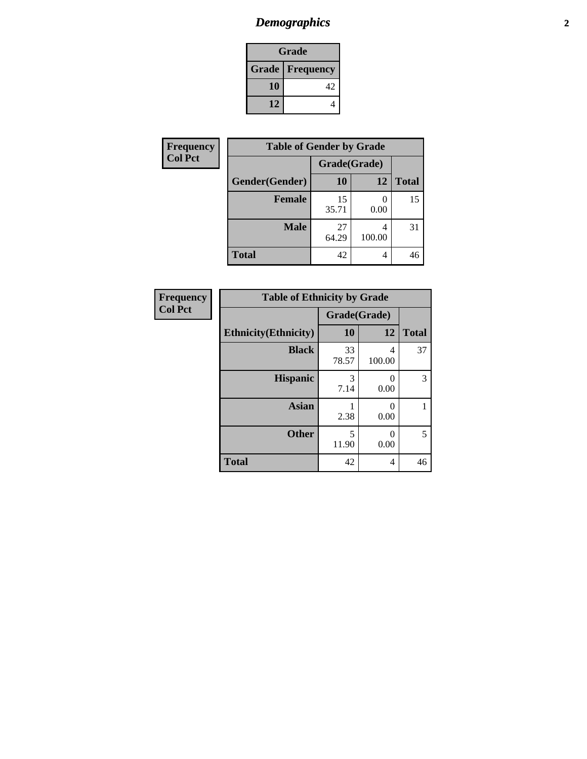# *Demographics*

| Grade | |
|---|---|
| **Grade** | **Frequency** |
| **10** | 42 |
| **12** | 4 |

**Frequency**
**Col Pct**

| Table of Gender by Grade | | | |
|---|---|---|---|
| | Grade(Grade) | | |
| **Gender(Gender)** | **10** | **12** | **Total** |
| **Female** | 15<br>35.71 | 0<br>0.00 | 15 |
| **Male** | 27<br>64.29 | 4<br>100.00 | 31 |
| **Total** | 42 | 4 | 46 |

**Frequency**
**Col Pct**

| Table of Ethnicity by Grade | | | |
|---|---|---|---|
| | Grade(Grade) | | |
| **Ethnicity(Ethnicity)** | **10** | **12** | **Total** |
| **Black** | 33<br>78.57 | 4<br>100.00 | 37 |
| **Hispanic** | 3<br>7.14 | 0<br>0.00 | 3 |
| **Asian** | 1<br>2.38 | 0<br>0.00 | 1 |
| **Other** | 5<br>11.90 | 0<br>0.00 | 5 |
| **Total** | 42 | 4 | 46 |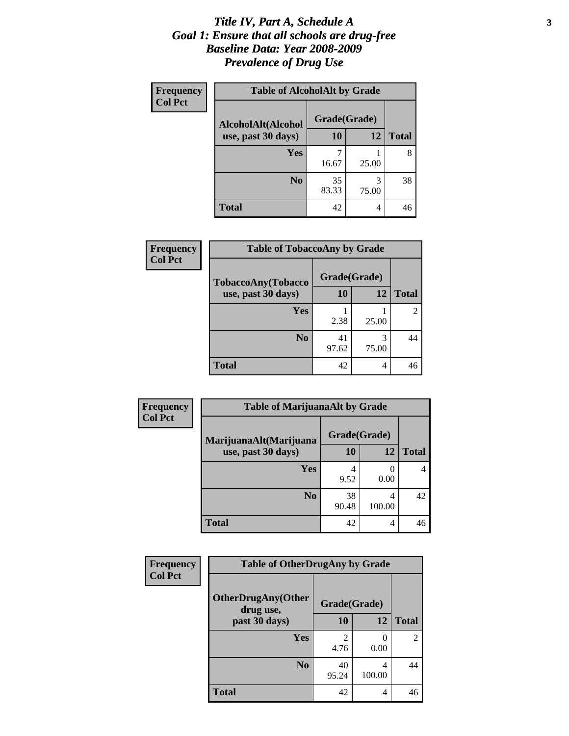# *Title IV, Part A, Schedule A*
# *Goal 1: Ensure that all schools are drug-free*
# *Baseline Data: Year 2008-2009*
# *Prevalence of Drug Use*

**Frequency**
**Col Pct**

**Table of AlcoholAlt by Grade**

| AlcoholAlt(Alcohol use, past 30 days) | Grade(Grade) 10 | 12 | Total |
|---|---|---|---|
| **Yes** | 7<br>16.67 | 1<br>25.00 | 8 |
| **No** | 35<br>83.33 | 3<br>75.00 | 38 |
| **Total** | 42 | 4 | 46 |

**Frequency**
**Col Pct**

**Table of TobaccoAny by Grade**

| TobaccoAny(Tobacco use, past 30 days) | Grade(Grade) 10 | 12 | Total |
|---|---|---|---|
| **Yes** | 1<br>2.38 | 1<br>25.00 | 2 |
| **No** | 41<br>97.62 | 3<br>75.00 | 44 |
| **Total** | 42 | 4 | 46 |

**Frequency**
**Col Pct**

**Table of MarijuanaAlt by Grade**

| MarijuanaAlt(Marijuana use, past 30 days) | Grade(Grade) 10 | 12 | Total |
|---|---|---|---|
| **Yes** | 4<br>9.52 | 0<br>0.00 | 4 |
| **No** | 38<br>90.48 | 4<br>100.00 | 42 |
| **Total** | 42 | 4 | 46 |

**Frequency**
**Col Pct**

**Table of OtherDrugAny by Grade**

| OtherDrugAny(Other drug use, past 30 days) | Grade(Grade) 10 | 12 | Total |
|---|---|---|---|
| **Yes** | 2<br>4.76 | 0<br>0.00 | 2 |
| **No** | 40<br>95.24 | 4<br>100.00 | 44 |
| **Total** | 42 | 4 | 46 |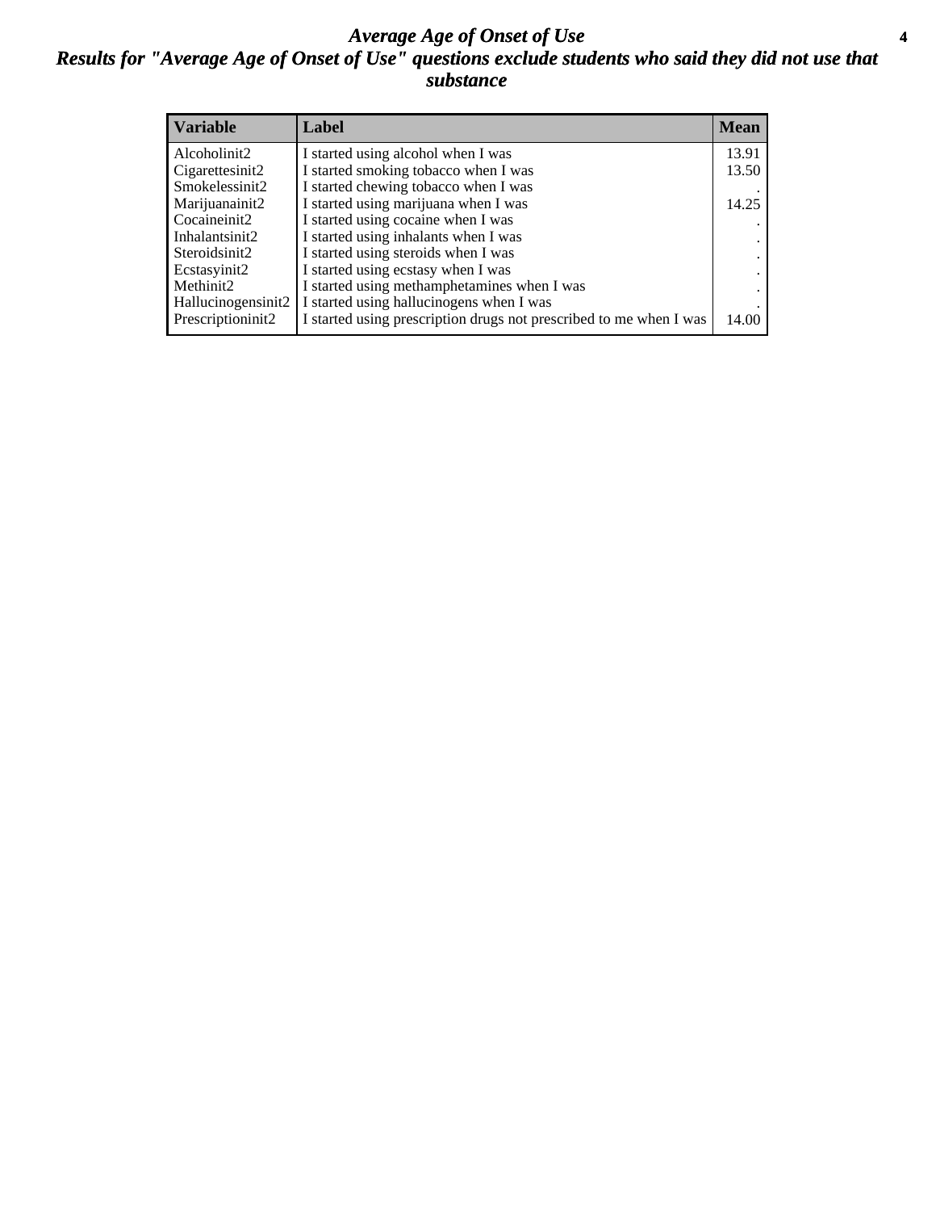# *Average Age of Onset of Use*

## *Results for "Average Age of Onset of Use" questions exclude students who said they did not use that substance*

| Variable | Label | Mean |
| --- | --- | --- |
| Alcoholinit2 | I started using alcohol when I was | 13.91 |
| Cigarettesinit2 | I started smoking tobacco when I was | 13.50 |
| Smokelessinit2 | I started chewing tobacco when I was | . |
| Marijuanainit2 | I started using marijuana when I was | 14.25 |
| Cocaineinit2 | I started using cocaine when I was | . |
| Inhalantsinit2 | I started using inhalants when I was | . |
| Steroidsinit2 | I started using steroids when I was | . |
| Ecstasyinit2 | I started using ecstasy when I was | . |
| Methinit2 | I started using methamphetamines when I was | . |
| Hallucinogensinit2 | I started using hallucinogens when I was | . |
| Prescriptioninit2 | I started using prescription drugs not prescribed to me when I was | 14.00 |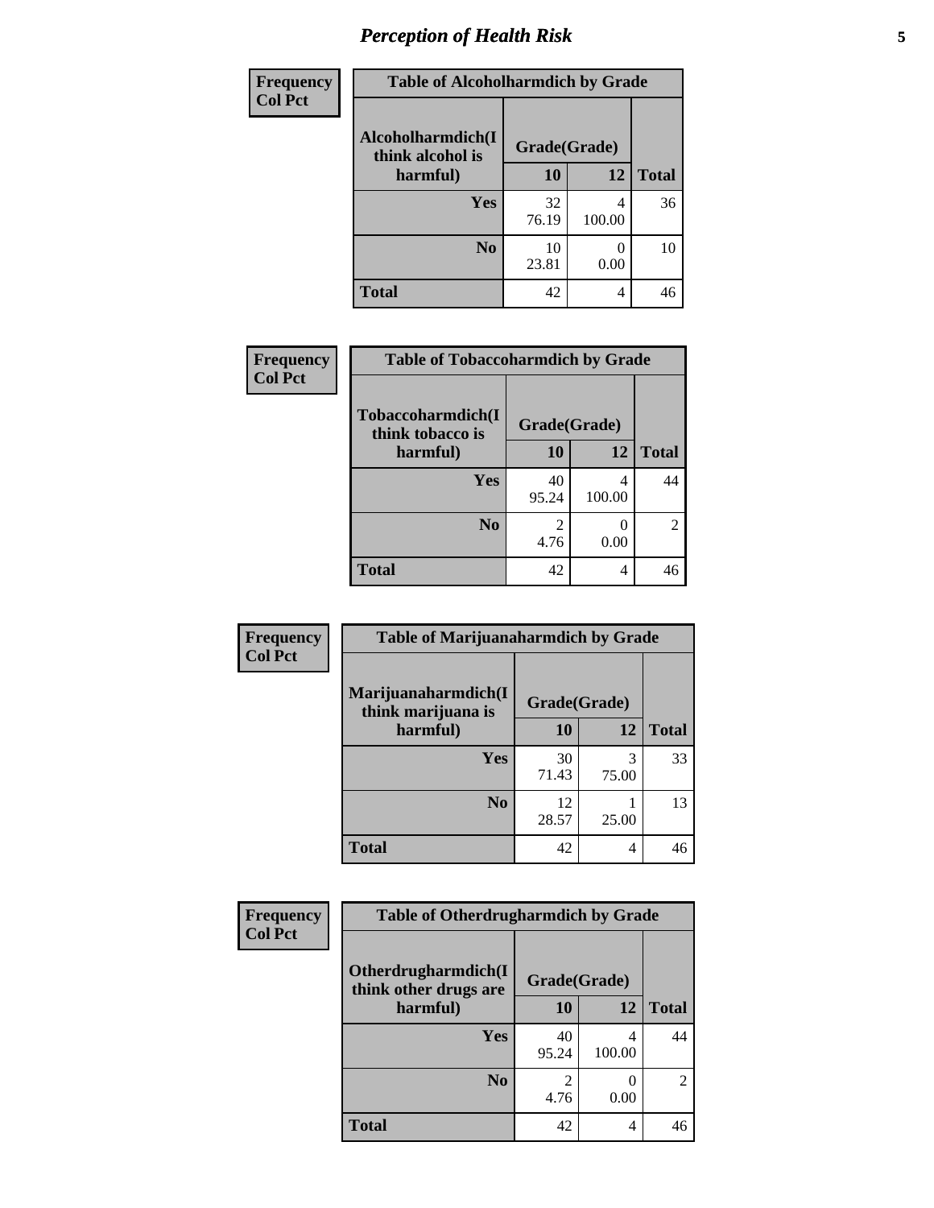# *Perception of Health Risk*

| Frequency<br>Col Pct |
|---|

| Table of Alcoholharmdich by Grade | | | |
|---|---|---|---|
| Alcoholharmdich(I think alcohol is harmful) | Grade(Grade) | | Total |
| | 10 | 12 | |
| **Yes** | 32<br>76.19 | 4<br>100.00 | 36 |
| **No** | 10<br>23.81 | 0<br>0.00 | 10 |
| **Total** | 42 | 4 | 46 |

| Frequency<br>Col Pct |
|---|

| Table of Tobaccoharmdich by Grade | | | |
|---|---|---|---|
| Tobaccoharmdich(I think tobacco is harmful) | Grade(Grade) | | Total |
| | 10 | 12 | |
| **Yes** | 40<br>95.24 | 4<br>100.00 | 44 |
| **No** | 2<br>4.76 | 0<br>0.00 | 2 |
| **Total** | 42 | 4 | 46 |

| Frequency<br>Col Pct |
|---|

| Table of Marijuanaharmdich by Grade | | | |
|---|---|---|---|
| Marijuanaharmdich(I think marijuana is harmful) | Grade(Grade) | | Total |
| | 10 | 12 | |
| **Yes** | 30<br>71.43 | 3<br>75.00 | 33 |
| **No** | 12<br>28.57 | 1<br>25.00 | 13 |
| **Total** | 42 | 4 | 46 |

| Frequency<br>Col Pct |
|---|

| Table of Otherdrugharmdich by Grade | | | |
|---|---|---|---|
| Otherdrugharmdich(I think other drugs are harmful) | Grade(Grade) | | Total |
| | 10 | 12 | |
| **Yes** | 40<br>95.24 | 4<br>100.00 | 44 |
| **No** | 2<br>4.76 | 0<br>0.00 | 2 |
| **Total** | 42 | 4 | 46 |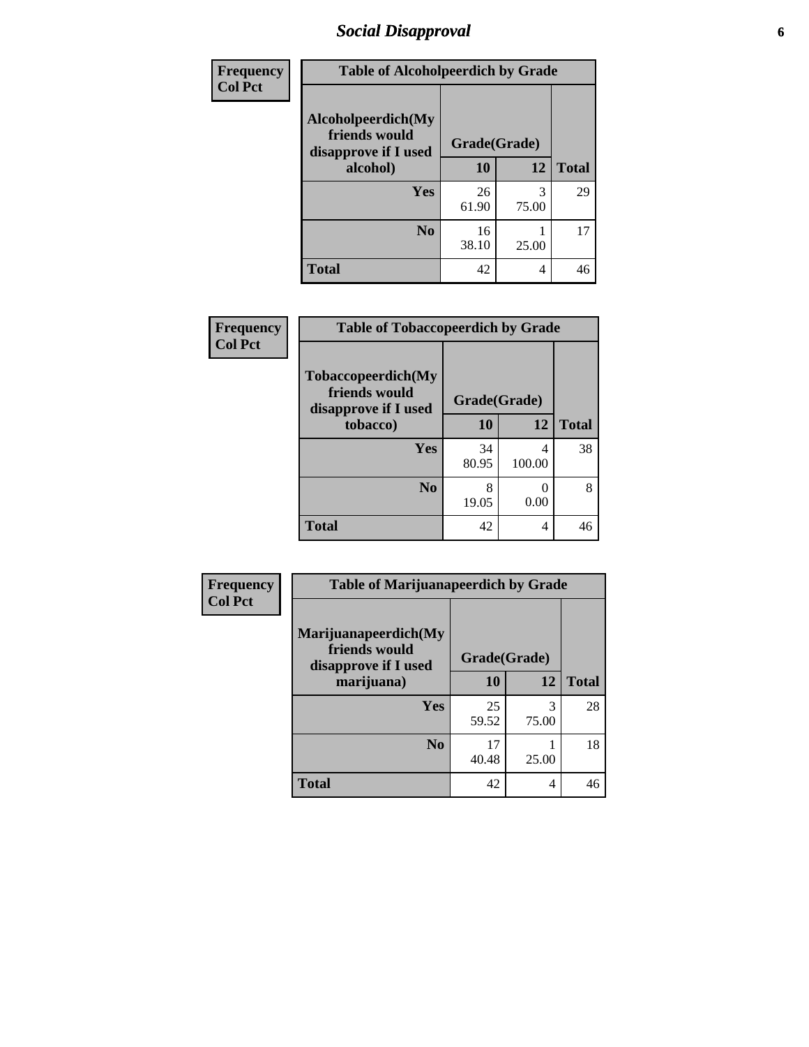## Social Disapproval

| Frequency<br>Col Pct | Table of Alcoholpeerdich by Grade | | |
|---|---|---|---|
| Alcoholpeerdich(My friends would disapprove if I used alcohol) | Grade(Grade) | | |
| | 10 | 12 | Total |
| Yes | 26<br>61.90 | 3<br>75.00 | 29 |
| No | 16<br>38.10 | 1<br>25.00 | 17 |
| Total | 42 | 4 | 46 |

| Frequency<br>Col Pct | Table of Tobaccopeerdich by Grade | | |
|---|---|---|---|
| Tobaccopeerdich(My friends would disapprove if I used tobacco) | Grade(Grade) | | |
| | 10 | 12 | Total |
| Yes | 34<br>80.95 | 4<br>100.00 | 38 |
| No | 8<br>19.05 | 0<br>0.00 | 8 |
| Total | 42 | 4 | 46 |

| Frequency<br>Col Pct | Table of Marijuanapeerdich by Grade | | |
|---|---|---|---|
| Marijuanapeerdich(My friends would disapprove if I used marijuana) | Grade(Grade) | | |
| | 10 | 12 | Total |
| Yes | 25<br>59.52 | 3<br>75.00 | 28 |
| No | 17<br>40.48 | 1<br>25.00 | 18 |
| Total | 42 | 4 | 46 |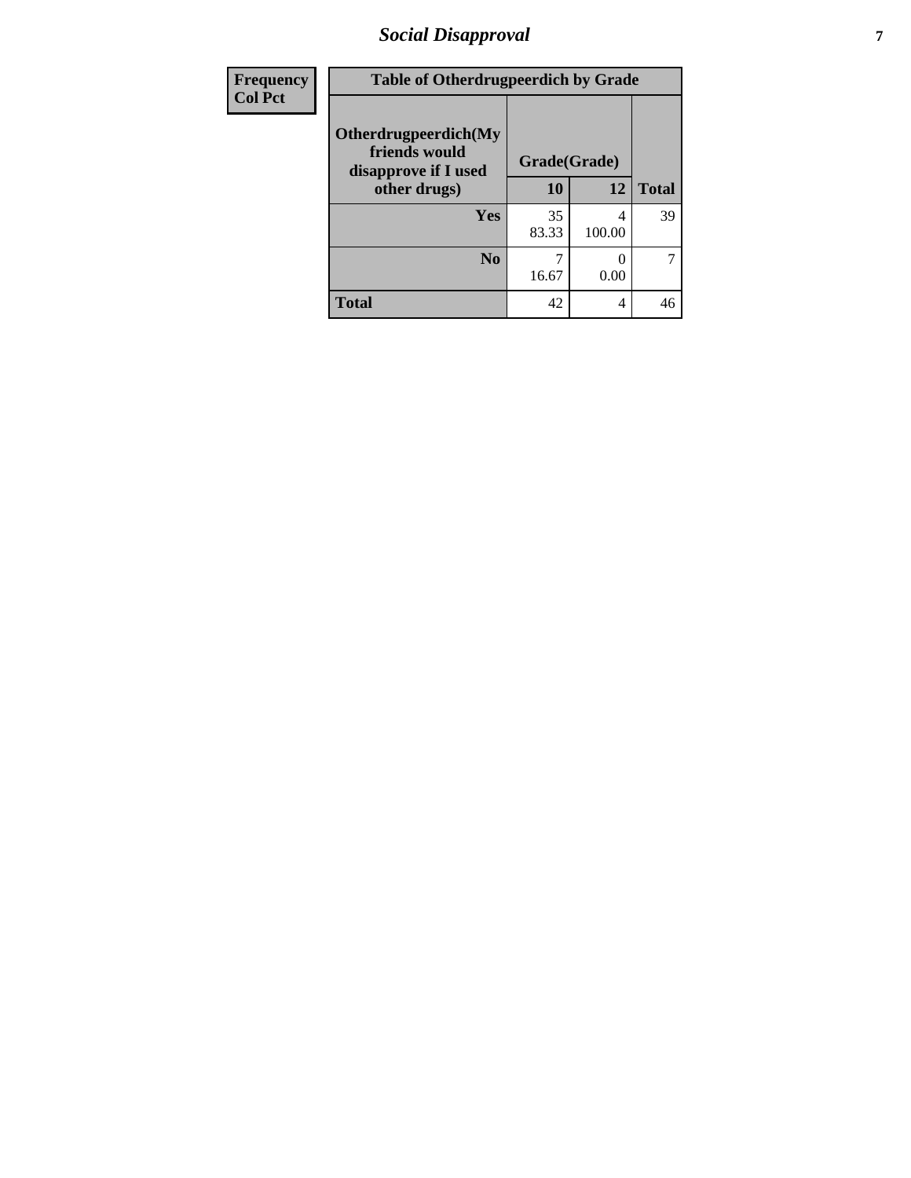## Social Disapproval

| Frequency<br>Col Pct | Table of Otherdrugpeerdich by Grade | | |
|---|---|---|---|
| Otherdrugpeerdich(My friends would disapprove if I used other drugs) | Grade(Grade) | | |
| | 10 | 12 | Total |
| Yes | 35<br>83.33 | 4<br>100.00 | 39 |
| No | 7<br>16.67 | 0<br>0.00 | 7 |
| Total | 42 | 4 | 46 |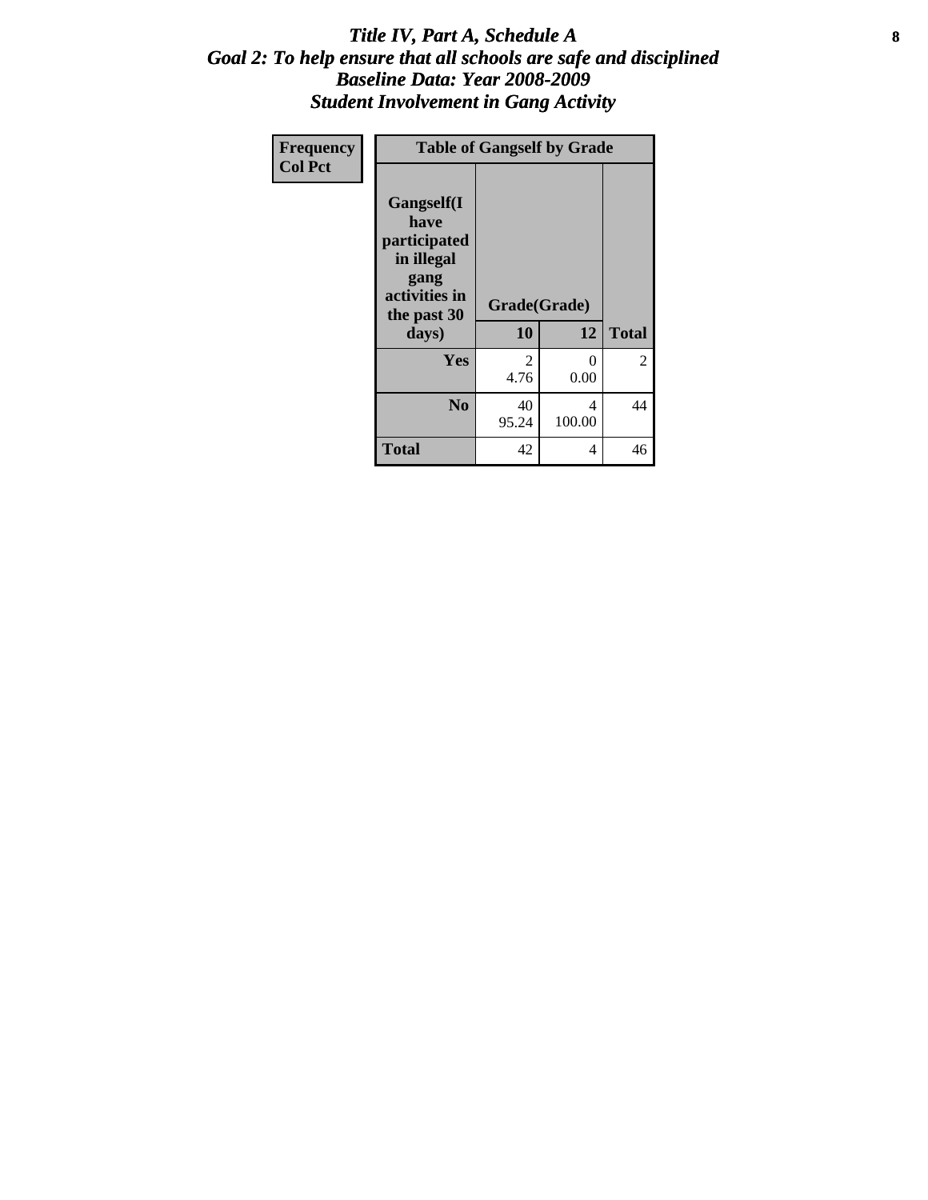# *Title IV, Part A, Schedule A*
## *Goal 2: To help ensure that all schools are safe and disciplined*
## *Baseline Data: Year 2008-2009*
## *Student Involvement in Gang Activity*

| Frequency<br>Col Pct | Table of Gangself by Grade | | |
|---|---|---|---|
| Gangself(I have participated in illegal gang activities in the past 30 days) | Grade(Grade) | | |
| | 10 | 12 | Total |
| Yes | 2<br>4.76 | 0<br>0.00 | 2 |
| No | 40<br>95.24 | 4<br>100.00 | 44 |
| Total | 42 | 4 | 46 |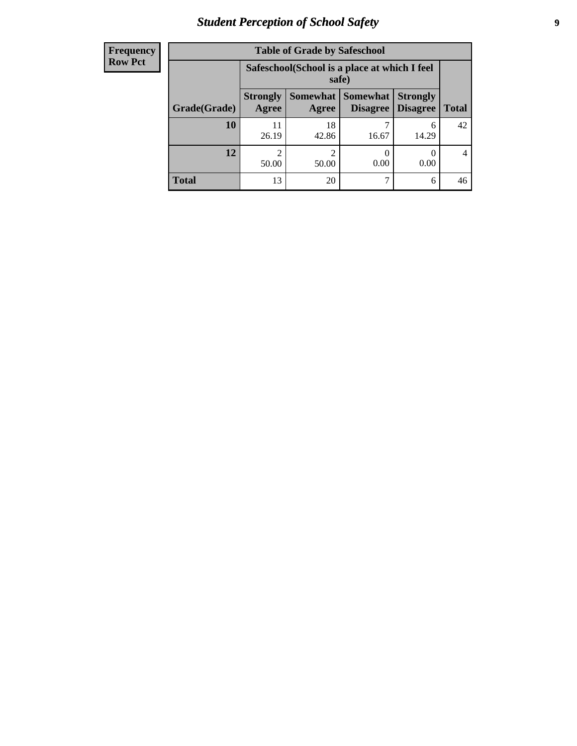## Student Perception of School Safety

| Frequency<br>Row Pct |
|---|

**Table of Grade by Safeschool**

| | Safeschool(School is a place at which I feel safe) | | | | |
|---|---|---|---|---|---|
| **Grade(Grade)** | **Strongly Agree** | **Somewhat Agree** | **Somewhat Disagree** | **Strongly Disagree** | **Total** |
| **10** | 11<br>26.19 | 18<br>42.86 | 7<br>16.67 | 6<br>14.29 | 42 |
| **12** | 2<br>50.00 | 2<br>50.00 | 0<br>0.00 | 0<br>0.00 | 4 |
| **Total** | 13 | 20 | 7 | 6 | 46 |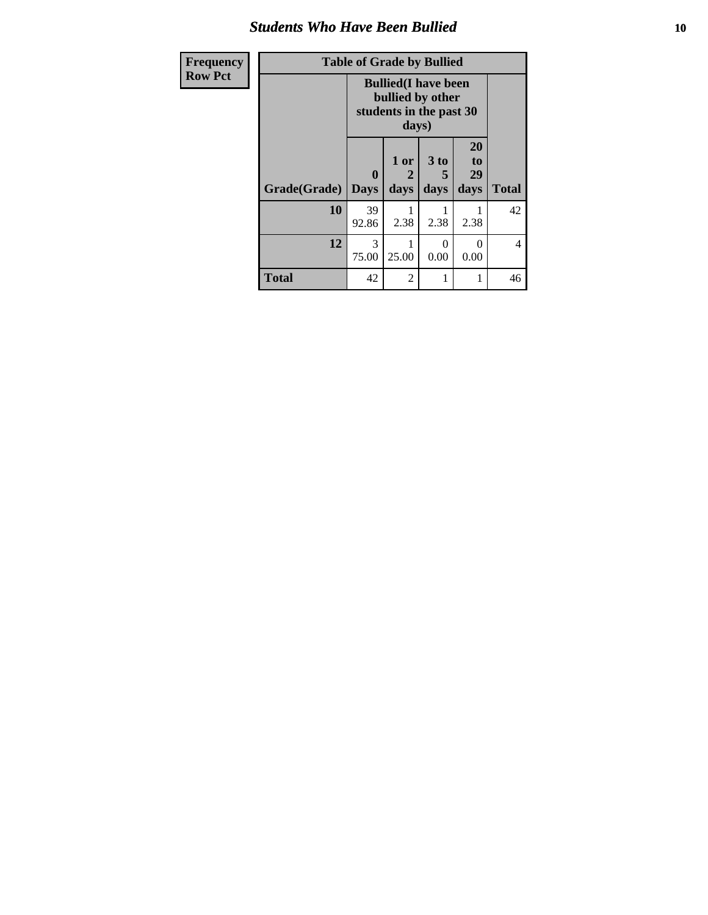| Frequency Row Pct | Table of Grade by Bullied | | | | |
|---|---|---|---|---|---|
| | Bullied(I have been bullied by other students in the past 30 days) | | | | |
| Grade(Grade) | 0 Days | 1 or 2 days | 3 to 5 days | 20 to 29 days | Total |
| **10** | 39<br>92.86 | 1<br>2.38 | 1<br>2.38 | 1<br>2.38 | 42 |
| **12** | 3<br>75.00 | 1<br>25.00 | 0<br>0.00 | 0<br>0.00 | 4 |
| **Total** | 42 | 2 | 1 | 1 | 46 |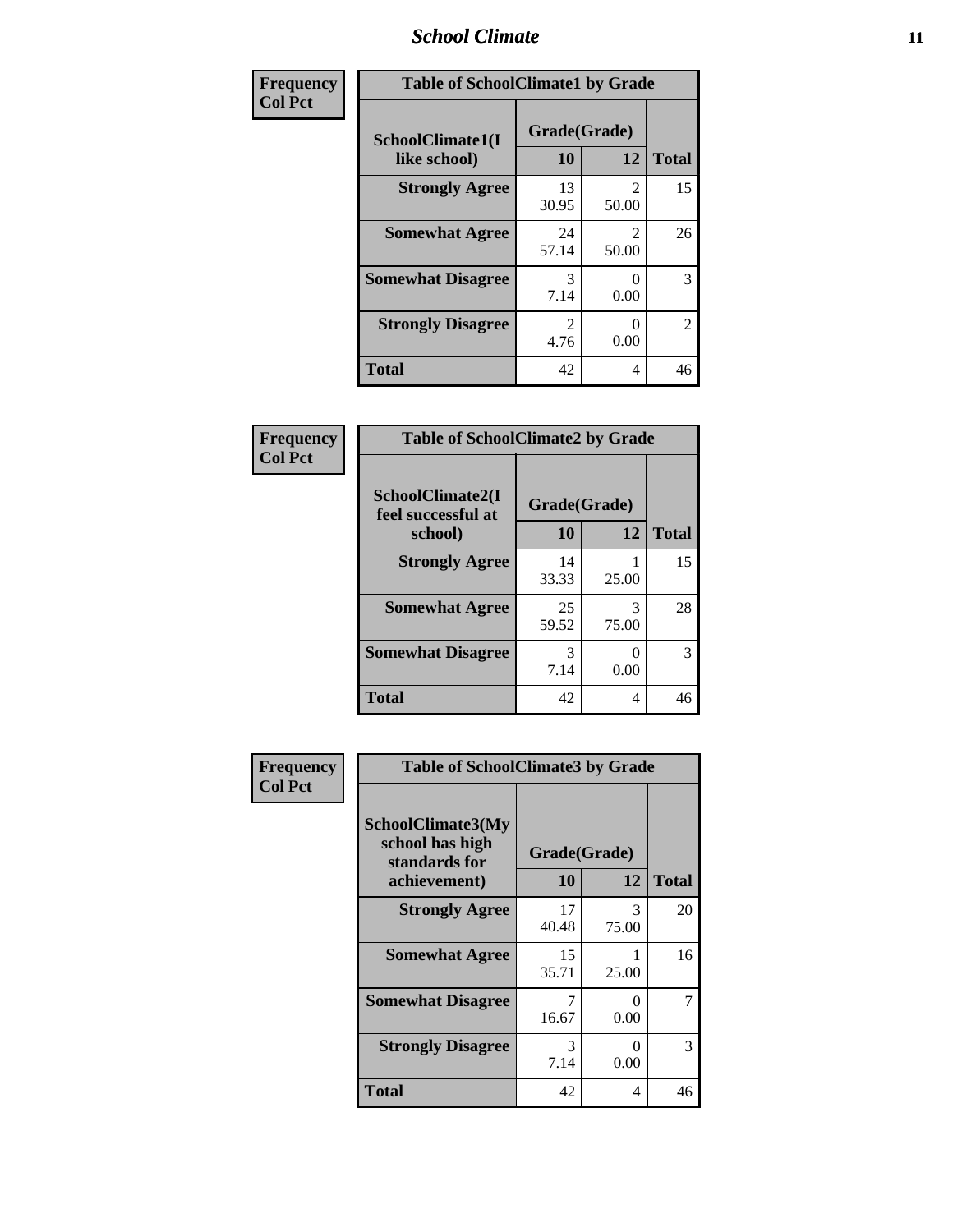## School Climate

**Frequency**
**Col Pct**

| Table of SchoolClimate1 by Grade | | | |
|---|---|---|---|
| SchoolClimate1(I like school) | Grade(Grade) | | |
| | 10 | 12 | Total |
| Strongly Agree | 13<br>30.95 | 2<br>50.00 | 15 |
| Somewhat Agree | 24<br>57.14 | 2<br>50.00 | 26 |
| Somewhat Disagree | 3<br>7.14 | 0<br>0.00 | 3 |
| Strongly Disagree | 2<br>4.76 | 0<br>0.00 | 2 |
| Total | 42 | 4 | 46 |

**Frequency**
**Col Pct**

| Table of SchoolClimate2 by Grade | | | |
|---|---|---|---|
| SchoolClimate2(I feel successful at school) | Grade(Grade) | | |
| | 10 | 12 | Total |
| Strongly Agree | 14<br>33.33 | 1<br>25.00 | 15 |
| Somewhat Agree | 25<br>59.52 | 3<br>75.00 | 28 |
| Somewhat Disagree | 3<br>7.14 | 0<br>0.00 | 3 |
| Total | 42 | 4 | 46 |

**Frequency**
**Col Pct**

| Table of SchoolClimate3 by Grade | | | |
|---|---|---|---|
| SchoolClimate3(My school has high standards for achievement) | Grade(Grade) | | |
| | 10 | 12 | Total |
| Strongly Agree | 17<br>40.48 | 3<br>75.00 | 20 |
| Somewhat Agree | 15<br>35.71 | 1<br>25.00 | 16 |
| Somewhat Disagree | 7<br>16.67 | 0<br>0.00 | 7 |
| Strongly Disagree | 3<br>7.14 | 0<br>0.00 | 3 |
| Total | 42 | 4 | 46 |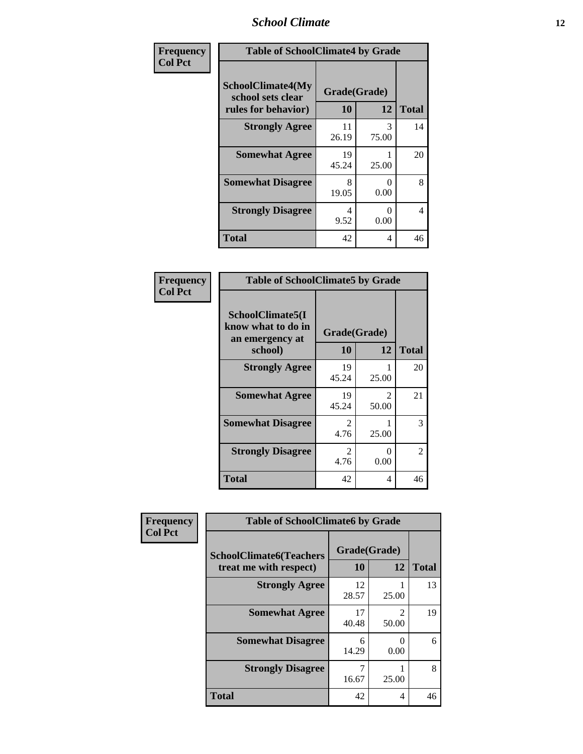| Frequency<br>Col Pct | Table of SchoolClimate4 by Grade | | |
|---|---|---|---|
| SchoolClimate4(My school sets clear rules for behavior) | Grade(Grade) | | |
| | 10 | 12 | Total |
| Strongly Agree | 11<br>26.19 | 3<br>75.00 | 14 |
| Somewhat Agree | 19<br>45.24 | 1<br>25.00 | 20 |
| Somewhat Disagree | 8<br>19.05 | 0<br>0.00 | 8 |
| Strongly Disagree | 4<br>9.52 | 0<br>0.00 | 4 |
| Total | 42 | 4 | 46 |

| Frequency<br>Col Pct | Table of SchoolClimate5 by Grade | | |
|---|---|---|---|
| SchoolClimate5(I know what to do in an emergency at school) | Grade(Grade) | | |
| | 10 | 12 | Total |
| Strongly Agree | 19<br>45.24 | 1<br>25.00 | 20 |
| Somewhat Agree | 19<br>45.24 | 2<br>50.00 | 21 |
| Somewhat Disagree | 2<br>4.76 | 1<br>25.00 | 3 |
| Strongly Disagree | 2<br>4.76 | 0<br>0.00 | 2 |
| Total | 42 | 4 | 46 |

| Frequency<br>Col Pct | Table of SchoolClimate6 by Grade | | |
|---|---|---|---|
| SchoolClimate6(Teachers treat me with respect) | Grade(Grade) | | |
| | 10 | 12 | Total |
| Strongly Agree | 12<br>28.57 | 1<br>25.00 | 13 |
| Somewhat Agree | 17<br>40.48 | 2<br>50.00 | 19 |
| Somewhat Disagree | 6<br>14.29 | 0<br>0.00 | 6 |
| Strongly Disagree | 7<br>16.67 | 1<br>25.00 | 8 |
| Total | 42 | 4 | 46 |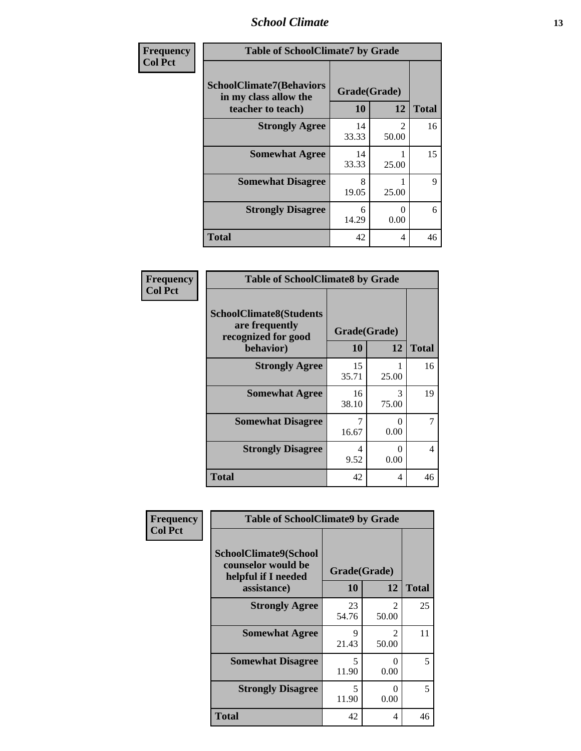| Frequency<br>Col Pct | Table of SchoolClimate7 by Grade | | |
|---|---|---|---|
| SchoolClimate7(Behaviors in my class allow the teacher to teach) | Grade(Grade) | | |
| | 10 | 12 | Total |
| Strongly Agree | 14<br>33.33 | 2<br>50.00 | 16 |
| Somewhat Agree | 14<br>33.33 | 1<br>25.00 | 15 |
| Somewhat Disagree | 8<br>19.05 | 1<br>25.00 | 9 |
| Strongly Disagree | 6<br>14.29 | 0<br>0.00 | 6 |
| Total | 42 | 4 | 46 |

| Frequency<br>Col Pct | Table of SchoolClimate8 by Grade | | |
|---|---|---|---|
| SchoolClimate8(Students are frequently recognized for good behavior) | Grade(Grade) | | |
| | 10 | 12 | Total |
| Strongly Agree | 15<br>35.71 | 1<br>25.00 | 16 |
| Somewhat Agree | 16<br>38.10 | 3<br>75.00 | 19 |
| Somewhat Disagree | 7<br>16.67 | 0<br>0.00 | 7 |
| Strongly Disagree | 4<br>9.52 | 0<br>0.00 | 4 |
| Total | 42 | 4 | 46 |

| Frequency<br>Col Pct | Table of SchoolClimate9 by Grade | | |
|---|---|---|---|
| SchoolClimate9(School counselor would be helpful if I needed assistance) | Grade(Grade) | | |
| | 10 | 12 | Total |
| Strongly Agree | 23<br>54.76 | 2<br>50.00 | 25 |
| Somewhat Agree | 9<br>21.43 | 2<br>50.00 | 11 |
| Somewhat Disagree | 5<br>11.90 | 0<br>0.00 | 5 |
| Strongly Disagree | 5<br>11.90 | 0<br>0.00 | 5 |
| Total | 42 | 4 | 46 |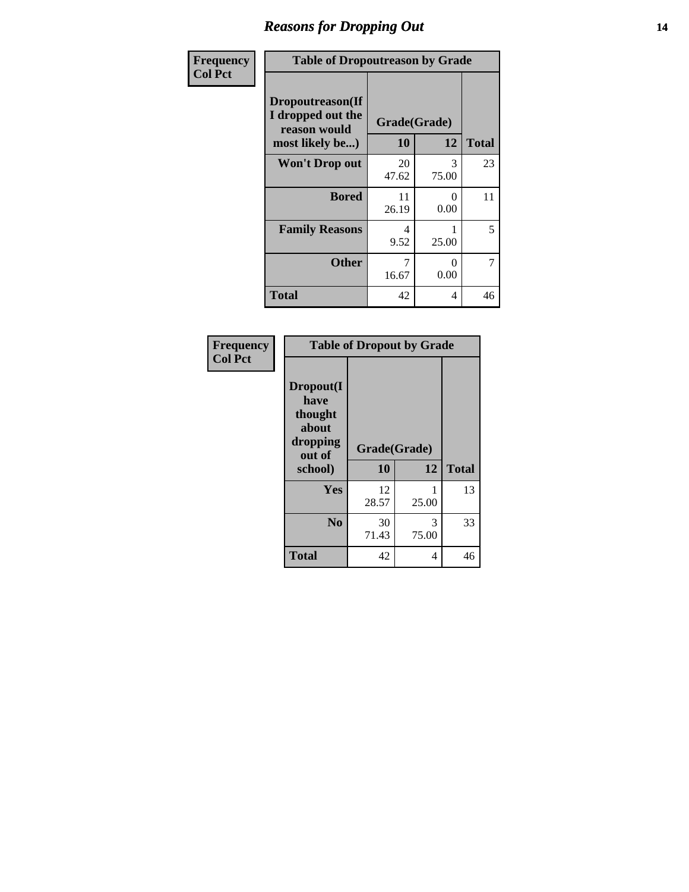# Reasons for Dropping Out

**Frequency**
**Col Pct**

**Table of Dropoutreason by Grade**

| Dropoutreason(If I dropped out the reason would most likely be...) | Grade(Grade) 10 | 12 | Total |
|---|---|---|---|
| Won't Drop out | 20<br>47.62 | 3<br>75.00 | 23 |
| Bored | 11<br>26.19 | 0<br>0.00 | 11 |
| Family Reasons | 4<br>9.52 | 1<br>25.00 | 5 |
| Other | 7<br>16.67 | 0<br>0.00 | 7 |
| Total | 42 | 4 | 46 |

**Frequency**
**Col Pct**

**Table of Dropout by Grade**

| Dropout(I have thought about dropping out of school) | Grade(Grade) 10 | 12 | Total |
|---|---|---|---|
| Yes | 12<br>28.57 | 1<br>25.00 | 13 |
| No | 30<br>71.43 | 3<br>75.00 | 33 |
| Total | 42 | 4 | 46 |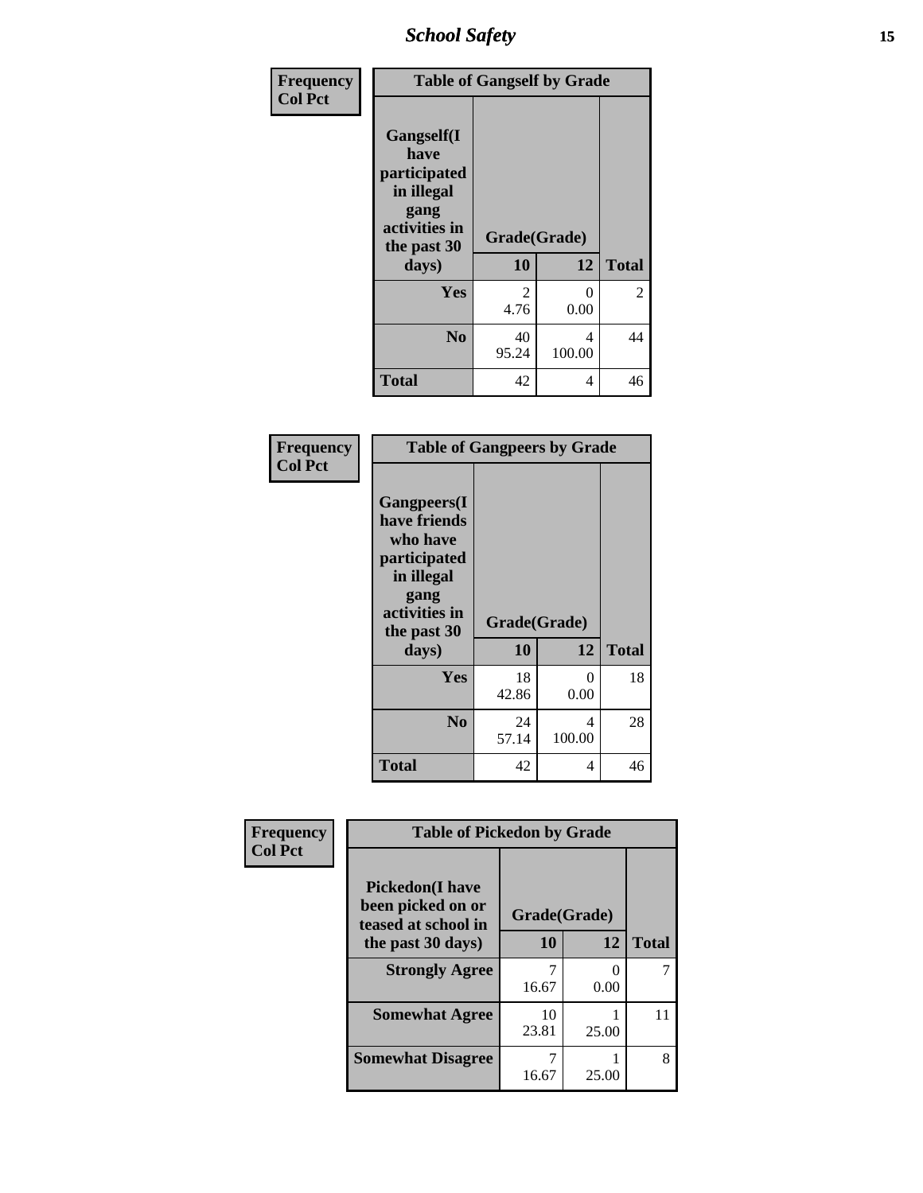| Frequency<br>Col Pct | Table of Gangself by Grade | | |
|---|---|---|---|
| Gangself(I have participated in illegal gang activities in the past 30 days) | Grade(Grade) | | |
| | 10 | 12 | Total |
| Yes | 2<br>4.76 | 0<br>0.00 | 2 |
| No | 40<br>95.24 | 4<br>100.00 | 44 |
| Total | 42 | 4 | 46 |

| Frequency<br>Col Pct | Table of Gangpeers by Grade | | |
|---|---|---|---|
| Gangpeers(I have friends who have participated in illegal gang activities in the past 30 days) | Grade(Grade) | | |
| | 10 | 12 | Total |
| Yes | 18<br>42.86 | 0<br>0.00 | 18 |
| No | 24<br>57.14 | 4<br>100.00 | 28 |
| Total | 42 | 4 | 46 |

| Frequency<br>Col Pct | Table of Pickedon by Grade | | |
|---|---|---|---|
| Pickedon(I have been picked on or teased at school in the past 30 days) | Grade(Grade) | | |
| | 10 | 12 | Total |
| Strongly Agree | 7<br>16.67 | 0<br>0.00 | 7 |
| Somewhat Agree | 10<br>23.81 | 1<br>25.00 | 11 |
| Somewhat Disagree | 7<br>16.67 | 1<br>25.00 | 8 |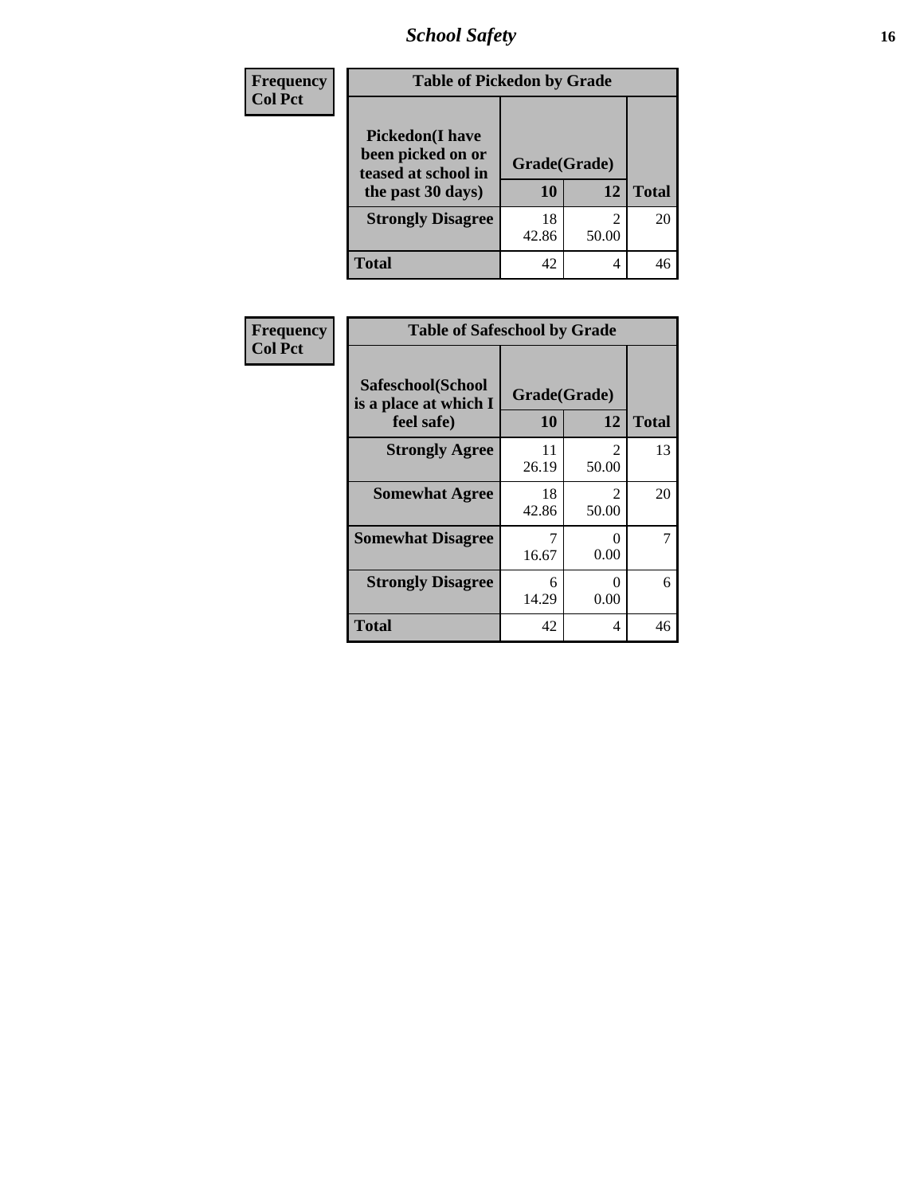| Frequency Col Pct | Table of Pickedon by Grade | | | |
|---|---|---|---|---|
| | Pickedon(I have been picked on or teased at school in the past 30 days) | Grade(Grade) | | Total |
| | | 10 | 12 | |
| | Strongly Disagree | 18<br>42.86 | 2<br>50.00 | 20 |
| | Total | 42 | 4 | 46 |

| Frequency Col Pct | Table of Safeschool by Grade | | | |
|---|---|---|---|---|
| | Safeschool(School is a place at which I feel safe) | Grade(Grade) | | Total |
| | | 10 | 12 | |
| | Strongly Agree | 11<br>26.19 | 2<br>50.00 | 13 |
| | Somewhat Agree | 18<br>42.86 | 2<br>50.00 | 20 |
| | Somewhat Disagree | 7<br>16.67 | 0<br>0.00 | 7 |
| | Strongly Disagree | 6<br>14.29 | 0<br>0.00 | 6 |
| | Total | 42 | 4 | 46 |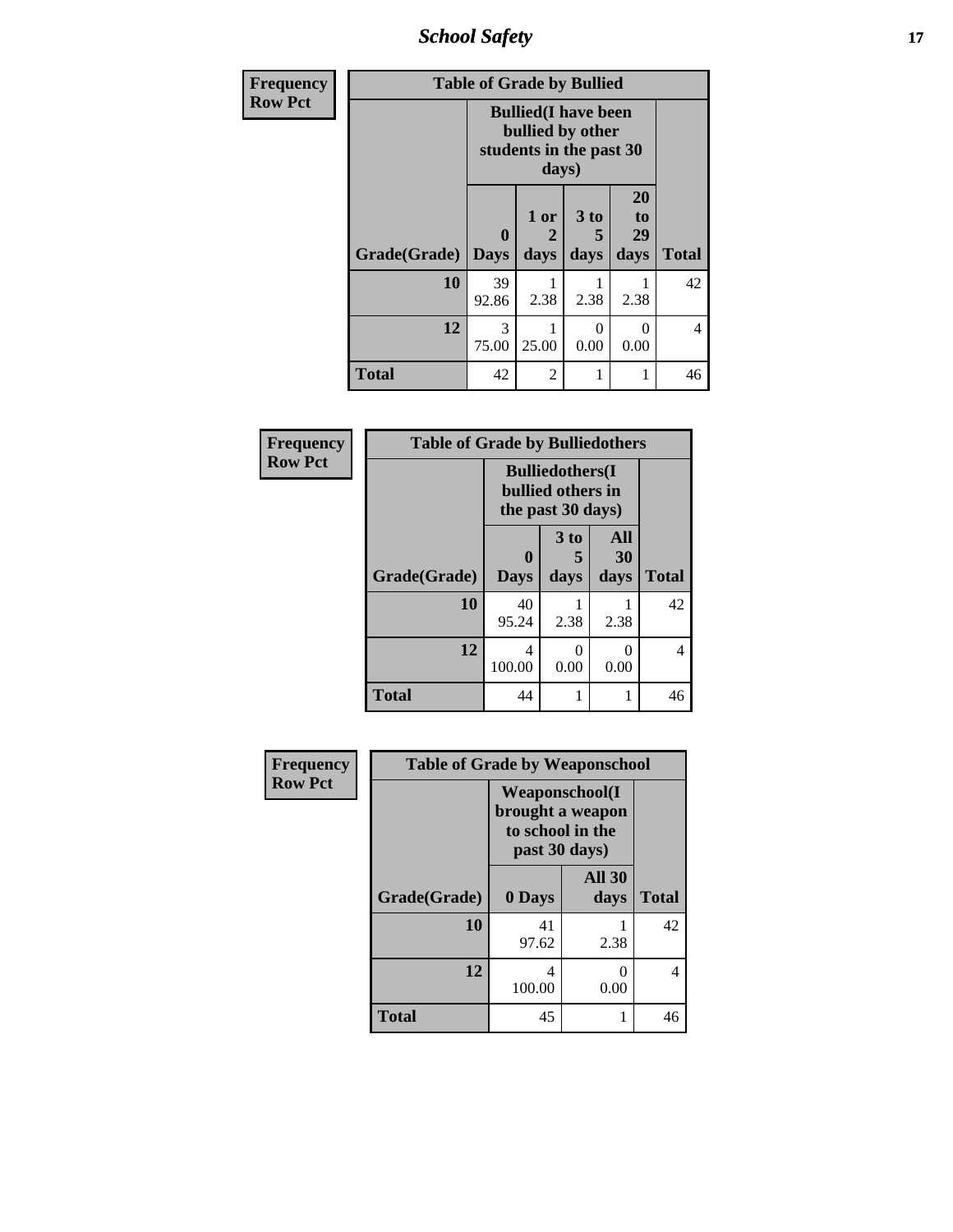| Frequency<br>Row Pct | | | | | |
|---|---|---|---|---|---|
| **Table of Grade by Bullied** | | | | | |
| | **Bullied(I have been bullied by other students in the past 30 days)** | | | | |
| **Grade(Grade)** | **0 Days** | **1 or 2 days** | **3 to 5 days** | **20 to 29 days** | **Total** |
| **10** | 39<br>92.86 | 1<br>2.38 | 1<br>2.38 | 1<br>2.38 | 42 |
| **12** | 3<br>75.00 | 1<br>25.00 | 0<br>0.00 | 0<br>0.00 | 4 |
| **Total** | 42 | 2 | 1 | 1 | 46 |

| Frequency<br>Row Pct | | | | |
|---|---|---|---|---|
| **Table of Grade by Bulliedothers** | | | | |
| | **Bulliedothers(I bullied others in the past 30 days)** | | | |
| **Grade(Grade)** | **0 Days** | **3 to 5 days** | **All 30 days** | **Total** |
| **10** | 40<br>95.24 | 1<br>2.38 | 1<br>2.38 | 42 |
| **12** | 4<br>100.00 | 0<br>0.00 | 0<br>0.00 | 4 |
| **Total** | 44 | 1 | 1 | 46 |

| Frequency<br>Row Pct | | | |
|---|---|---|---|
| **Table of Grade by Weaponschool** | | | |
| | **Weaponschool(I brought a weapon to school in the past 30 days)** | | |
| **Grade(Grade)** | **0 Days** | **All 30 days** | **Total** |
| **10** | 41<br>97.62 | 1<br>2.38 | 42 |
| **12** | 4<br>100.00 | 0<br>0.00 | 4 |
| **Total** | 45 | 1 | 46 |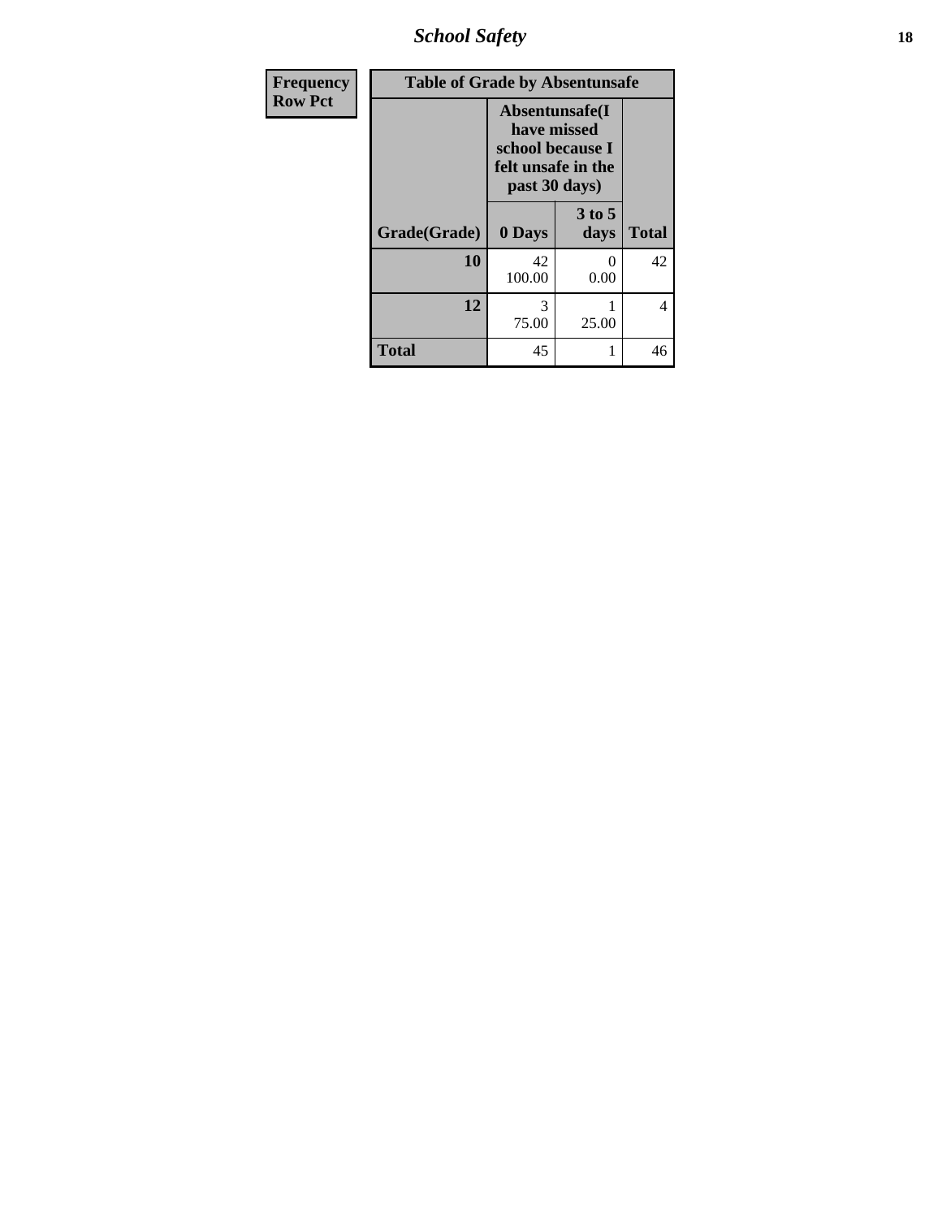| Frequency Row Pct |
|---|

| Table of Grade by Absentunsafe | | | |
|---|---|---|---|
| | Absentunsafe(I have missed school because I felt unsafe in the past 30 days) | | |
| Grade(Grade) | 0 Days | 3 to 5 days | Total |
| 10 | 42<br>100.00 | 0<br>0.00 | 42 |
| 12 | 3<br>75.00 | 1<br>25.00 | 4 |
| Total | 45 | 1 | 46 |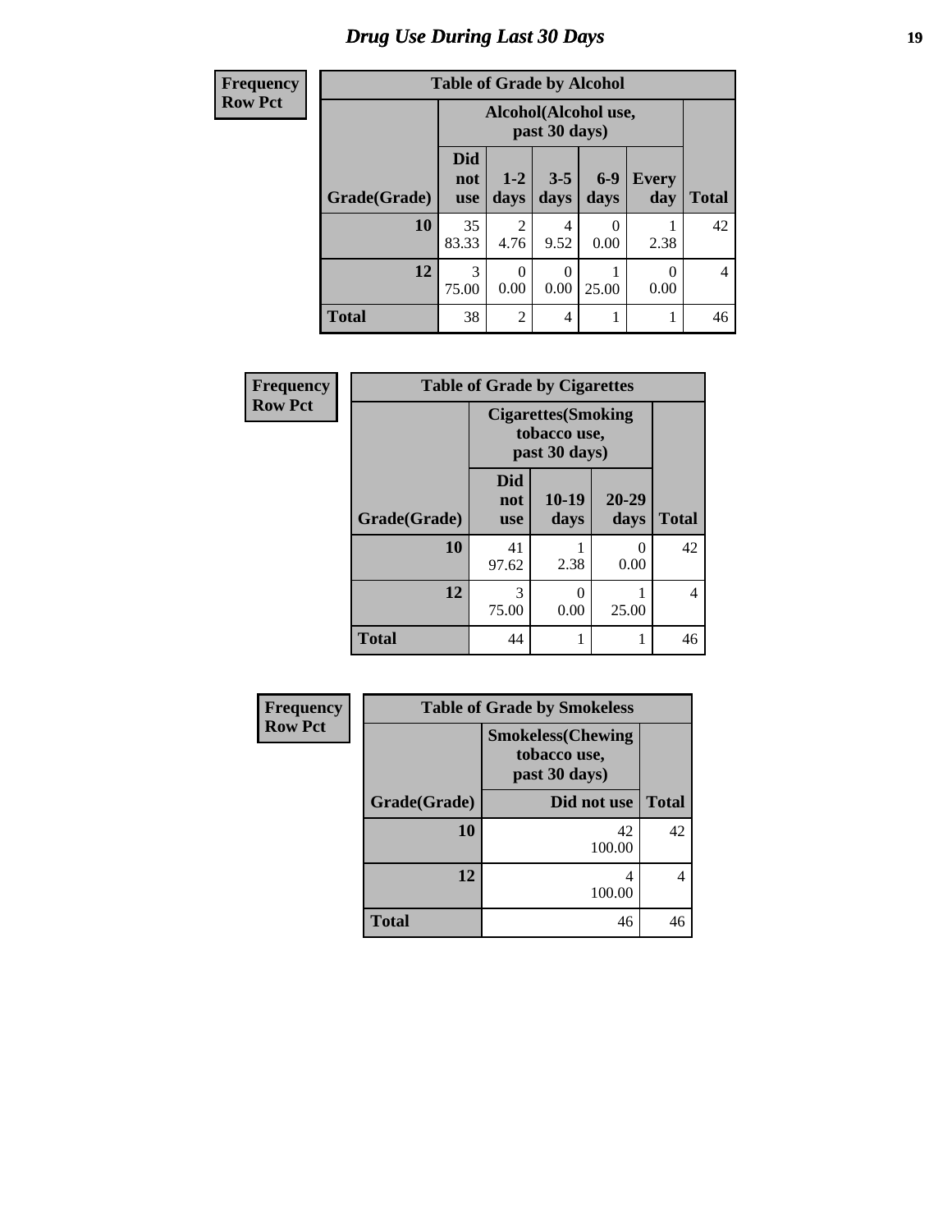# Drug Use During Last 30 Days

| Frequency<br>Row Pct |
|---|

| Table of Grade by Alcohol | | | | | | |
|---|---|---|---|---|---|---|
| | Alcohol(Alcohol use, past 30 days) | | | | | |
| Grade(Grade) | Did not use | 1-2 days | 3-5 days | 6-9 days | Every day | Total |
| 10 | 35<br>83.33 | 2<br>4.76 | 4<br>9.52 | 0<br>0.00 | 1<br>2.38 | 42 |
| 12 | 3<br>75.00 | 0<br>0.00 | 0<br>0.00 | 1<br>25.00 | 0<br>0.00 | 4 |
| Total | 38 | 2 | 4 | 1 | 1 | 46 |

| Frequency<br>Row Pct |
|---|

| Table of Grade by Cigarettes | | | | |
|---|---|---|---|---|
| | Cigarettes(Smoking tobacco use, past 30 days) | | | |
| Grade(Grade) | Did not use | 10-19 days | 20-29 days | Total |
| 10 | 41<br>97.62 | 1<br>2.38 | 0<br>0.00 | 42 |
| 12 | 3<br>75.00 | 0<br>0.00 | 1<br>25.00 | 4 |
| Total | 44 | 1 | 1 | 46 |

| Frequency<br>Row Pct |
|---|

| Table of Grade by Smokeless | | |
|---|---|---|
| | Smokeless(Chewing tobacco use, past 30 days) | |
| Grade(Grade) | Did not use | Total |
| 10 | 42<br>100.00 | 42 |
| 12 | 4<br>100.00 | 4 |
| Total | 46 | 46 |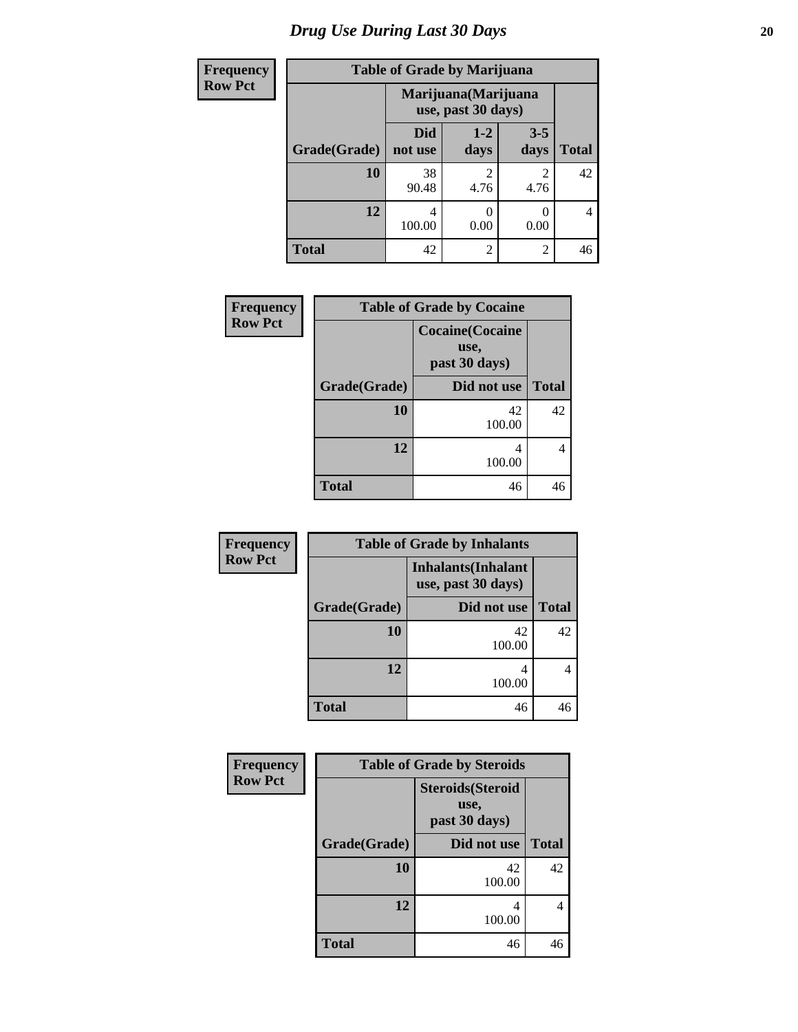# Drug Use During Last 30 Days

| Frequency<br>Row Pct |
|---|

**Table of Grade by Marijuana**

| Grade(Grade) | Marijuana(Marijuana use, past 30 days) | | | Total |
|---|---|---|---|---|
| | Did not use | 1-2 days | 3-5 days | |
| 10 | 38<br>90.48 | 2<br>4.76 | 2<br>4.76 | 42 |
| 12 | 4<br>100.00 | 0<br>0.00 | 0<br>0.00 | 4 |
| Total | 42 | 2 | 2 | 46 |

| Frequency<br>Row Pct |
|---|

**Table of Grade by Cocaine**

| Grade(Grade) | Cocaine(Cocaine use, past 30 days) | Total |
|---|---|---|
| | Did not use | |
| 10 | 42<br>100.00 | 42 |
| 12 | 4<br>100.00 | 4 |
| Total | 46 | 46 |

| Frequency<br>Row Pct |
|---|

**Table of Grade by Inhalants**

| Grade(Grade) | Inhalants(Inhalant use, past 30 days) | Total |
|---|---|---|
| | Did not use | |
| 10 | 42<br>100.00 | 42 |
| 12 | 4<br>100.00 | 4 |
| Total | 46 | 46 |

| Frequency<br>Row Pct |
|---|

**Table of Grade by Steroids**

| Grade(Grade) | Steroids(Steroid use, past 30 days) | Total |
|---|---|---|
| | Did not use | |
| 10 | 42<br>100.00 | 42 |
| 12 | 4<br>100.00 | 4 |
| Total | 46 | 46 |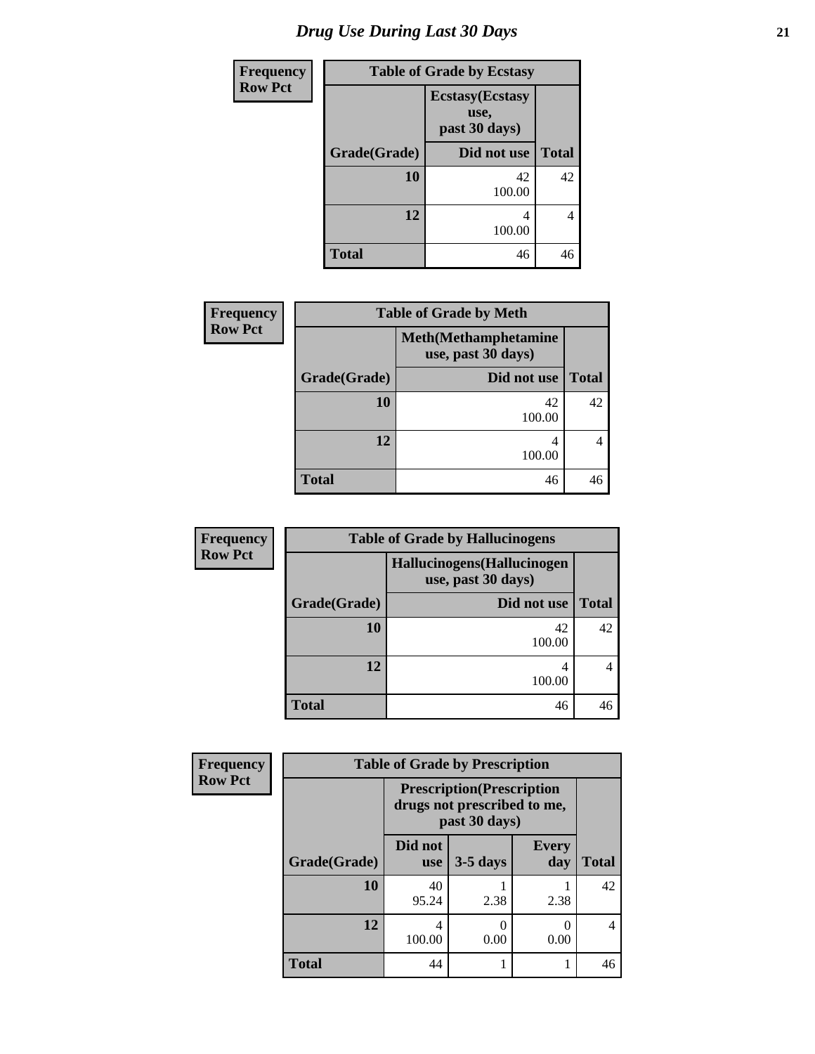# Drug Use During Last 30 Days

| Frequency<br>Row Pct | | |
|---|---|---|
| **Table of Grade by Ecstasy** | | |
| | **Ecstasy(Ecstasy use, past 30 days)** | |
| **Grade(Grade)** | **Did not use** | **Total** |
| **10** | 42<br>100.00 | 42 |
| **12** | 4<br>100.00 | 4 |
| **Total** | 46 | 46 |

| Frequency<br>Row Pct | | |
|---|---|---|
| **Table of Grade by Meth** | | |
| | **Meth(Methamphetamine use, past 30 days)** | |
| **Grade(Grade)** | **Did not use** | **Total** |
| **10** | 42<br>100.00 | 42 |
| **12** | 4<br>100.00 | 4 |
| **Total** | 46 | 46 |

| Frequency<br>Row Pct | | |
|---|---|---|
| **Table of Grade by Hallucinogens** | | |
| | **Hallucinogens(Hallucinogen use, past 30 days)** | |
| **Grade(Grade)** | **Did not use** | **Total** |
| **10** | 42<br>100.00 | 42 |
| **12** | 4<br>100.00 | 4 |
| **Total** | 46 | 46 |

| Frequency<br>Row Pct | | | | |
|---|---|---|---|---|
| **Table of Grade by Prescription** | | | | |
| | **Prescription(Prescription drugs not prescribed to me, past 30 days)** | | | |
| **Grade(Grade)** | **Did not use** | **3-5 days** | **Every day** | **Total** |
| **10** | 40<br>95.24 | 1<br>2.38 | 1<br>2.38 | 42 |
| **12** | 4<br>100.00 | 0<br>0.00 | 0<br>0.00 | 4 |
| **Total** | 44 | 1 | 1 | 46 |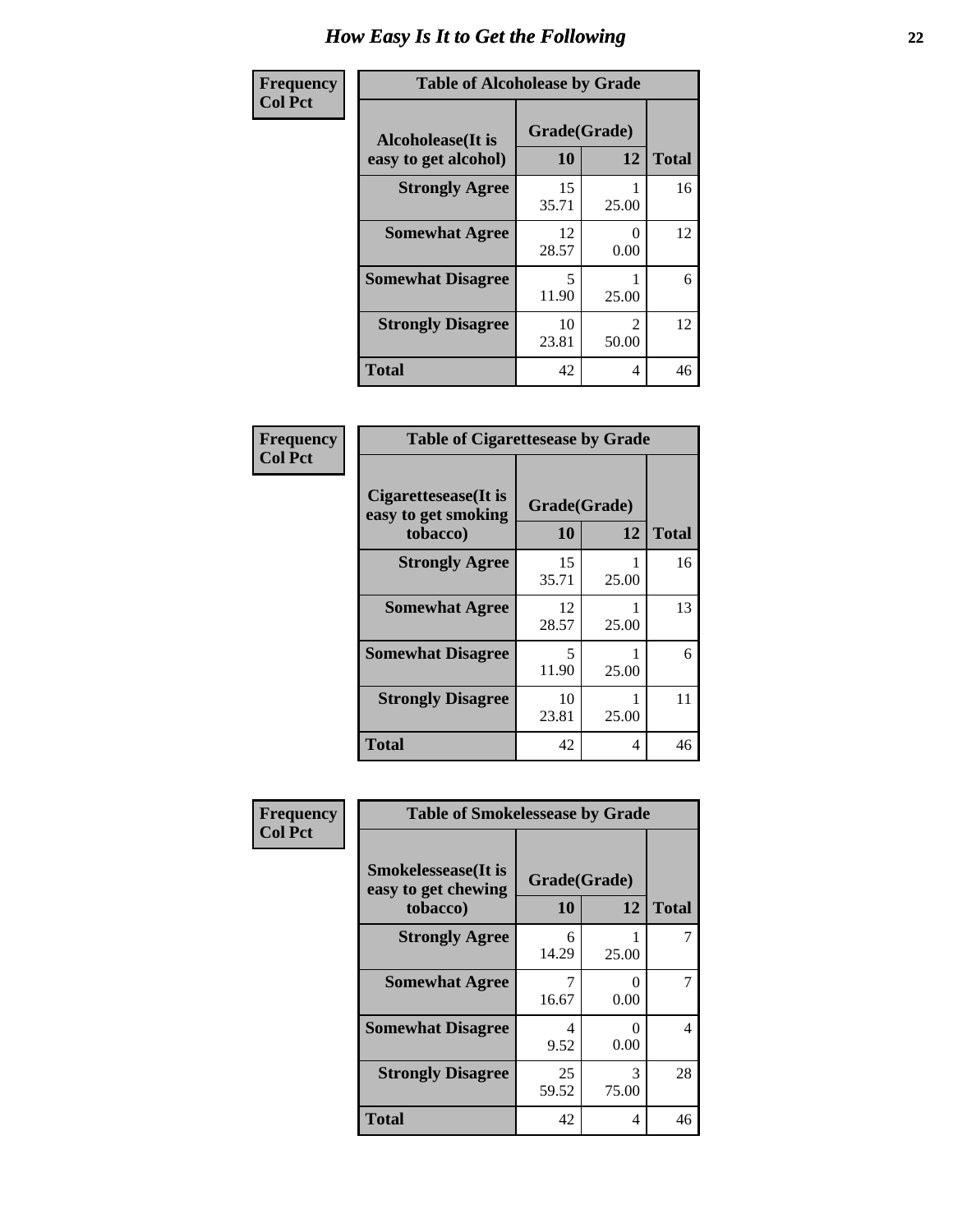# How Easy Is It to Get the Following

**Frequency**
**Col Pct**

| Table of Alcoholease by Grade | | | |
|---|---|---|---|
| **Alcoholease(It is easy to get alcohol)** | **Grade(Grade)** | | **Total** |
| | **10** | **12** | |
| **Strongly Agree** | 15<br>35.71 | 1<br>25.00 | 16 |
| **Somewhat Agree** | 12<br>28.57 | 0<br>0.00 | 12 |
| **Somewhat Disagree** | 5<br>11.90 | 1<br>25.00 | 6 |
| **Strongly Disagree** | 10<br>23.81 | 2<br>50.00 | 12 |
| **Total** | 42 | 4 | 46 |

**Frequency**
**Col Pct**

| Table of Cigarettesease by Grade | | | |
|---|---|---|---|
| **Cigarettesease(It is easy to get smoking tobacco)** | **Grade(Grade)** | | **Total** |
| | **10** | **12** | |
| **Strongly Agree** | 15<br>35.71 | 1<br>25.00 | 16 |
| **Somewhat Agree** | 12<br>28.57 | 1<br>25.00 | 13 |
| **Somewhat Disagree** | 5<br>11.90 | 1<br>25.00 | 6 |
| **Strongly Disagree** | 10<br>23.81 | 1<br>25.00 | 11 |
| **Total** | 42 | 4 | 46 |

**Frequency**
**Col Pct**

| Table of Smokelessease by Grade | | | |
|---|---|---|---|
| **Smokelessease(It is easy to get chewing tobacco)** | **Grade(Grade)** | | **Total** |
| | **10** | **12** | |
| **Strongly Agree** | 6<br>14.29 | 1<br>25.00 | 7 |
| **Somewhat Agree** | 7<br>16.67 | 0<br>0.00 | 7 |
| **Somewhat Disagree** | 4<br>9.52 | 0<br>0.00 | 4 |
| **Strongly Disagree** | 25<br>59.52 | 3<br>75.00 | 28 |
| **Total** | 42 | 4 | 46 |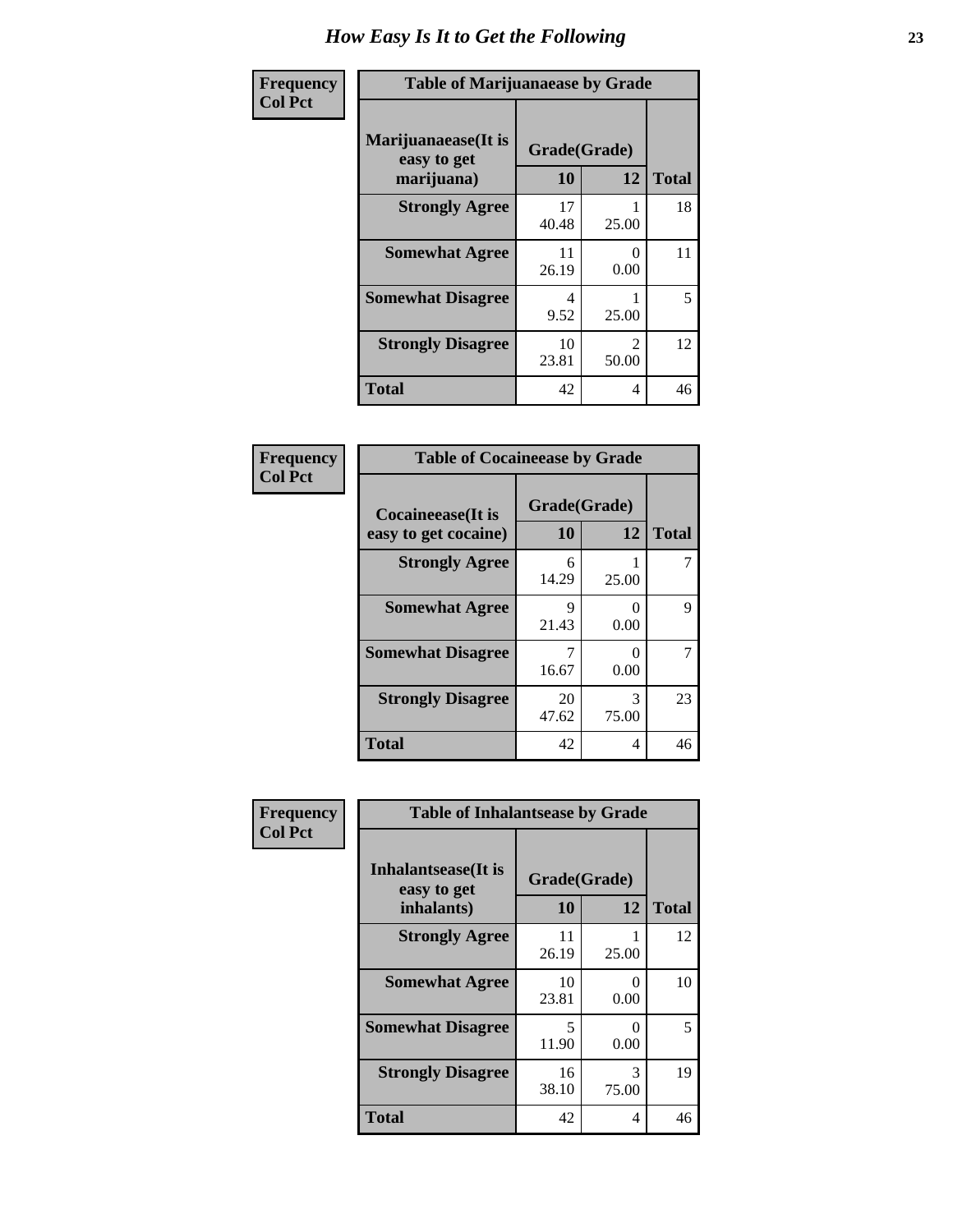# How Easy Is It to Get the Following

**Frequency**
**Col Pct**

**Table of Marijuanaease by Grade**

| Marijuanaease(It is easy to get marijuana) | Grade(Grade) | | Total |
|---|---|---|---|
| | 10 | 12 | |
| **Strongly Agree** | 17<br>40.48 | 1<br>25.00 | 18 |
| **Somewhat Agree** | 11<br>26.19 | 0<br>0.00 | 11 |
| **Somewhat Disagree** | 4<br>9.52 | 1<br>25.00 | 5 |
| **Strongly Disagree** | 10<br>23.81 | 2<br>50.00 | 12 |
| **Total** | 42 | 4 | 46 |

**Frequency**
**Col Pct**

**Table of Cocaineease by Grade**

| Cocaineease(It is easy to get cocaine) | Grade(Grade) | | Total |
|---|---|---|---|
| | 10 | 12 | |
| **Strongly Agree** | 6<br>14.29 | 1<br>25.00 | 7 |
| **Somewhat Agree** | 9<br>21.43 | 0<br>0.00 | 9 |
| **Somewhat Disagree** | 7<br>16.67 | 0<br>0.00 | 7 |
| **Strongly Disagree** | 20<br>47.62 | 3<br>75.00 | 23 |
| **Total** | 42 | 4 | 46 |

**Frequency**
**Col Pct**

**Table of Inhalantsease by Grade**

| Inhalantsease(It is easy to get inhalants) | Grade(Grade) | | Total |
|---|---|---|---|
| | 10 | 12 | |
| **Strongly Agree** | 11<br>26.19 | 1<br>25.00 | 12 |
| **Somewhat Agree** | 10<br>23.81 | 0<br>0.00 | 10 |
| **Somewhat Disagree** | 5<br>11.90 | 0<br>0.00 | 5 |
| **Strongly Disagree** | 16<br>38.10 | 3<br>75.00 | 19 |
| **Total** | 42 | 4 | 46 |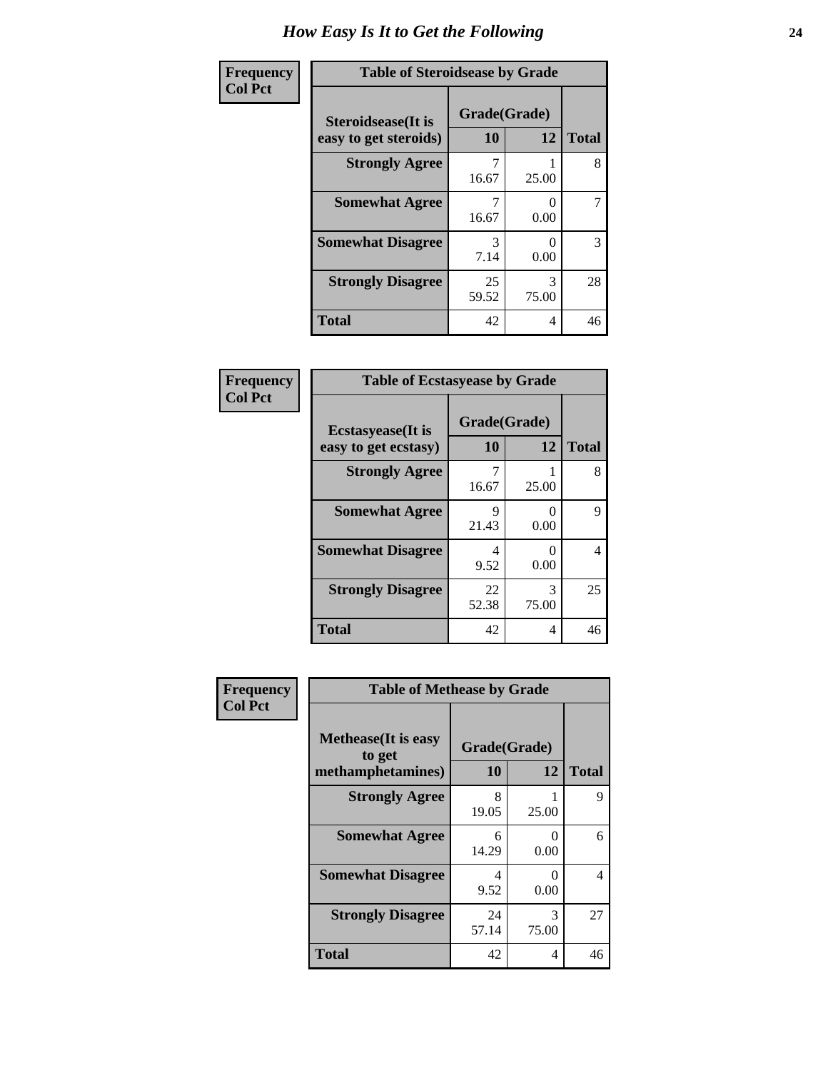# How Easy Is It to Get the Following

**Frequency**
**Col Pct**

| Table of Steroidsease by Grade | | | |
|---|---|---|---|
| **Steroidsease(It is easy to get steroids)** | **Grade(Grade)** | | |
| | **10** | **12** | **Total** |
| **Strongly Agree** | 7<br>16.67 | 1<br>25.00 | 8 |
| **Somewhat Agree** | 7<br>16.67 | 0<br>0.00 | 7 |
| **Somewhat Disagree** | 3<br>7.14 | 0<br>0.00 | 3 |
| **Strongly Disagree** | 25<br>59.52 | 3<br>75.00 | 28 |
| **Total** | 42 | 4 | 46 |

**Frequency**
**Col Pct**

| Table of Ecstasyease by Grade | | | |
|---|---|---|---|
| **Ecstasyease(It is easy to get ecstasy)** | **Grade(Grade)** | | |
| | **10** | **12** | **Total** |
| **Strongly Agree** | 7<br>16.67 | 1<br>25.00 | 8 |
| **Somewhat Agree** | 9<br>21.43 | 0<br>0.00 | 9 |
| **Somewhat Disagree** | 4<br>9.52 | 0<br>0.00 | 4 |
| **Strongly Disagree** | 22<br>52.38 | 3<br>75.00 | 25 |
| **Total** | 42 | 4 | 46 |

**Frequency**
**Col Pct**

| Table of Methease by Grade | | | |
|---|---|---|---|
| **Methease(It is easy to get methamphetamines)** | **Grade(Grade)** | | |
| | **10** | **12** | **Total** |
| **Strongly Agree** | 8<br>19.05 | 1<br>25.00 | 9 |
| **Somewhat Agree** | 6<br>14.29 | 0<br>0.00 | 6 |
| **Somewhat Disagree** | 4<br>9.52 | 0<br>0.00 | 4 |
| **Strongly Disagree** | 24<br>57.14 | 3<br>75.00 | 27 |
| **Total** | 42 | 4 | 46 |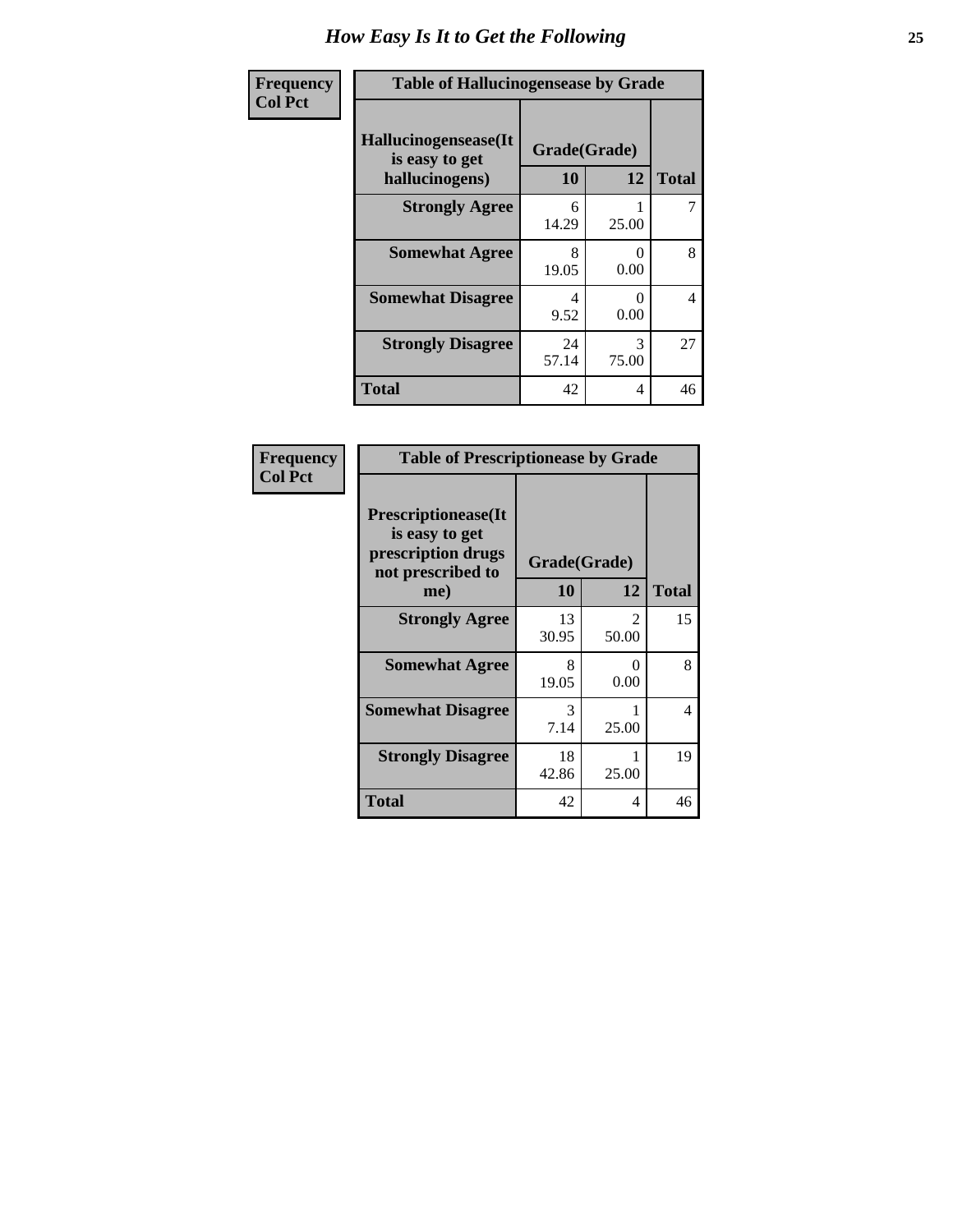# How Easy Is It to Get the Following

**Frequency**
**Col Pct**

| Table of Hallucinogensease by Grade | | | |
|---|---|---|---|
| **Hallucinogensease(It is easy to get hallucinogens)** | **Grade(Grade)** | | **Total** |
| | **10** | **12** | |
| **Strongly Agree** | 6<br>14.29 | 1<br>25.00 | 7 |
| **Somewhat Agree** | 8<br>19.05 | 0<br>0.00 | 8 |
| **Somewhat Disagree** | 4<br>9.52 | 0<br>0.00 | 4 |
| **Strongly Disagree** | 24<br>57.14 | 3<br>75.00 | 27 |
| **Total** | 42 | 4 | 46 |

**Frequency**
**Col Pct**

| Table of Prescriptionease by Grade | | | |
|---|---|---|---|
| **Prescriptionease(It is easy to get prescription drugs not prescribed to me)** | **Grade(Grade)** | | **Total** |
| | **10** | **12** | |
| **Strongly Agree** | 13<br>30.95 | 2<br>50.00 | 15 |
| **Somewhat Agree** | 8<br>19.05 | 0<br>0.00 | 8 |
| **Somewhat Disagree** | 3<br>7.14 | 1<br>25.00 | 4 |
| **Strongly Disagree** | 18<br>42.86 | 1<br>25.00 | 19 |
| **Total** | 42 | 4 | 46 |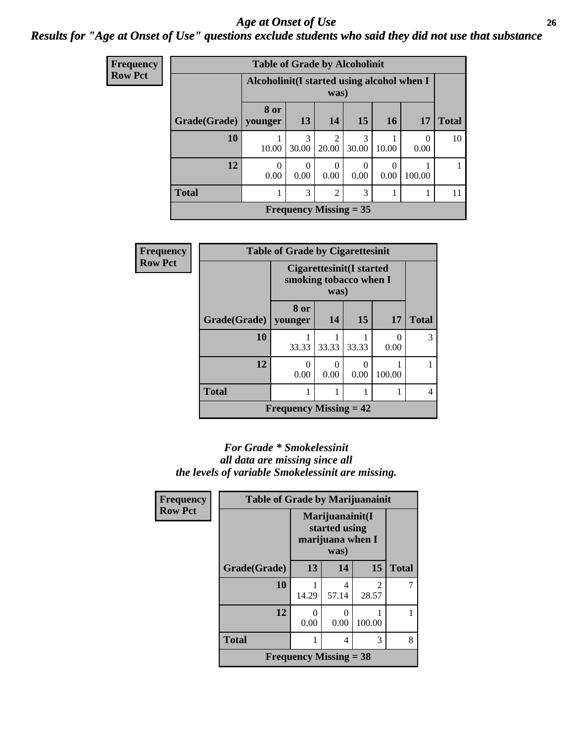# Age at Onset of Use

## Results for "Age at Onset of Use" questions exclude students who said they did not use that substance

**Frequency**
**Row Pct**

| Table of Grade by Alcoholinit | | | | | | | |
|---|---|---|---|---|---|---|---|
| | Alcoholinit(I started using alcohol when I was) | | | | | | |
| Grade(Grade) | 8 or younger | 13 | 14 | 15 | 16 | 17 | Total |
| 10 | 1<br>10.00 | 3<br>30.00 | 2<br>20.00 | 3<br>30.00 | 1<br>10.00 | 0<br>0.00 | 10 |
| 12 | 0<br>0.00 | 0<br>0.00 | 0<br>0.00 | 0<br>0.00 | 0<br>0.00 | 1<br>100.00 | 1 |
| Total | 1 | 3 | 2 | 3 | 1 | 1 | 11 |
| Frequency Missing = 35 | | | | | | | |

**Frequency**
**Row Pct**

| Table of Grade by Cigarettesinit | | | | | |
|---|---|---|---|---|---|
| | Cigarettesinit(I started smoking tobacco when I was) | | | | |
| Grade(Grade) | 8 or younger | 14 | 15 | 17 | Total |
| 10 | 1<br>33.33 | 1<br>33.33 | 1<br>33.33 | 0<br>0.00 | 3 |
| 12 | 0<br>0.00 | 0<br>0.00 | 0<br>0.00 | 1<br>100.00 | 1 |
| Total | 1 | 1 | 1 | 1 | 4 |
| Frequency Missing = 42 | | | | | |

*For Grade * Smokelessinit all data are missing since all the levels of variable Smokelessinit are missing.*

**Frequency**
**Row Pct**

| Table of Grade by Marijuanainit | | | | |
|---|---|---|---|---|
| | Marijuanainit(I started using marijuana when I was) | | | |
| Grade(Grade) | 13 | 14 | 15 | Total |
| 10 | 1<br>14.29 | 4<br>57.14 | 2<br>28.57 | 7 |
| 12 | 0<br>0.00 | 0<br>0.00 | 1<br>100.00 | 1 |
| Total | 1 | 4 | 3 | 8 |
| Frequency Missing = 38 | | | | |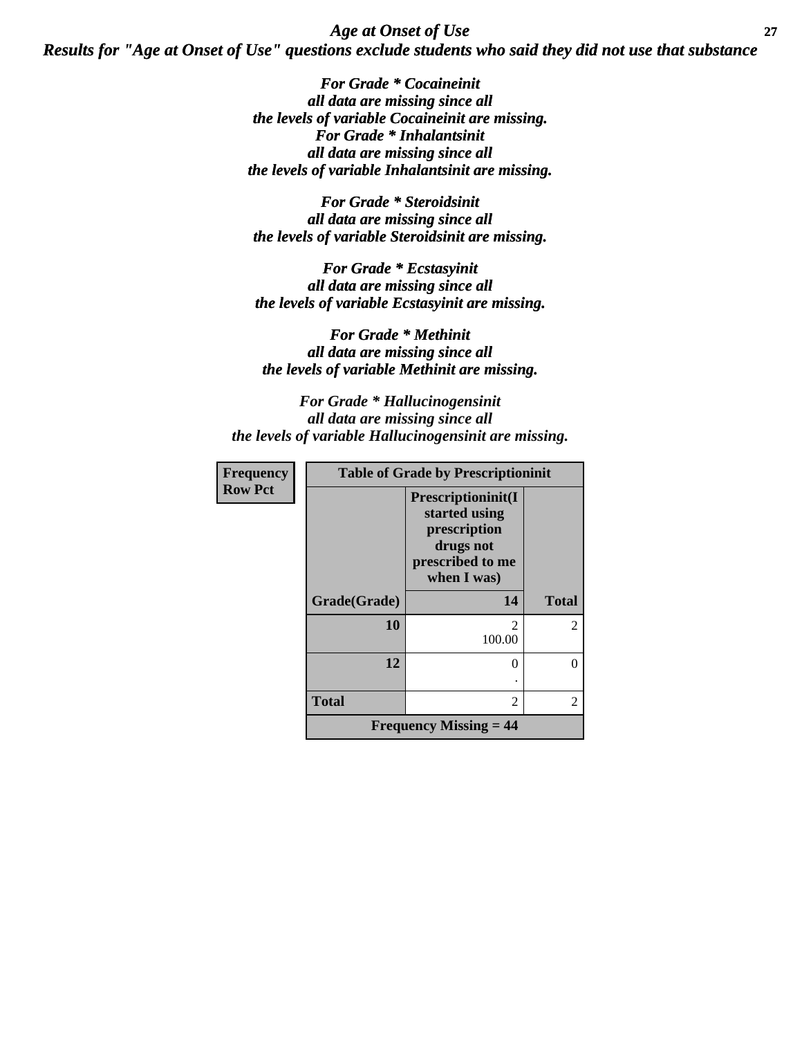## *Age at Onset of Use*

### *Results for "Age at Onset of Use" questions exclude students who said they did not use that substance*

*For Grade * Cocaineinit all data are missing since all the levels of variable Cocaineinit are missing.*
*For Grade * Inhalantsinit all data are missing since all the levels of variable Inhalantsinit are missing.*

*For Grade * Steroidsinit all data are missing since all the levels of variable Steroidsinit are missing.*

*For Grade * Ecstasyinit all data are missing since all the levels of variable Ecstasyinit are missing.*

*For Grade * Methinit all data are missing since all the levels of variable Methinit are missing.*

*For Grade * Hallucinogensinit all data are missing since all the levels of variable Hallucinogensinit are missing.*

| Frequency Row Pct | Table of Grade by Prescriptioninit | |
|---|---|---|
| | Prescriptioninit(I started using prescription drugs not prescribed to me when I was) | |
| Grade(Grade) | 14 | Total |
| 10 | 2<br>100.00 | 2 |
| 12 | 0<br>. | 0 |
| Total | 2 | 2 |
| Frequency Missing = 44 | | |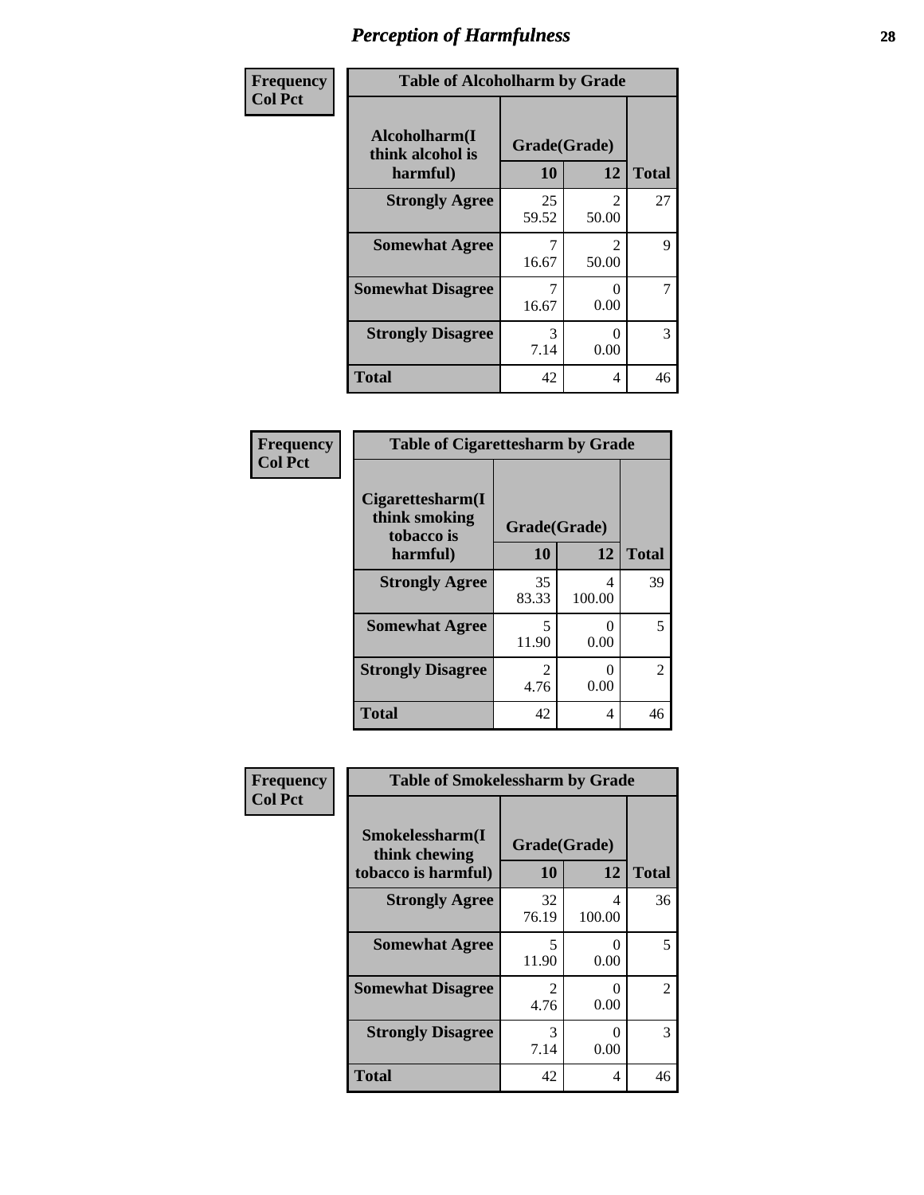# Perception of Harmfulness

| Frequency<br>Col Pct | Table of Alcoholharm by Grade | | |
|---|---|---|---|
| Alcoholharm(I think alcohol is harmful) | Grade(Grade) | | |
| | 10 | 12 | Total |
| Strongly Agree | 25<br>59.52 | 2<br>50.00 | 27 |
| Somewhat Agree | 7<br>16.67 | 2<br>50.00 | 9 |
| Somewhat Disagree | 7<br>16.67 | 0<br>0.00 | 7 |
| Strongly Disagree | 3<br>7.14 | 0<br>0.00 | 3 |
| Total | 42 | 4 | 46 |

| Frequency<br>Col Pct | Table of Cigarettesharm by Grade | | |
|---|---|---|---|
| Cigarettesharm(I think smoking tobacco is harmful) | Grade(Grade) | | |
| | 10 | 12 | Total |
| Strongly Agree | 35<br>83.33 | 4<br>100.00 | 39 |
| Somewhat Agree | 5<br>11.90 | 0<br>0.00 | 5 |
| Strongly Disagree | 2<br>4.76 | 0<br>0.00 | 2 |
| Total | 42 | 4 | 46 |

| Frequency<br>Col Pct | Table of Smokelessharm by Grade | | |
|---|---|---|---|
| Smokelessharm(I think chewing tobacco is harmful) | Grade(Grade) | | |
| | 10 | 12 | Total |
| Strongly Agree | 32<br>76.19 | 4<br>100.00 | 36 |
| Somewhat Agree | 5<br>11.90 | 0<br>0.00 | 5 |
| Somewhat Disagree | 2<br>4.76 | 0<br>0.00 | 2 |
| Strongly Disagree | 3<br>7.14 | 0<br>0.00 | 3 |
| Total | 42 | 4 | 46 |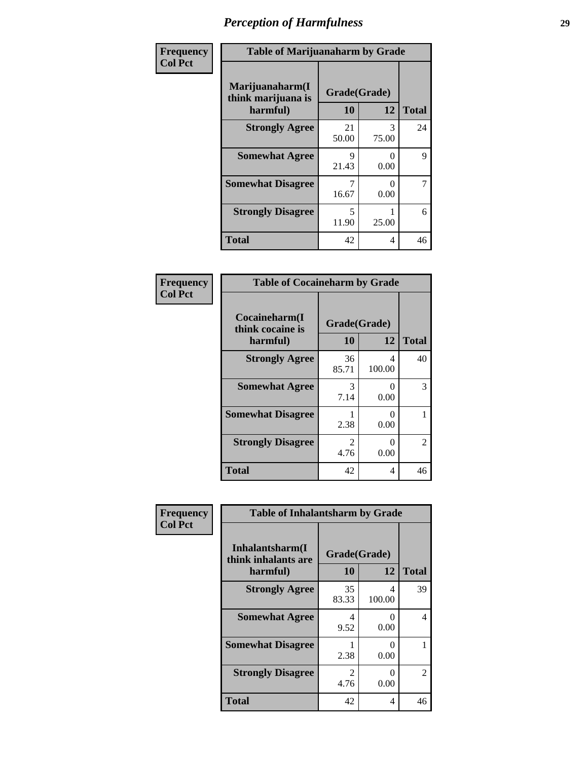# Perception of Harmfulness

**Frequency**
**Col Pct**

| Table of Marijuanaharm by Grade | | | |
|---|---|---|---|
| Marijuanaharm(I think marijuana is harmful) | Grade(Grade) | | |
| | 10 | 12 | Total |
| **Strongly Agree** | 21<br>50.00 | 3<br>75.00 | 24 |
| **Somewhat Agree** | 9<br>21.43 | 0<br>0.00 | 9 |
| **Somewhat Disagree** | 7<br>16.67 | 0<br>0.00 | 7 |
| **Strongly Disagree** | 5<br>11.90 | 1<br>25.00 | 6 |
| **Total** | 42 | 4 | 46 |

**Frequency**
**Col Pct**

| Table of Cocaineharm by Grade | | | |
|---|---|---|---|
| Cocaineharm(I think cocaine is harmful) | Grade(Grade) | | |
| | 10 | 12 | Total |
| **Strongly Agree** | 36<br>85.71 | 4<br>100.00 | 40 |
| **Somewhat Agree** | 3<br>7.14 | 0<br>0.00 | 3 |
| **Somewhat Disagree** | 1<br>2.38 | 0<br>0.00 | 1 |
| **Strongly Disagree** | 2<br>4.76 | 0<br>0.00 | 2 |
| **Total** | 42 | 4 | 46 |

**Frequency**
**Col Pct**

| Table of Inhalantsharm by Grade | | | |
|---|---|---|---|
| Inhalantsharm(I think inhalants are harmful) | Grade(Grade) | | |
| | 10 | 12 | Total |
| **Strongly Agree** | 35<br>83.33 | 4<br>100.00 | 39 |
| **Somewhat Agree** | 4<br>9.52 | 0<br>0.00 | 4 |
| **Somewhat Disagree** | 1<br>2.38 | 0<br>0.00 | 1 |
| **Strongly Disagree** | 2<br>4.76 | 0<br>0.00 | 2 |
| **Total** | 42 | 4 | 46 |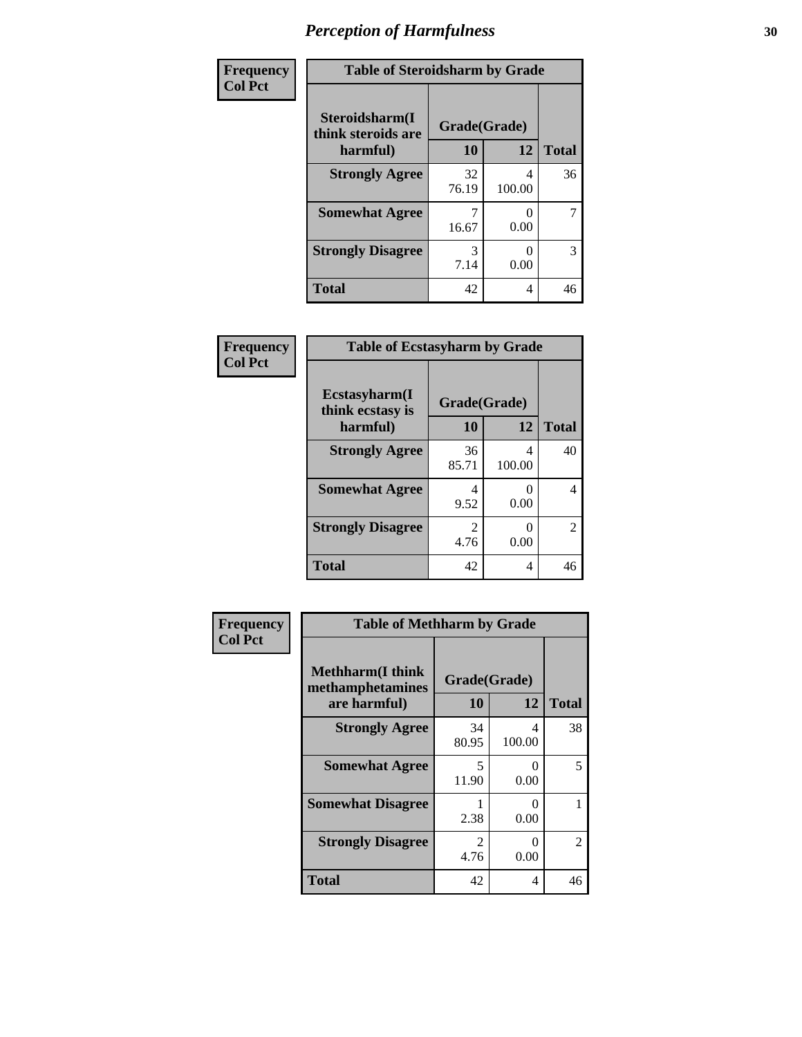# *Perception of Harmfulness*

| Frequency<br>Col Pct | | | |
|---|---|---|---|
| **Table of Steroidsharm by Grade** | | | |
| **Steroidsharm(I think steroids are harmful)** | **Grade(Grade)** | | |
| | **10** | **12** | **Total** |
| **Strongly Agree** | 32<br>76.19 | 4<br>100.00 | 36 |
| **Somewhat Agree** | 7<br>16.67 | 0<br>0.00 | 7 |
| **Strongly Disagree** | 3<br>7.14 | 0<br>0.00 | 3 |
| **Total** | 42 | 4 | 46 |

| Frequency<br>Col Pct | | | |
|---|---|---|---|
| **Table of Ecstasyharm by Grade** | | | |
| **Ecstasyharm(I think ecstasy is harmful)** | **Grade(Grade)** | | |
| | **10** | **12** | **Total** |
| **Strongly Agree** | 36<br>85.71 | 4<br>100.00 | 40 |
| **Somewhat Agree** | 4<br>9.52 | 0<br>0.00 | 4 |
| **Strongly Disagree** | 2<br>4.76 | 0<br>0.00 | 2 |
| **Total** | 42 | 4 | 46 |

| Frequency<br>Col Pct | | | |
|---|---|---|---|
| **Table of Methharm by Grade** | | | |
| **Methharm(I think methamphetamines are harmful)** | **Grade(Grade)** | | |
| | **10** | **12** | **Total** |
| **Strongly Agree** | 34<br>80.95 | 4<br>100.00 | 38 |
| **Somewhat Agree** | 5<br>11.90 | 0<br>0.00 | 5 |
| **Somewhat Disagree** | 1<br>2.38 | 0<br>0.00 | 1 |
| **Strongly Disagree** | 2<br>4.76 | 0<br>0.00 | 2 |
| **Total** | 42 | 4 | 46 |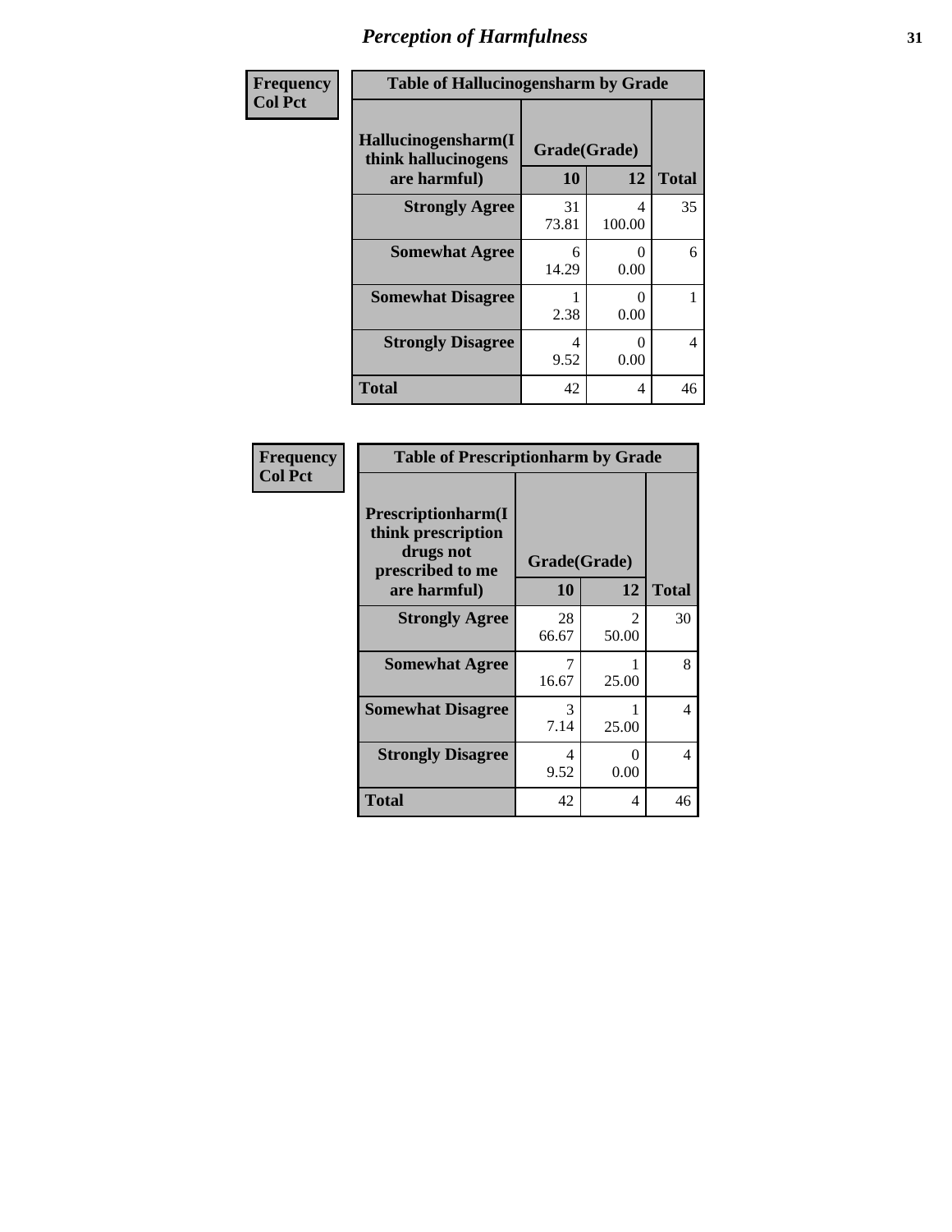# Perception of Harmfulness

**Frequency**
**Col Pct**

**Table of Hallucinogensharm by Grade**

| Hallucinogensharm(I think hallucinogens are harmful) | Grade(Grade) 10 | 12 | Total |
|---|---|---|---|
| **Strongly Agree** | 31<br>73.81 | 4<br>100.00 | 35 |
| **Somewhat Agree** | 6<br>14.29 | 0<br>0.00 | 6 |
| **Somewhat Disagree** | 1<br>2.38 | 0<br>0.00 | 1 |
| **Strongly Disagree** | 4<br>9.52 | 0<br>0.00 | 4 |
| **Total** | 42 | 4 | 46 |

**Frequency**
**Col Pct**

**Table of Prescriptionharm by Grade**

| Prescriptionharm(I think prescription drugs not prescribed to me are harmful) | Grade(Grade) 10 | 12 | Total |
|---|---|---|---|
| **Strongly Agree** | 28<br>66.67 | 2<br>50.00 | 30 |
| **Somewhat Agree** | 7<br>16.67 | 1<br>25.00 | 8 |
| **Somewhat Disagree** | 3<br>7.14 | 1<br>25.00 | 4 |
| **Strongly Disagree** | 4<br>9.52 | 0<br>0.00 | 4 |
| **Total** | 42 | 4 | 46 |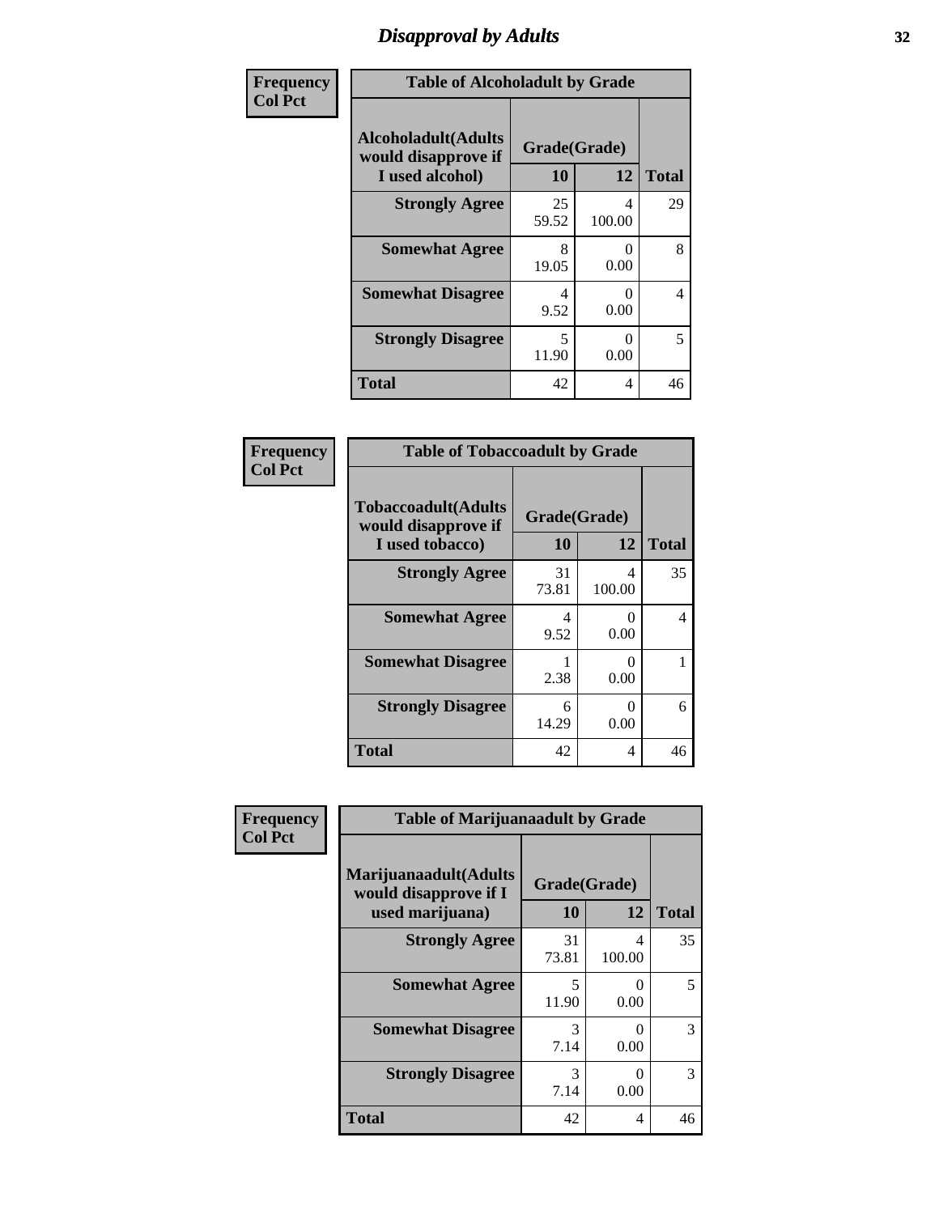# Disapproval by Adults

**Frequency**
**Col Pct**

**Table of Alcoholadult by Grade**

| Alcoholadult(Adults would disapprove if I used alcohol) | Grade(Grade) 10 | 12 | Total |
|---|---|---|---|
| **Strongly Agree** | 25<br>59.52 | 4<br>100.00 | 29 |
| **Somewhat Agree** | 8<br>19.05 | 0<br>0.00 | 8 |
| **Somewhat Disagree** | 4<br>9.52 | 0<br>0.00 | 4 |
| **Strongly Disagree** | 5<br>11.90 | 0<br>0.00 | 5 |
| **Total** | 42 | 4 | 46 |

**Frequency**
**Col Pct**

**Table of Tobaccoadult by Grade**

| Tobaccoadult(Adults would disapprove if I used tobacco) | Grade(Grade) 10 | 12 | Total |
|---|---|---|---|
| **Strongly Agree** | 31<br>73.81 | 4<br>100.00 | 35 |
| **Somewhat Agree** | 4<br>9.52 | 0<br>0.00 | 4 |
| **Somewhat Disagree** | 1<br>2.38 | 0<br>0.00 | 1 |
| **Strongly Disagree** | 6<br>14.29 | 0<br>0.00 | 6 |
| **Total** | 42 | 4 | 46 |

**Frequency**
**Col Pct**

**Table of Marijuanaadult by Grade**

| Marijuanaadult(Adults would disapprove if I used marijuana) | Grade(Grade) 10 | 12 | Total |
|---|---|---|---|
| **Strongly Agree** | 31<br>73.81 | 4<br>100.00 | 35 |
| **Somewhat Agree** | 5<br>11.90 | 0<br>0.00 | 5 |
| **Somewhat Disagree** | 3<br>7.14 | 0<br>0.00 | 3 |
| **Strongly Disagree** | 3<br>7.14 | 0<br>0.00 | 3 |
| **Total** | 42 | 4 | 46 |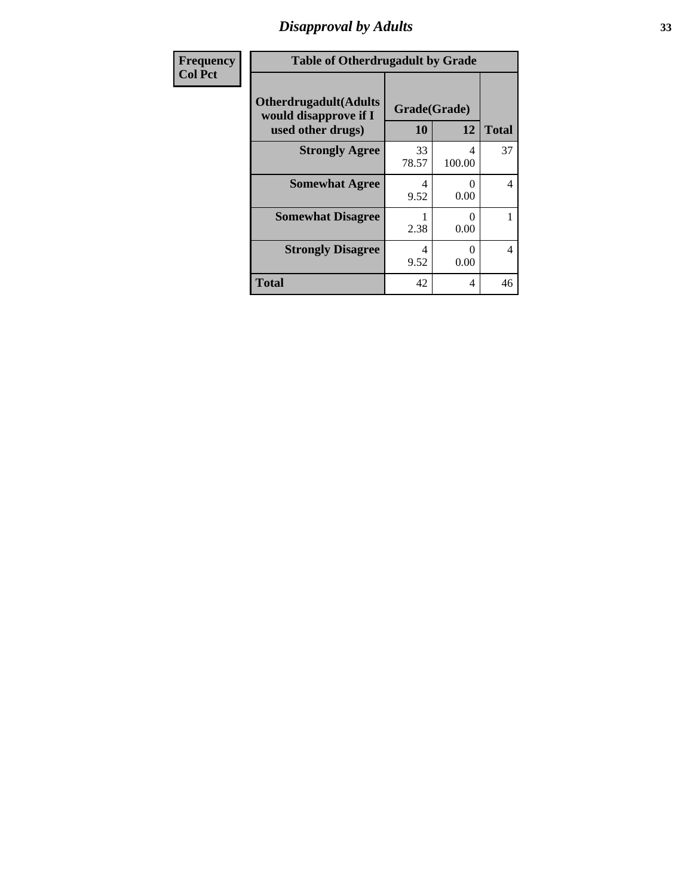# Disapproval by Adults

| Frequency<br>Col Pct |
|---|

**Table of Otherdrugadult by Grade**

| Otherdrugadult(Adults would disapprove if I used other drugs) | Grade(Grade) 10 | 12 | Total |
|---|---|---|---|
| **Strongly Agree** | 33<br>78.57 | 4<br>100.00 | 37 |
| **Somewhat Agree** | 4<br>9.52 | 0<br>0.00 | 4 |
| **Somewhat Disagree** | 1<br>2.38 | 0<br>0.00 | 1 |
| **Strongly Disagree** | 4<br>9.52 | 0<br>0.00 | 4 |
| **Total** | 42 | 4 | 46 |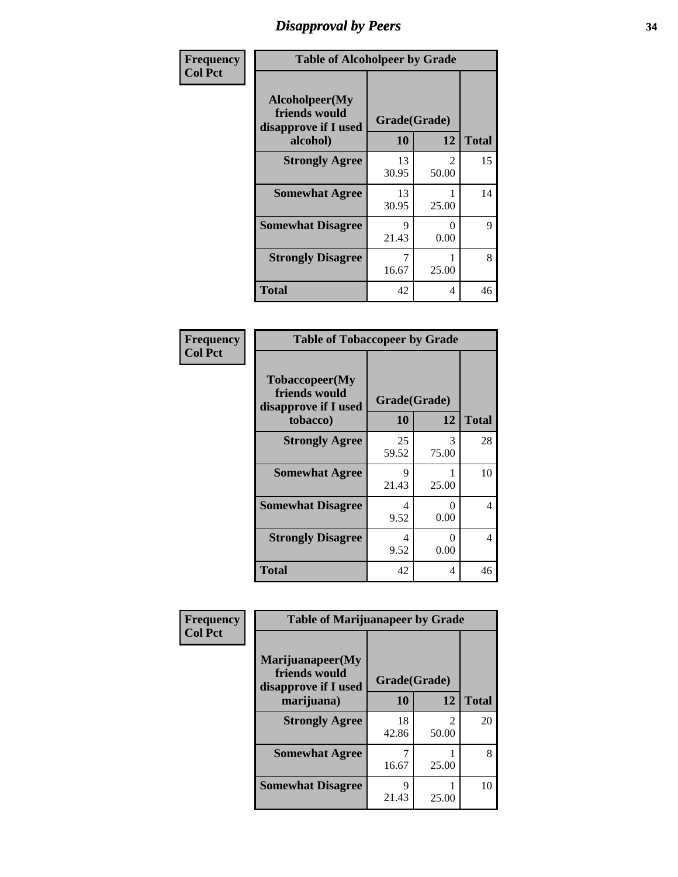# Disapproval by Peers

Frequency
Col Pct

| Table of Alcoholpeer by Grade | | | |
|---|---|---|---|
| Alcoholpeer(My friends would disapprove if I used alcohol) | Grade(Grade) | | |
| | 10 | 12 | Total |
| Strongly Agree | 13<br>30.95 | 2<br>50.00 | 15 |
| Somewhat Agree | 13<br>30.95 | 1<br>25.00 | 14 |
| Somewhat Disagree | 9<br>21.43 | 0<br>0.00 | 9 |
| Strongly Disagree | 7<br>16.67 | 1<br>25.00 | 8 |
| Total | 42 | 4 | 46 |

Frequency
Col Pct

| Table of Tobaccopeer by Grade | | | |
|---|---|---|---|
| Tobaccopeer(My friends would disapprove if I used tobacco) | Grade(Grade) | | |
| | 10 | 12 | Total |
| Strongly Agree | 25<br>59.52 | 3<br>75.00 | 28 |
| Somewhat Agree | 9<br>21.43 | 1<br>25.00 | 10 |
| Somewhat Disagree | 4<br>9.52 | 0<br>0.00 | 4 |
| Strongly Disagree | 4<br>9.52 | 0<br>0.00 | 4 |
| Total | 42 | 4 | 46 |

Frequency
Col Pct

| Table of Marijuanapeer by Grade | | | |
|---|---|---|---|
| Marijuanapeer(My friends would disapprove if I used marijuana) | Grade(Grade) | | |
| | 10 | 12 | Total |
| Strongly Agree | 18<br>42.86 | 2<br>50.00 | 20 |
| Somewhat Agree | 7<br>16.67 | 1<br>25.00 | 8 |
| Somewhat Disagree | 9<br>21.43 | 1<br>25.00 | 10 |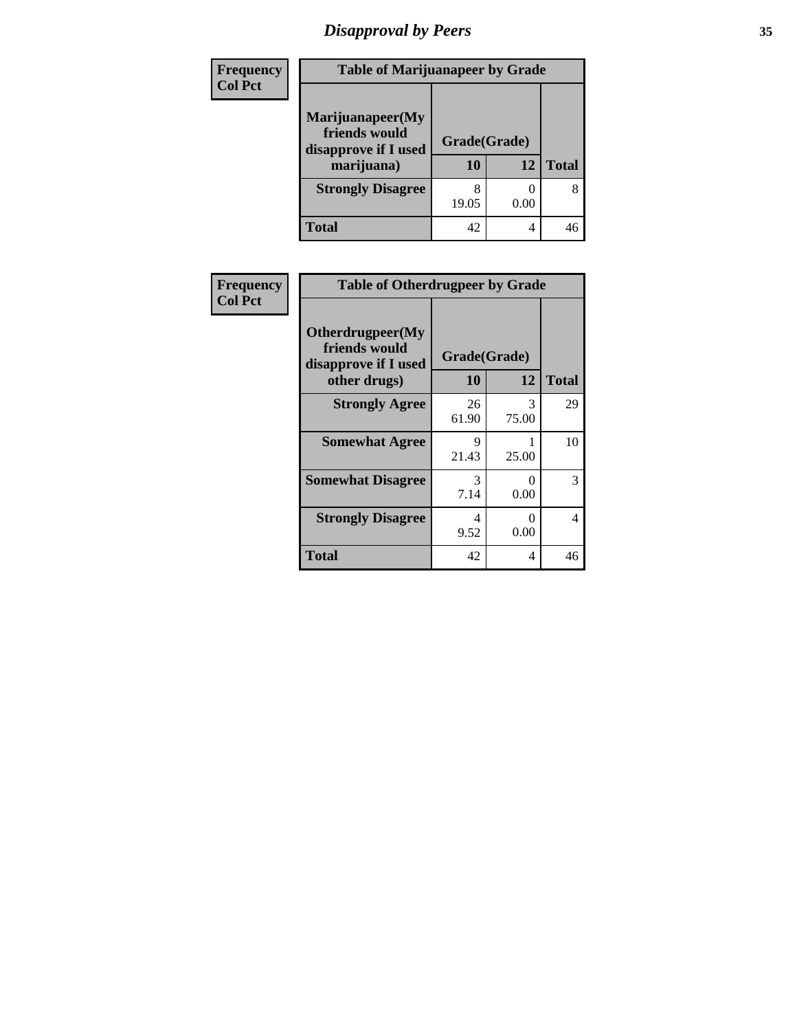# Disapproval by Peers

**Frequency**
**Col Pct**

| Table of Marijuanapeer by Grade | | | |
|---|---|---|---|
| Marijuanapeer(My friends would disapprove if I used marijuana) | Grade(Grade) | | |
| | 10 | 12 | Total |
| Strongly Disagree | 8<br>19.05 | 0<br>0.00 | 8 |
| Total | 42 | 4 | 46 |

**Frequency**
**Col Pct**

| Table of Otherdrugpeer by Grade | | | |
|---|---|---|---|
| Otherdrugpeer(My friends would disapprove if I used other drugs) | Grade(Grade) | | |
| | 10 | 12 | Total |
| Strongly Agree | 26<br>61.90 | 3<br>75.00 | 29 |
| Somewhat Agree | 9<br>21.43 | 1<br>25.00 | 10 |
| Somewhat Disagree | 3<br>7.14 | 0<br>0.00 | 3 |
| Strongly Disagree | 4<br>9.52 | 0<br>0.00 | 4 |
| Total | 42 | 4 | 46 |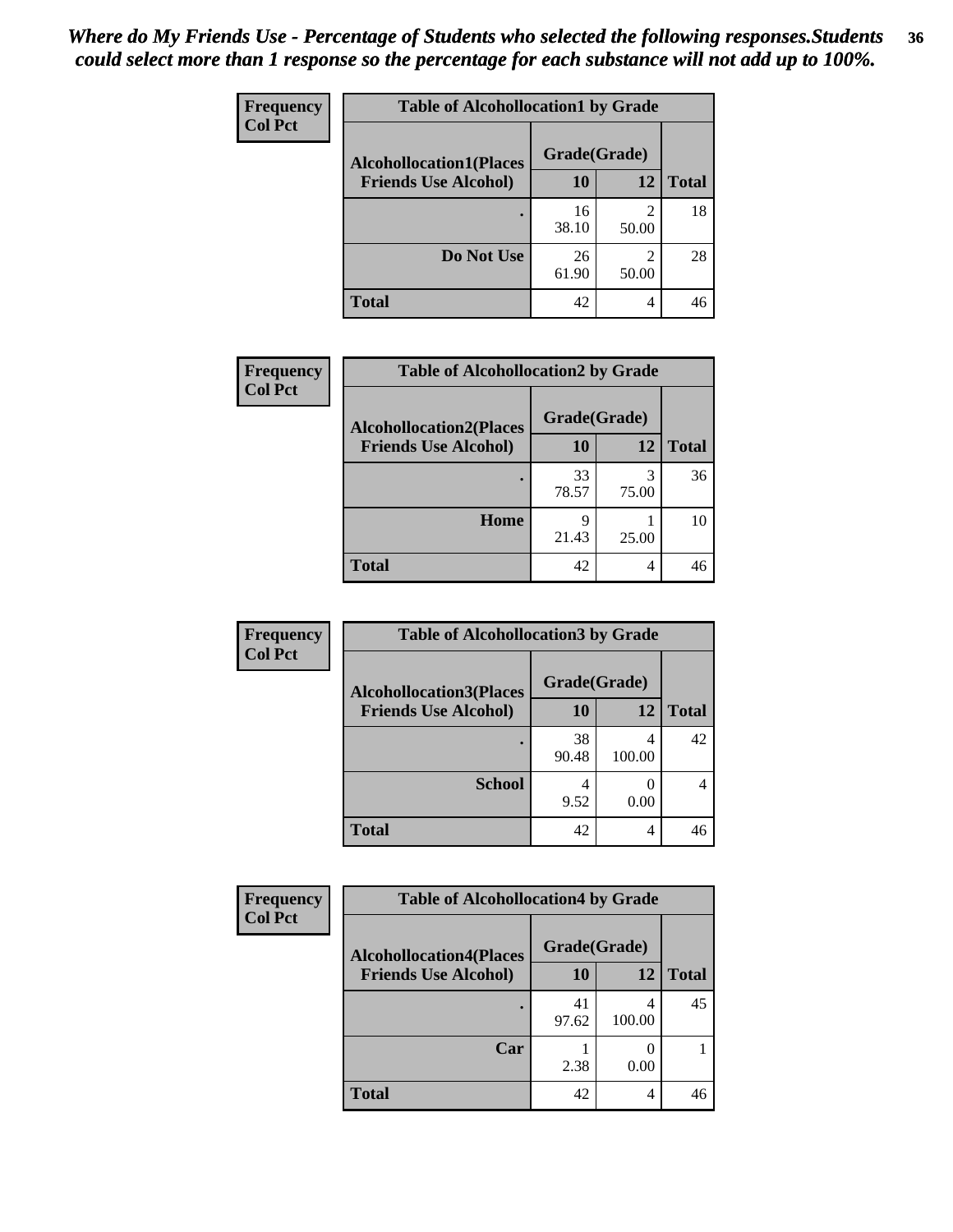*Where do My Friends Use - Percentage of Students who selected the following responses.Students could select more than 1 response so the percentage for each substance will not add up to 100%.*

**Frequency**
**Col Pct**

**Table of Alcohollocation1 by Grade**

| Alcohollocation1(Places Friends Use Alcohol) | Grade(Grade) 10 | 12 | Total |
|---|---|---|---|
| . | 16<br>38.10 | 2<br>50.00 | 18 |
| Do Not Use | 26<br>61.90 | 2<br>50.00 | 28 |
| Total | 42 | 4 | 46 |

**Frequency**
**Col Pct**

**Table of Alcohollocation2 by Grade**

| Alcohollocation2(Places Friends Use Alcohol) | Grade(Grade) 10 | 12 | Total |
|---|---|---|---|
| . | 33<br>78.57 | 3<br>75.00 | 36 |
| Home | 9<br>21.43 | 1<br>25.00 | 10 |
| Total | 42 | 4 | 46 |

**Frequency**
**Col Pct**

**Table of Alcohollocation3 by Grade**

| Alcohollocation3(Places Friends Use Alcohol) | Grade(Grade) 10 | 12 | Total |
|---|---|---|---|
| . | 38<br>90.48 | 4<br>100.00 | 42 |
| School | 4<br>9.52 | 0<br>0.00 | 4 |
| Total | 42 | 4 | 46 |

**Frequency**
**Col Pct**

**Table of Alcohollocation4 by Grade**

| Alcohollocation4(Places Friends Use Alcohol) | Grade(Grade) 10 | 12 | Total |
|---|---|---|---|
| . | 41<br>97.62 | 4<br>100.00 | 45 |
| Car | 1<br>2.38 | 0<br>0.00 | 1 |
| Total | 42 | 4 | 46 |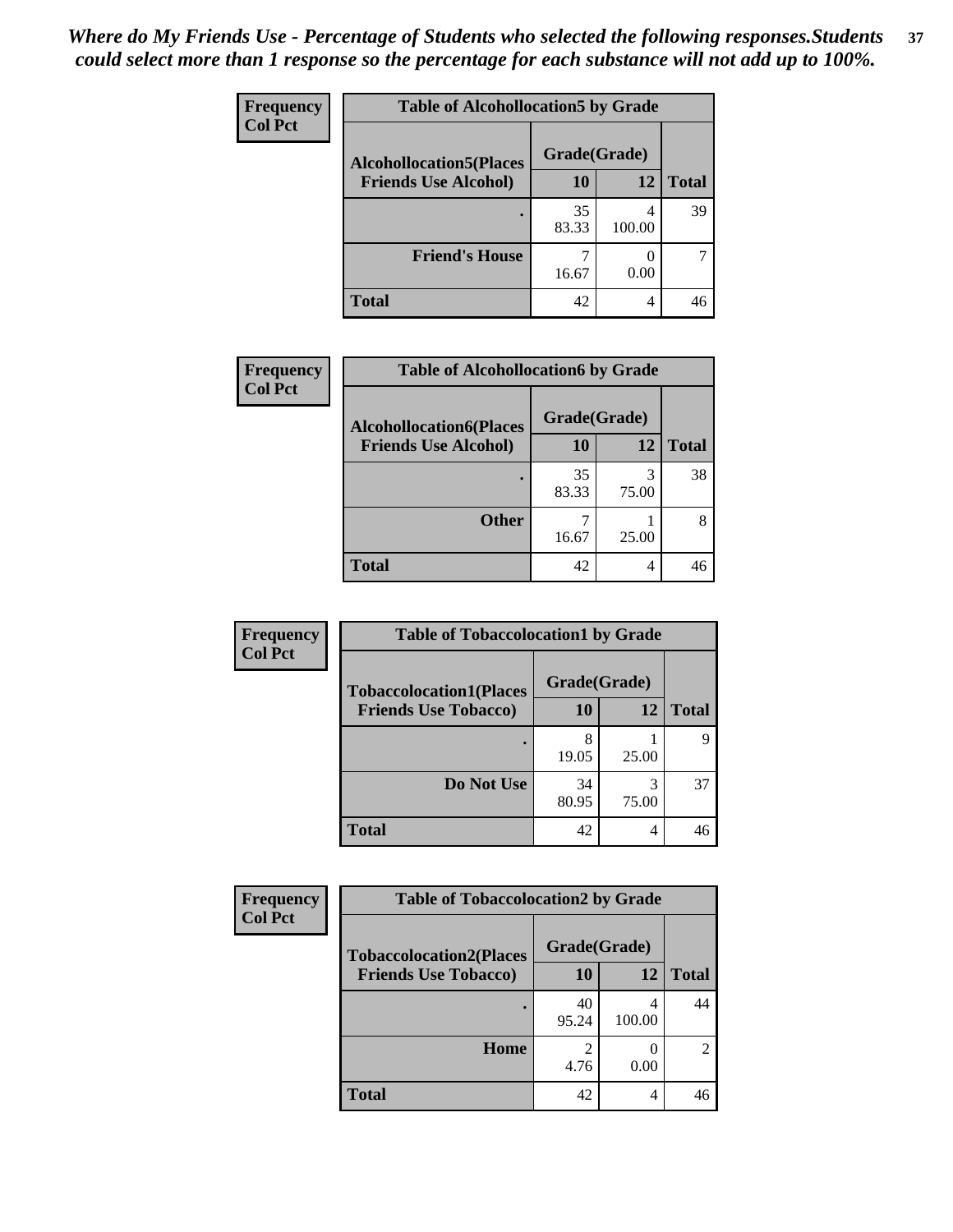*Where do My Friends Use - Percentage of Students who selected the following responses.Students could select more than 1 response so the percentage for each substance will not add up to 100%.*

**Frequency**
**Col Pct**

| Table of Alcohollocation5 by Grade | | | |
|---|---|---|---|
| **Alcohollocation5(Places Friends Use Alcohol)** | **Grade(Grade)** | | **Total** |
| | **10** | **12** | |
| **.** | 35<br>83.33 | 4<br>100.00 | 39 |
| **Friend's House** | 7<br>16.67 | 0<br>0.00 | 7 |
| **Total** | 42 | 4 | 46 |

**Frequency**
**Col Pct**

| Table of Alcohollocation6 by Grade | | | |
|---|---|---|---|
| **Alcohollocation6(Places Friends Use Alcohol)** | **Grade(Grade)** | | **Total** |
| | **10** | **12** | |
| **.** | 35<br>83.33 | 3<br>75.00 | 38 |
| **Other** | 7<br>16.67 | 1<br>25.00 | 8 |
| **Total** | 42 | 4 | 46 |

**Frequency**
**Col Pct**

| Table of Tobaccolocation1 by Grade | | | |
|---|---|---|---|
| **Tobaccolocation1(Places Friends Use Tobacco)** | **Grade(Grade)** | | **Total** |
| | **10** | **12** | |
| **.** | 8<br>19.05 | 1<br>25.00 | 9 |
| **Do Not Use** | 34<br>80.95 | 3<br>75.00 | 37 |
| **Total** | 42 | 4 | 46 |

**Frequency**
**Col Pct**

| Table of Tobaccolocation2 by Grade | | | |
|---|---|---|---|
| **Tobaccolocation2(Places Friends Use Tobacco)** | **Grade(Grade)** | | **Total** |
| | **10** | **12** | |
| **.** | 40<br>95.24 | 4<br>100.00 | 44 |
| **Home** | 2<br>4.76 | 0<br>0.00 | 2 |
| **Total** | 42 | 4 | 46 |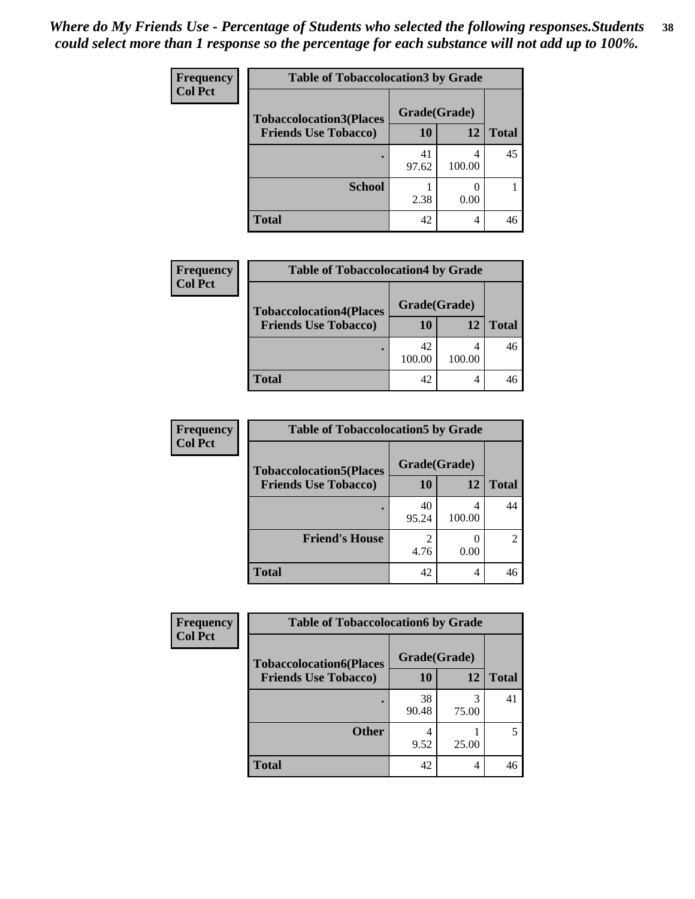*Where do My Friends Use - Percentage of Students who selected the following responses.Students could select more than 1 response so the percentage for each substance will not add up to 100%.*

**Frequency**
**Col Pct**

| Table of Tobaccolocation3 by Grade | | | |
|---|---|---|---|
| **Tobaccolocation3(Places Friends Use Tobacco)** | **Grade(Grade)** | | |
| | **10** | **12** | **Total** |
| **.** | 41<br>97.62 | 4<br>100.00 | 45 |
| **School** | 1<br>2.38 | 0<br>0.00 | 1 |
| **Total** | 42 | 4 | 46 |

**Frequency**
**Col Pct**

| Table of Tobaccolocation4 by Grade | | | |
|---|---|---|---|
| **Tobaccolocation4(Places Friends Use Tobacco)** | **Grade(Grade)** | | |
| | **10** | **12** | **Total** |
| **.** | 42<br>100.00 | 4<br>100.00 | 46 |
| **Total** | 42 | 4 | 46 |

**Frequency**
**Col Pct**

| Table of Tobaccolocation5 by Grade | | | |
|---|---|---|---|
| **Tobaccolocation5(Places Friends Use Tobacco)** | **Grade(Grade)** | | |
| | **10** | **12** | **Total** |
| **.** | 40<br>95.24 | 4<br>100.00 | 44 |
| **Friend's House** | 2<br>4.76 | 0<br>0.00 | 2 |
| **Total** | 42 | 4 | 46 |

**Frequency**
**Col Pct**

| Table of Tobaccolocation6 by Grade | | | |
|---|---|---|---|
| **Tobaccolocation6(Places Friends Use Tobacco)** | **Grade(Grade)** | | |
| | **10** | **12** | **Total** |
| **.** | 38<br>90.48 | 3<br>75.00 | 41 |
| **Other** | 4<br>9.52 | 1<br>25.00 | 5 |
| **Total** | 42 | 4 | 46 |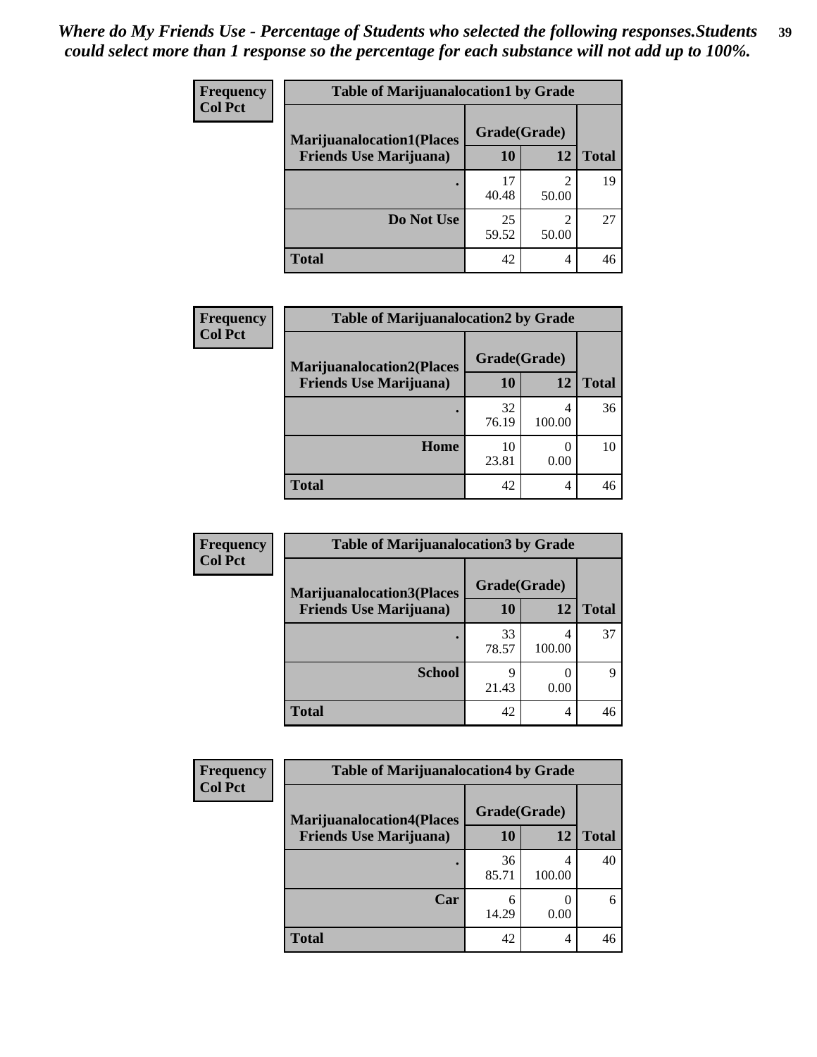*Where do My Friends Use - Percentage of Students who selected the following responses.Students could select more than 1 response so the percentage for each substance will not add up to 100%.*

**Frequency**
**Col Pct**

| Table of Marijuanalocation1 by Grade | | | |
|---|---|---|---|
| **Marijuanalocation1(Places Friends Use Marijuana)** | **Grade(Grade)** | | **Total** |
| | **10** | **12** | |
| **.** | 17<br>40.48 | 2<br>50.00 | 19 |
| **Do Not Use** | 25<br>59.52 | 2<br>50.00 | 27 |
| **Total** | 42 | 4 | 46 |

**Frequency**
**Col Pct**

| Table of Marijuanalocation2 by Grade | | | |
|---|---|---|---|
| **Marijuanalocation2(Places Friends Use Marijuana)** | **Grade(Grade)** | | **Total** |
| | **10** | **12** | |
| **.** | 32<br>76.19 | 4<br>100.00 | 36 |
| **Home** | 10<br>23.81 | 0<br>0.00 | 10 |
| **Total** | 42 | 4 | 46 |

**Frequency**
**Col Pct**

| Table of Marijuanalocation3 by Grade | | | |
|---|---|---|---|
| **Marijuanalocation3(Places Friends Use Marijuana)** | **Grade(Grade)** | | **Total** |
| | **10** | **12** | |
| **.** | 33<br>78.57 | 4<br>100.00 | 37 |
| **School** | 9<br>21.43 | 0<br>0.00 | 9 |
| **Total** | 42 | 4 | 46 |

**Frequency**
**Col Pct**

| Table of Marijuanalocation4 by Grade | | | |
|---|---|---|---|
| **Marijuanalocation4(Places Friends Use Marijuana)** | **Grade(Grade)** | | **Total** |
| | **10** | **12** | |
| **.** | 36<br>85.71 | 4<br>100.00 | 40 |
| **Car** | 6<br>14.29 | 0<br>0.00 | 6 |
| **Total** | 42 | 4 | 46 |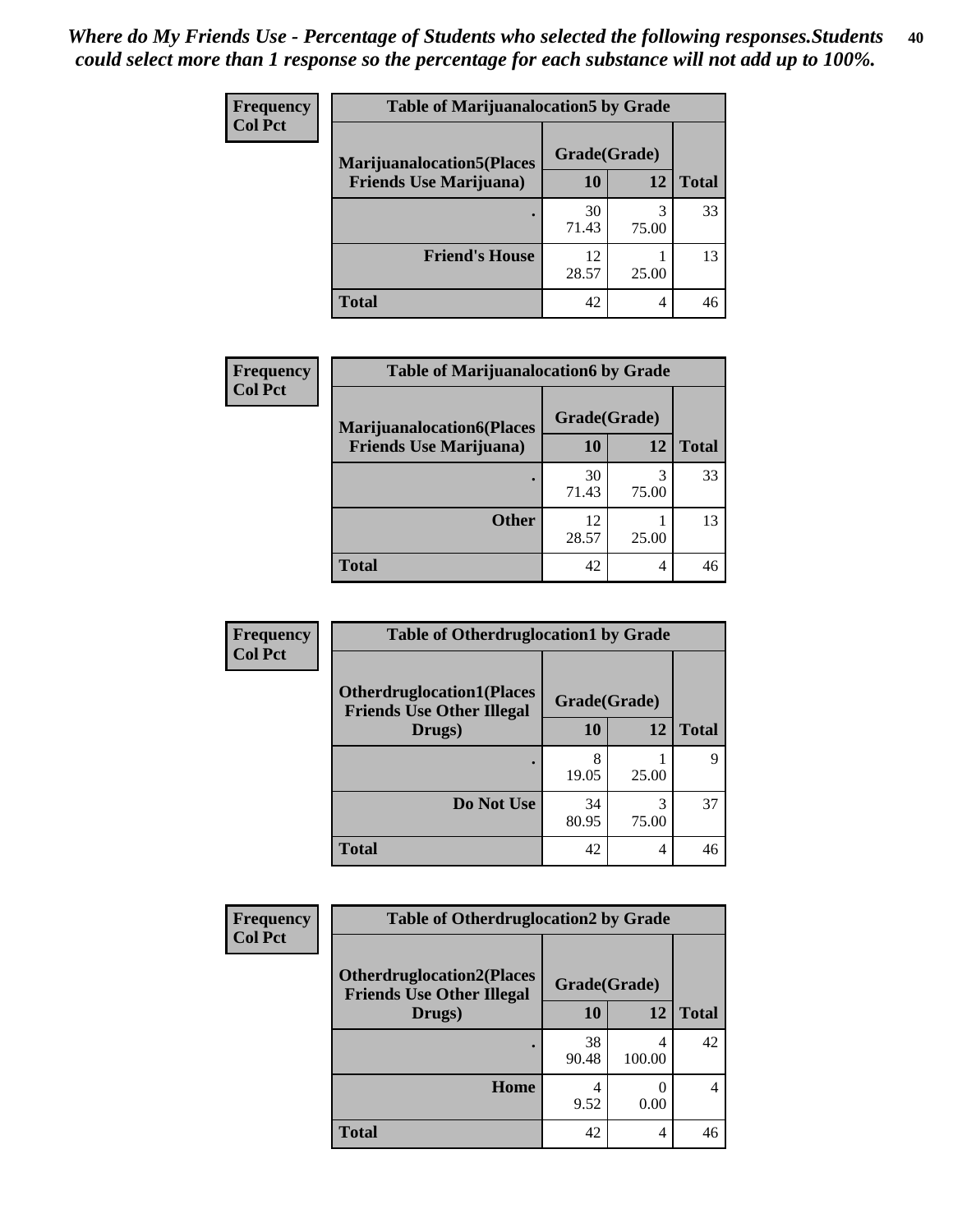*Where do My Friends Use - Percentage of Students who selected the following responses.Students could select more than 1 response so the percentage for each substance will not add up to 100%.*

**Frequency**
**Col Pct**

**Table of Marijuanalocation5 by Grade**

| Marijuanalocation5(Places Friends Use Marijuana) | Grade(Grade) 10 | 12 | Total |
|---|---|---|---|
| . | 30<br>71.43 | 3<br>75.00 | 33 |
| Friend's House | 12<br>28.57 | 1<br>25.00 | 13 |
| Total | 42 | 4 | 46 |

**Frequency**
**Col Pct**

**Table of Marijuanalocation6 by Grade**

| Marijuanalocation6(Places Friends Use Marijuana) | Grade(Grade) 10 | 12 | Total |
|---|---|---|---|
| . | 30<br>71.43 | 3<br>75.00 | 33 |
| Other | 12<br>28.57 | 1<br>25.00 | 13 |
| Total | 42 | 4 | 46 |

**Frequency**
**Col Pct**

**Table of Otherdruglocation1 by Grade**

| Otherdruglocation1(Places Friends Use Other Illegal Drugs) | Grade(Grade) 10 | 12 | Total |
|---|---|---|---|
| . | 8<br>19.05 | 1<br>25.00 | 9 |
| Do Not Use | 34<br>80.95 | 3<br>75.00 | 37 |
| Total | 42 | 4 | 46 |

**Frequency**
**Col Pct**

**Table of Otherdruglocation2 by Grade**

| Otherdruglocation2(Places Friends Use Other Illegal Drugs) | Grade(Grade) 10 | 12 | Total |
|---|---|---|---|
| . | 38<br>90.48 | 4<br>100.00 | 42 |
| Home | 4<br>9.52 | 0<br>0.00 | 4 |
| Total | 42 | 4 | 46 |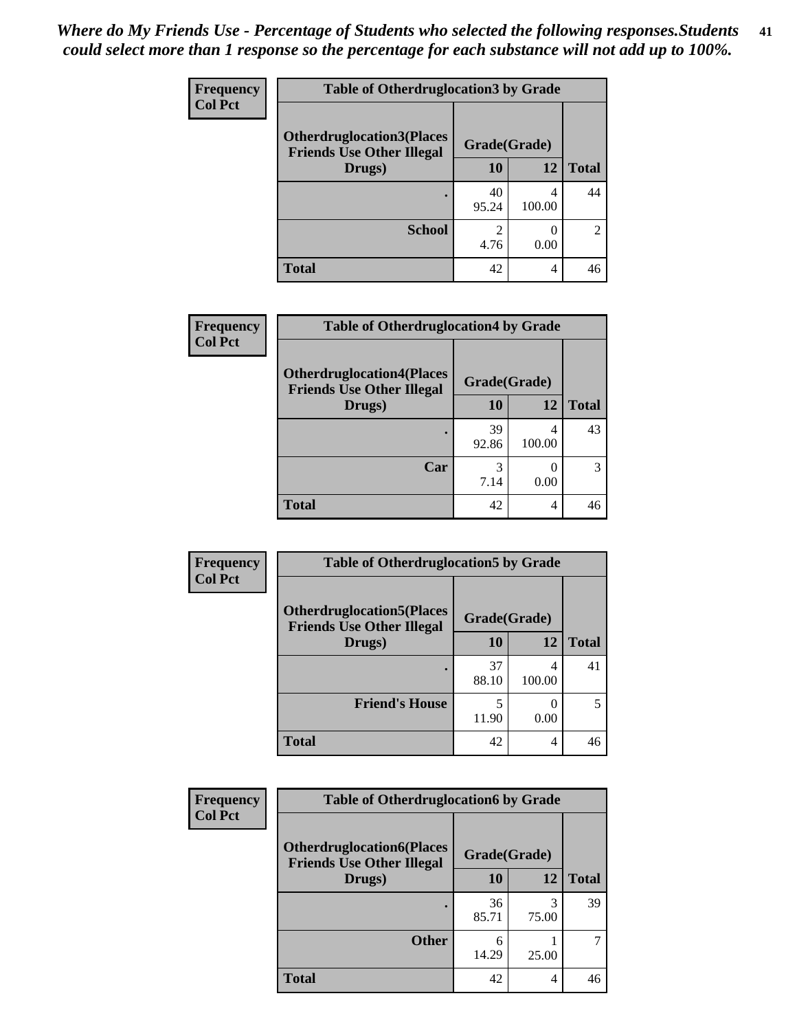*Where do My Friends Use - Percentage of Students who selected the following responses.Students could select more than 1 response so the percentage for each substance will not add up to 100%.*

**Frequency / Col Pct**

| Table of Otherdruglocation3 by Grade | | | |
|---|---|---|---|
| Otherdruglocation3(Places Friends Use Other Illegal Drugs) | Grade(Grade) | | Total |
| | 10 | 12 | |
| . | 40<br>95.24 | 4<br>100.00 | 44 |
| School | 2<br>4.76 | 0<br>0.00 | 2 |
| Total | 42 | 4 | 46 |

**Frequency / Col Pct**

| Table of Otherdruglocation4 by Grade | | | |
|---|---|---|---|
| Otherdruglocation4(Places Friends Use Other Illegal Drugs) | Grade(Grade) | | Total |
| | 10 | 12 | |
| . | 39<br>92.86 | 4<br>100.00 | 43 |
| Car | 3<br>7.14 | 0<br>0.00 | 3 |
| Total | 42 | 4 | 46 |

**Frequency / Col Pct**

| Table of Otherdruglocation5 by Grade | | | |
|---|---|---|---|
| Otherdruglocation5(Places Friends Use Other Illegal Drugs) | Grade(Grade) | | Total |
| | 10 | 12 | |
| . | 37<br>88.10 | 4<br>100.00 | 41 |
| Friend's House | 5<br>11.90 | 0<br>0.00 | 5 |
| Total | 42 | 4 | 46 |

**Frequency / Col Pct**

| Table of Otherdruglocation6 by Grade | | | |
|---|---|---|---|
| Otherdruglocation6(Places Friends Use Other Illegal Drugs) | Grade(Grade) | | Total |
| | 10 | 12 | |
| . | 36<br>85.71 | 3<br>75.00 | 39 |
| Other | 6<br>14.29 | 1<br>25.00 | 7 |
| Total | 42 | 4 | 46 |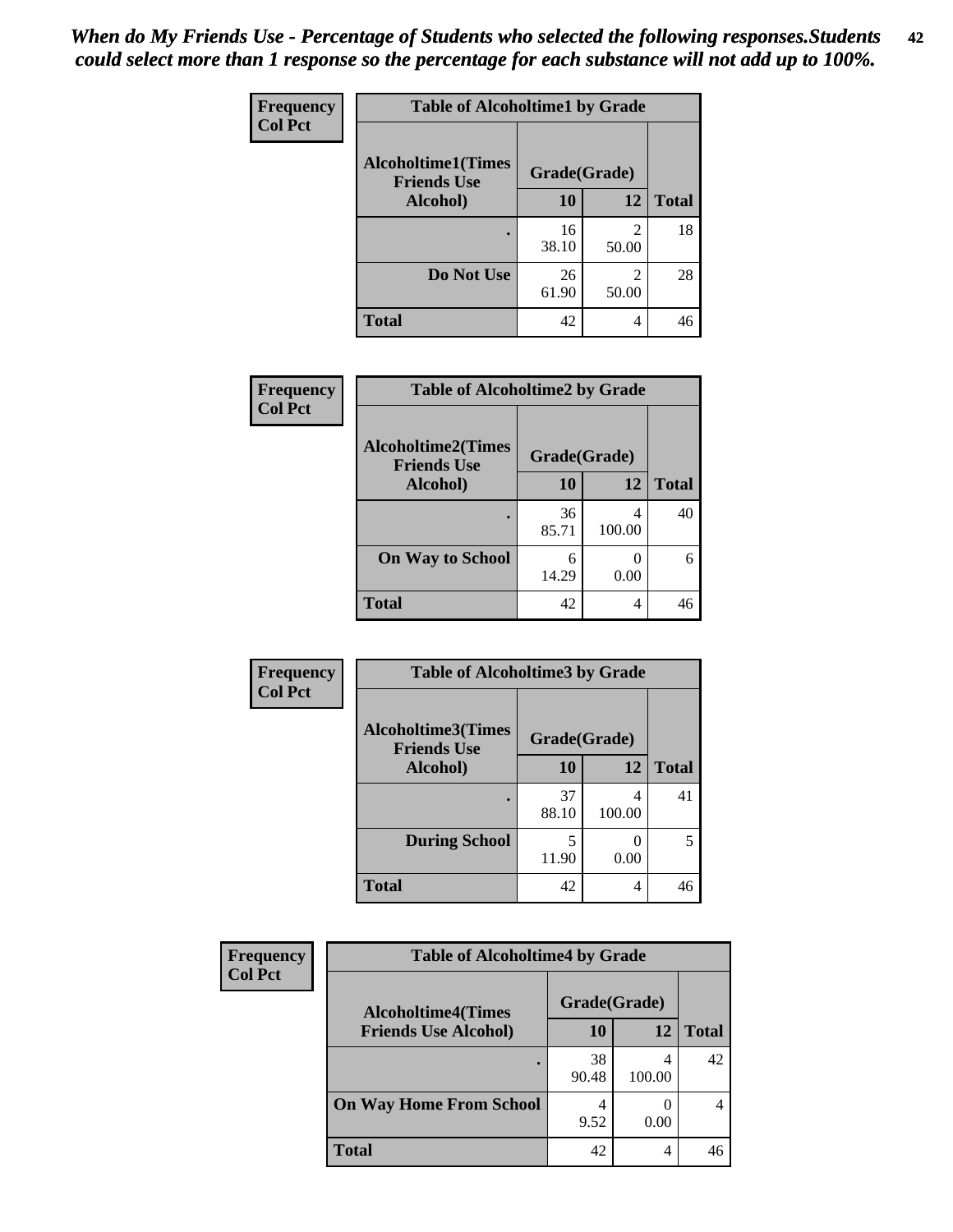*When do My Friends Use - Percentage of Students who selected the following responses.Students could select more than 1 response so the percentage for each substance will not add up to 100%.*

**Frequency**
**Col Pct**

**Table of Alcoholtime1 by Grade**

| Alcoholtime1(Times Friends Use Alcohol) | Grade(Grade) | | Total |
|---|---|---|---|
| | 10 | 12 | |
| . | 16<br>38.10 | 2<br>50.00 | 18 |
| Do Not Use | 26<br>61.90 | 2<br>50.00 | 28 |
| Total | 42 | 4 | 46 |

**Frequency**
**Col Pct**

**Table of Alcoholtime2 by Grade**

| Alcoholtime2(Times Friends Use Alcohol) | Grade(Grade) | | Total |
|---|---|---|---|
| | 10 | 12 | |
| . | 36<br>85.71 | 4<br>100.00 | 40 |
| On Way to School | 6<br>14.29 | 0<br>0.00 | 6 |
| Total | 42 | 4 | 46 |

**Frequency**
**Col Pct**

**Table of Alcoholtime3 by Grade**

| Alcoholtime3(Times Friends Use Alcohol) | Grade(Grade) | | Total |
|---|---|---|---|
| | 10 | 12 | |
| . | 37<br>88.10 | 4<br>100.00 | 41 |
| During School | 5<br>11.90 | 0<br>0.00 | 5 |
| Total | 42 | 4 | 46 |

**Frequency**
**Col Pct**

**Table of Alcoholtime4 by Grade**

| Alcoholtime4(Times Friends Use Alcohol) | Grade(Grade) | | Total |
|---|---|---|---|
| | 10 | 12 | |
| . | 38<br>90.48 | 4<br>100.00 | 42 |
| On Way Home From School | 4<br>9.52 | 0<br>0.00 | 4 |
| Total | 42 | 4 | 46 |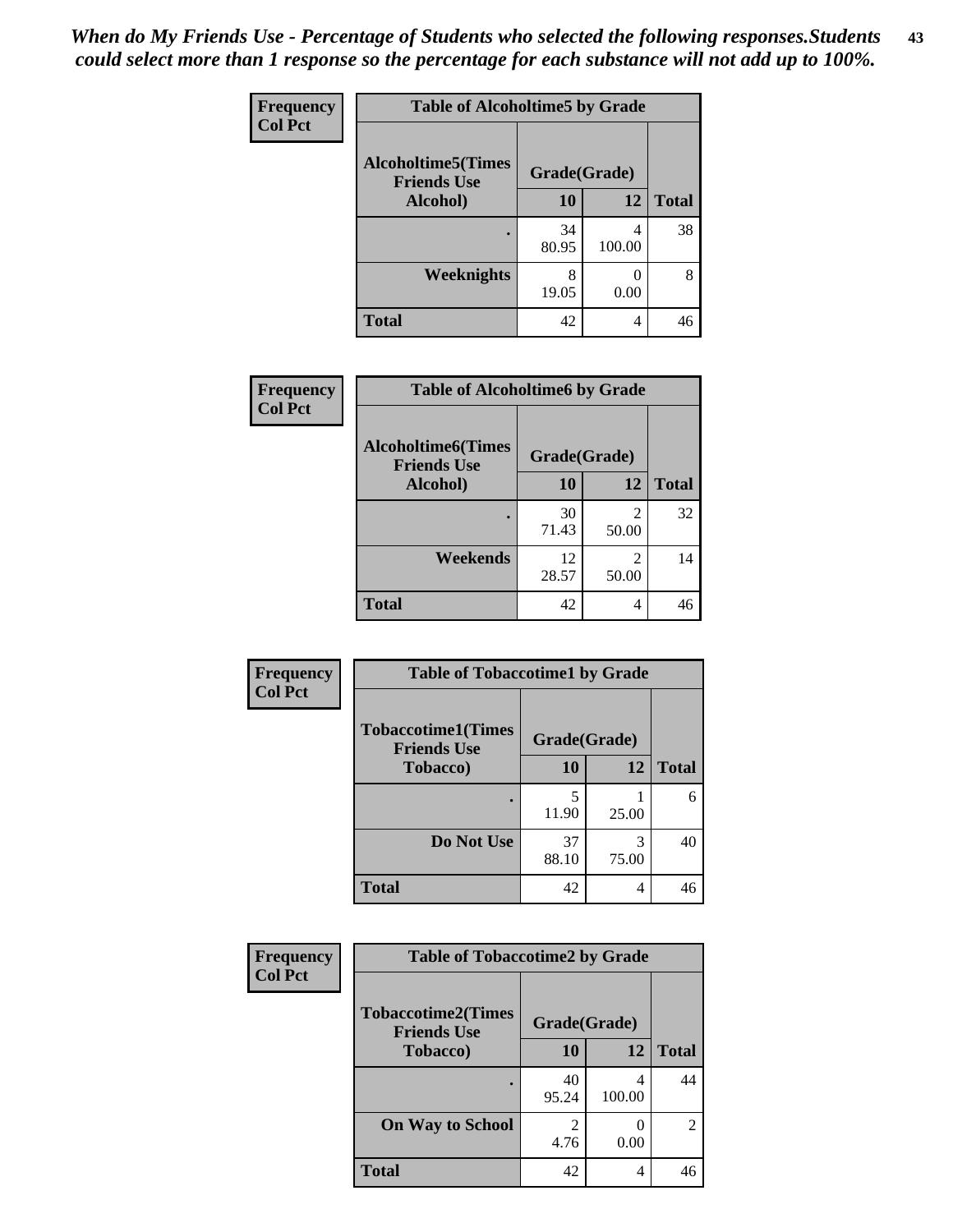*When do My Friends Use - Percentage of Students who selected the following responses.Students could select more than 1 response so the percentage for each substance will not add up to 100%.*

**Frequency**
**Col Pct**

| Table of Alcoholtime5 by Grade | | | |
|---|---|---|---|
| **Alcoholtime5(Times Friends Use Alcohol)** | **Grade(Grade)** | | **Total** |
| | **10** | **12** | |
| **.** | 34<br>80.95 | 4<br>100.00 | 38 |
| **Weeknights** | 8<br>19.05 | 0<br>0.00 | 8 |
| **Total** | 42 | 4 | 46 |

**Frequency**
**Col Pct**

| Table of Alcoholtime6 by Grade | | | |
|---|---|---|---|
| **Alcoholtime6(Times Friends Use Alcohol)** | **Grade(Grade)** | | **Total** |
| | **10** | **12** | |
| **.** | 30<br>71.43 | 2<br>50.00 | 32 |
| **Weekends** | 12<br>28.57 | 2<br>50.00 | 14 |
| **Total** | 42 | 4 | 46 |

**Frequency**
**Col Pct**

| Table of Tobaccotime1 by Grade | | | |
|---|---|---|---|
| **Tobaccotime1(Times Friends Use Tobacco)** | **Grade(Grade)** | | **Total** |
| | **10** | **12** | |
| **.** | 5<br>11.90 | 1<br>25.00 | 6 |
| **Do Not Use** | 37<br>88.10 | 3<br>75.00 | 40 |
| **Total** | 42 | 4 | 46 |

**Frequency**
**Col Pct**

| Table of Tobaccotime2 by Grade | | | |
|---|---|---|---|
| **Tobaccotime2(Times Friends Use Tobacco)** | **Grade(Grade)** | | **Total** |
| | **10** | **12** | |
| **.** | 40<br>95.24 | 4<br>100.00 | 44 |
| **On Way to School** | 2<br>4.76 | 0<br>0.00 | 2 |
| **Total** | 42 | 4 | 46 |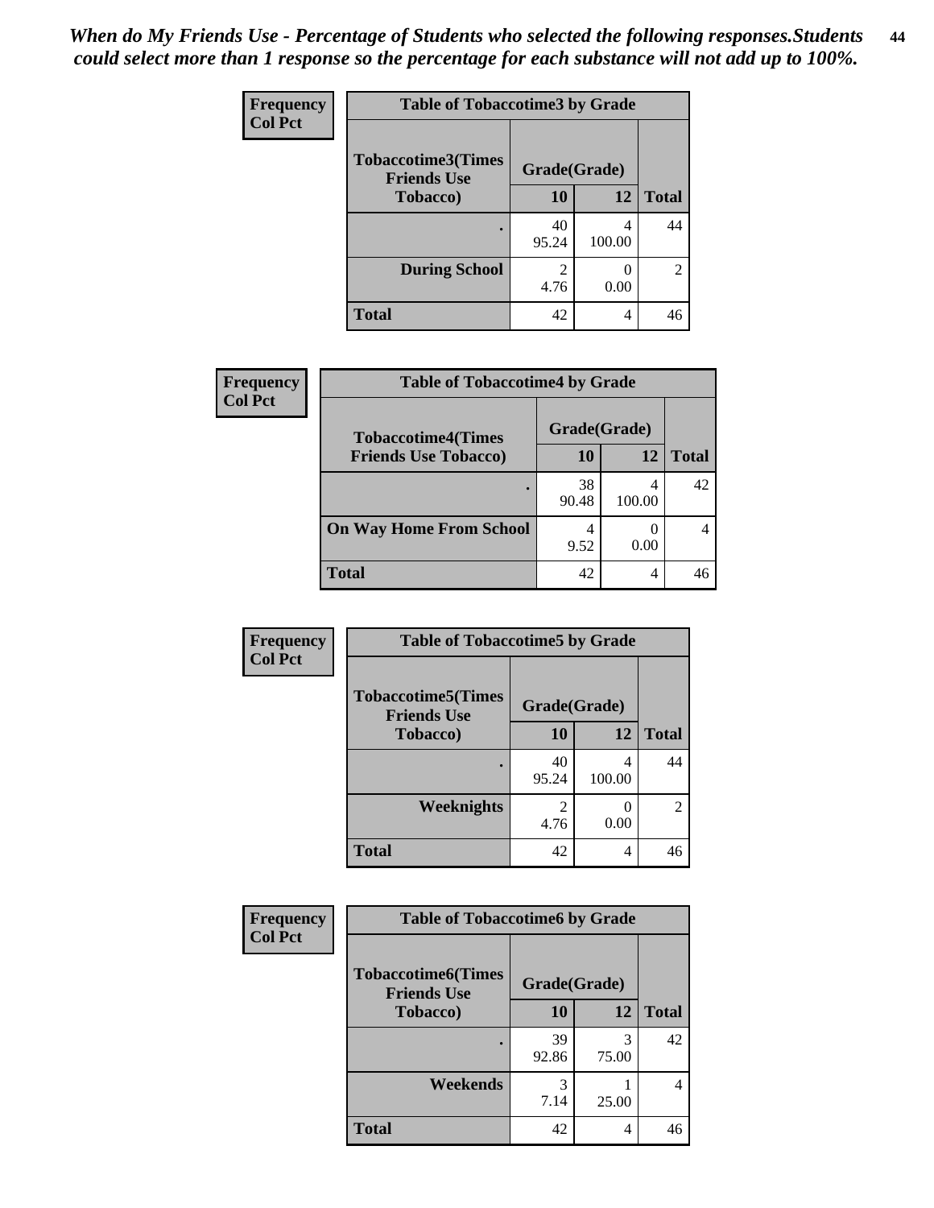*When do My Friends Use - Percentage of Students who selected the following responses.Students could select more than 1 response so the percentage for each substance will not add up to 100%.*

**Frequency**
**Col Pct**

**Table of Tobaccotime3 by Grade**

| Tobaccotime3(Times Friends Use Tobacco) | Grade(Grade) | | Total |
|---|---|---|---|
| | 10 | 12 | |
| . | 40<br>95.24 | 4<br>100.00 | 44 |
| During School | 2<br>4.76 | 0<br>0.00 | 2 |
| Total | 42 | 4 | 46 |

**Frequency**
**Col Pct**

**Table of Tobaccotime4 by Grade**

| Tobaccotime4(Times Friends Use Tobacco) | Grade(Grade) | | Total |
|---|---|---|---|
| | 10 | 12 | |
| . | 38<br>90.48 | 4<br>100.00 | 42 |
| On Way Home From School | 4<br>9.52 | 0<br>0.00 | 4 |
| Total | 42 | 4 | 46 |

**Frequency**
**Col Pct**

**Table of Tobaccotime5 by Grade**

| Tobaccotime5(Times Friends Use Tobacco) | Grade(Grade) | | Total |
|---|---|---|---|
| | 10 | 12 | |
| . | 40<br>95.24 | 4<br>100.00 | 44 |
| Weeknights | 2<br>4.76 | 0<br>0.00 | 2 |
| Total | 42 | 4 | 46 |

**Frequency**
**Col Pct**

**Table of Tobaccotime6 by Grade**

| Tobaccotime6(Times Friends Use Tobacco) | Grade(Grade) | | Total |
|---|---|---|---|
| | 10 | 12 | |
| . | 39<br>92.86 | 3<br>75.00 | 42 |
| Weekends | 3<br>7.14 | 1<br>25.00 | 4 |
| Total | 42 | 4 | 46 |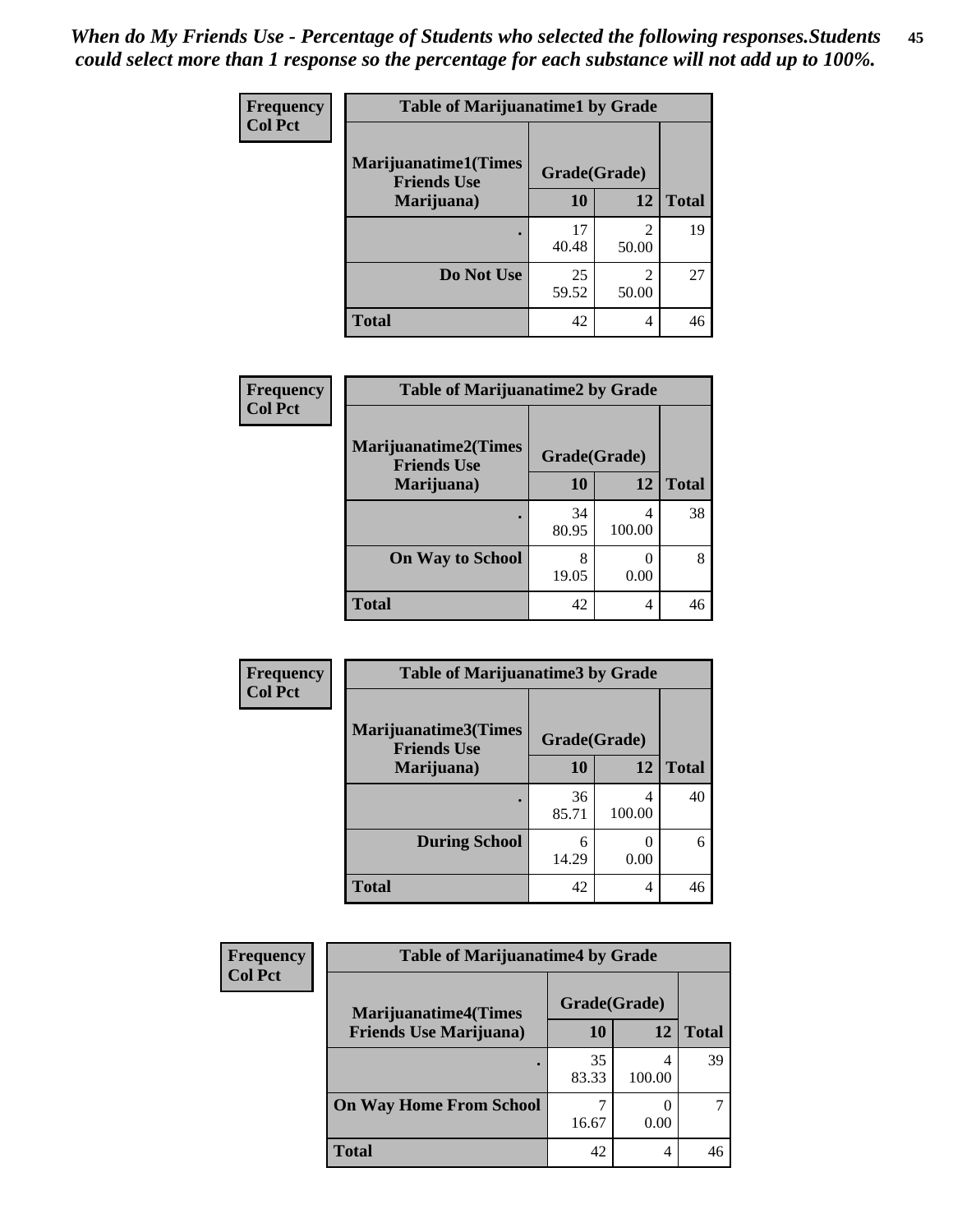*When do My Friends Use - Percentage of Students who selected the following responses.Students could select more than 1 response so the percentage for each substance will not add up to 100%.*

| Frequency<br>Col Pct | Table of Marijuanatime1 by Grade | | |
|---|---|---|---|
| Marijuanatime1(Times Friends Use Marijuana) | Grade(Grade) | | |
| | 10 | 12 | Total |
| . | 17<br>40.48 | 2<br>50.00 | 19 |
| Do Not Use | 25<br>59.52 | 2<br>50.00 | 27 |
| Total | 42 | 4 | 46 |

| Frequency<br>Col Pct | Table of Marijuanatime2 by Grade | | |
|---|---|---|---|
| Marijuanatime2(Times Friends Use Marijuana) | Grade(Grade) | | |
| | 10 | 12 | Total |
| . | 34<br>80.95 | 4<br>100.00 | 38 |
| On Way to School | 8<br>19.05 | 0<br>0.00 | 8 |
| Total | 42 | 4 | 46 |

| Frequency<br>Col Pct | Table of Marijuanatime3 by Grade | | |
|---|---|---|---|
| Marijuanatime3(Times Friends Use Marijuana) | Grade(Grade) | | |
| | 10 | 12 | Total |
| . | 36<br>85.71 | 4<br>100.00 | 40 |
| During School | 6<br>14.29 | 0<br>0.00 | 6 |
| Total | 42 | 4 | 46 |

| Frequency<br>Col Pct | Table of Marijuanatime4 by Grade | | |
|---|---|---|---|
| Marijuanatime4(Times Friends Use Marijuana) | Grade(Grade) | | |
| | 10 | 12 | Total |
| . | 35<br>83.33 | 4<br>100.00 | 39 |
| On Way Home From School | 7<br>16.67 | 0<br>0.00 | 7 |
| Total | 42 | 4 | 46 |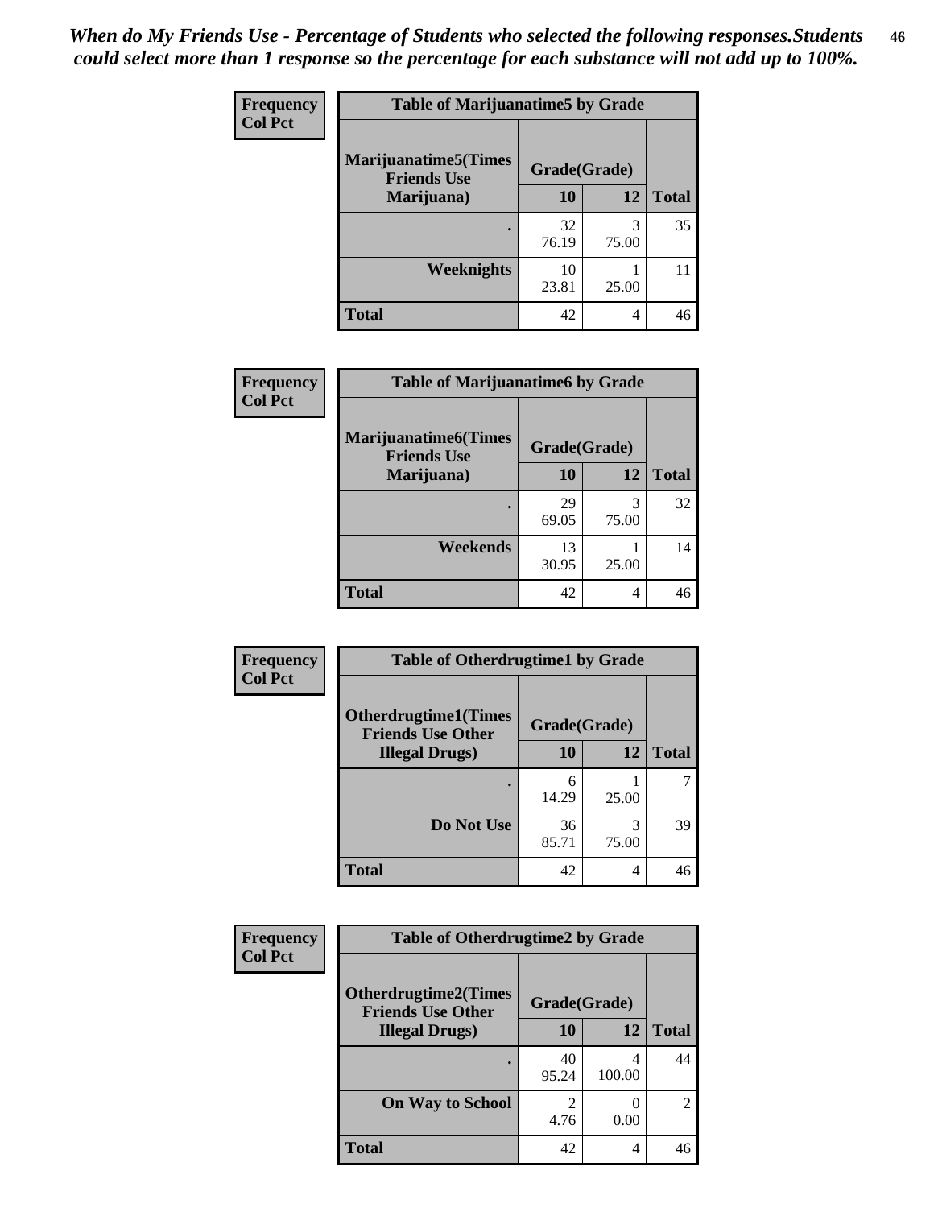*When do My Friends Use - Percentage of Students who selected the following responses.Students could select more than 1 response so the percentage for each substance will not add up to 100%.*

**Frequency**
**Col Pct**

| Table of Marijuanatime5 by Grade | | | |
|---|---|---|---|
| **Marijuanatime5(Times Friends Use Marijuana)** | **Grade(Grade)** | | |
| | **10** | **12** | **Total** |
| **.** | 32<br>76.19 | 3<br>75.00 | 35 |
| **Weeknights** | 10<br>23.81 | 1<br>25.00 | 11 |
| **Total** | 42 | 4 | 46 |

**Frequency**
**Col Pct**

| Table of Marijuanatime6 by Grade | | | |
|---|---|---|---|
| **Marijuanatime6(Times Friends Use Marijuana)** | **Grade(Grade)** | | |
| | **10** | **12** | **Total** |
| **.** | 29<br>69.05 | 3<br>75.00 | 32 |
| **Weekends** | 13<br>30.95 | 1<br>25.00 | 14 |
| **Total** | 42 | 4 | 46 |

**Frequency**
**Col Pct**

| Table of Otherdrugtime1 by Grade | | | |
|---|---|---|---|
| **Otherdrugtime1(Times Friends Use Other Illegal Drugs)** | **Grade(Grade)** | | |
| | **10** | **12** | **Total** |
| **.** | 6<br>14.29 | 1<br>25.00 | 7 |
| **Do Not Use** | 36<br>85.71 | 3<br>75.00 | 39 |
| **Total** | 42 | 4 | 46 |

**Frequency**
**Col Pct**

| Table of Otherdrugtime2 by Grade | | | |
|---|---|---|---|
| **Otherdrugtime2(Times Friends Use Other Illegal Drugs)** | **Grade(Grade)** | | |
| | **10** | **12** | **Total** |
| **.** | 40<br>95.24 | 4<br>100.00 | 44 |
| **On Way to School** | 2<br>4.76 | 0<br>0.00 | 2 |
| **Total** | 42 | 4 | 46 |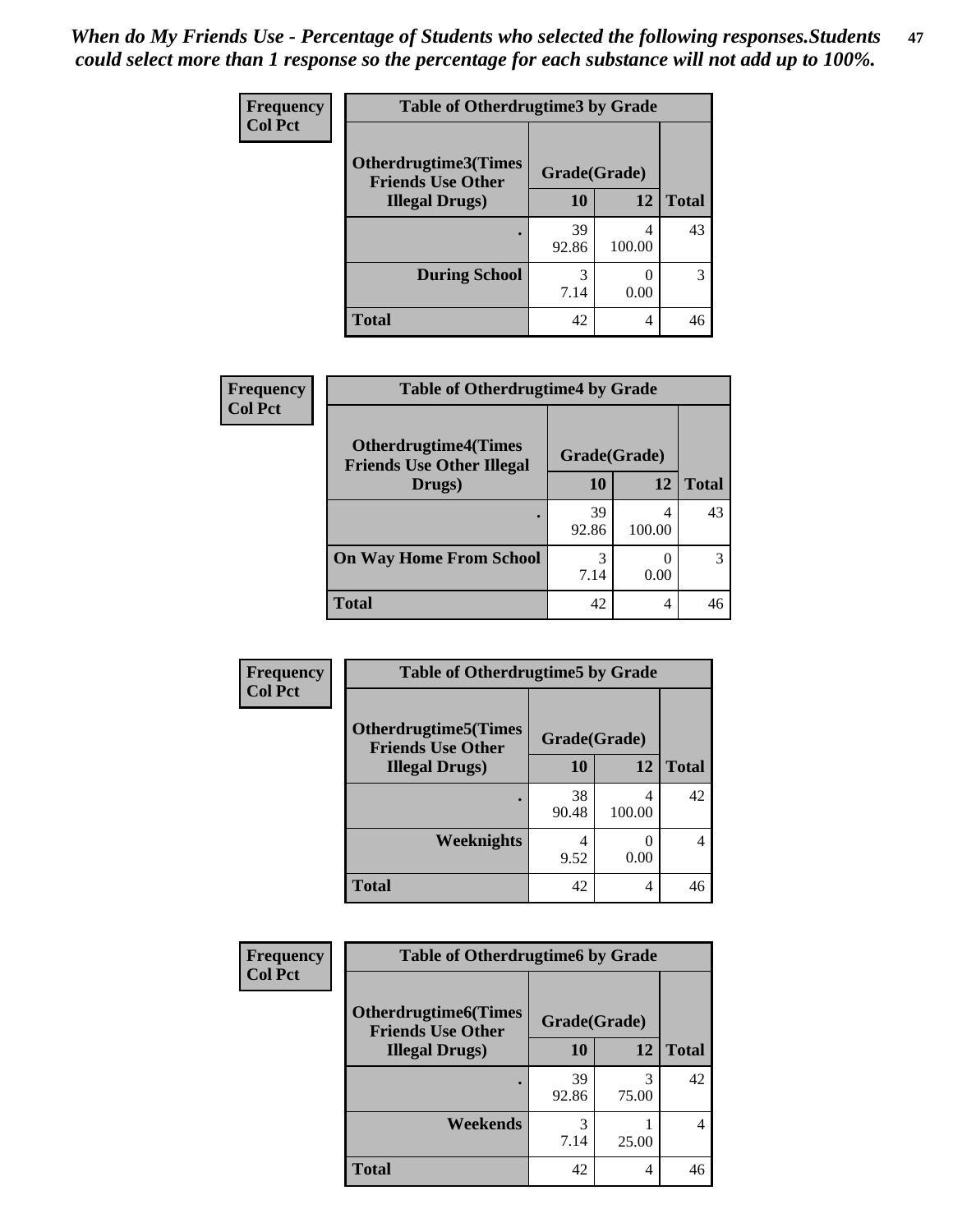*When do My Friends Use - Percentage of Students who selected the following responses.Students could select more than 1 response so the percentage for each substance will not add up to 100%.*

**Frequency**
**Col Pct**

| Table of Otherdrugtime3 by Grade | | | |
|---|---|---|---|
| **Otherdrugtime3(Times Friends Use Other Illegal Drugs)** | **Grade(Grade)** | | **Total** |
| | **10** | **12** | |
| **.** | 39<br>92.86 | 4<br>100.00 | 43 |
| **During School** | 3<br>7.14 | 0<br>0.00 | 3 |
| **Total** | 42 | 4 | 46 |

**Frequency**
**Col Pct**

| Table of Otherdrugtime4 by Grade | | | |
|---|---|---|---|
| **Otherdrugtime4(Times Friends Use Other Illegal Drugs)** | **Grade(Grade)** | | **Total** |
| | **10** | **12** | |
| **.** | 39<br>92.86 | 4<br>100.00 | 43 |
| **On Way Home From School** | 3<br>7.14 | 0<br>0.00 | 3 |
| **Total** | 42 | 4 | 46 |

**Frequency**
**Col Pct**

| Table of Otherdrugtime5 by Grade | | | |
|---|---|---|---|
| **Otherdrugtime5(Times Friends Use Other Illegal Drugs)** | **Grade(Grade)** | | **Total** |
| | **10** | **12** | |
| **.** | 38<br>90.48 | 4<br>100.00 | 42 |
| **Weeknights** | 4<br>9.52 | 0<br>0.00 | 4 |
| **Total** | 42 | 4 | 46 |

**Frequency**
**Col Pct**

| Table of Otherdrugtime6 by Grade | | | |
|---|---|---|---|
| **Otherdrugtime6(Times Friends Use Other Illegal Drugs)** | **Grade(Grade)** | | **Total** |
| | **10** | **12** | |
| **.** | 39<br>92.86 | 3<br>75.00 | 42 |
| **Weekends** | 3<br>7.14 | 1<br>25.00 | 4 |
| **Total** | 42 | 4 | 46 |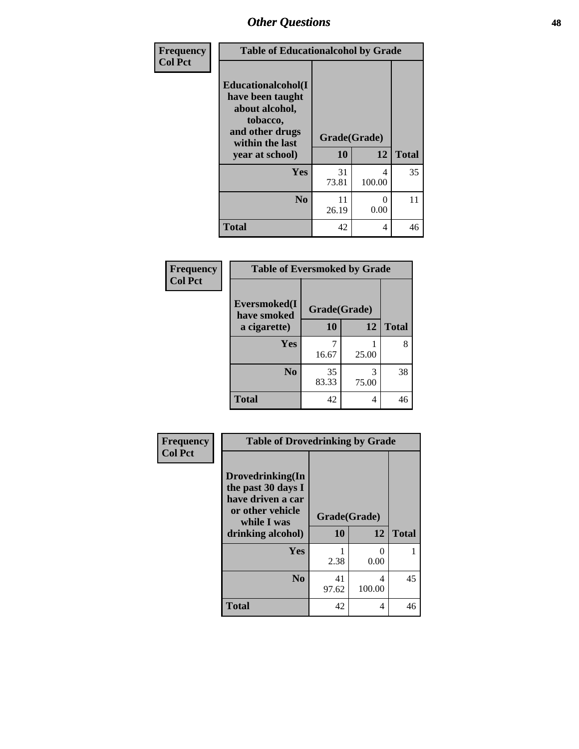| Frequency<br>Col Pct | Table of Educationalcohol by Grade | | |
|---|---|---|---|
| Educationalcohol(I have been taught about alcohol, tobacco, and other drugs within the last year at school) | Grade(Grade) | | |
| | 10 | 12 | Total |
| Yes | 31<br>73.81 | 4<br>100.00 | 35 |
| No | 11<br>26.19 | 0<br>0.00 | 11 |
| Total | 42 | 4 | 46 |

| Frequency<br>Col Pct | Table of Eversmoked by Grade | | |
|---|---|---|---|
| Eversmoked(I have smoked a cigarette) | Grade(Grade) | | |
| | 10 | 12 | Total |
| Yes | 7<br>16.67 | 1<br>25.00 | 8 |
| No | 35<br>83.33 | 3<br>75.00 | 38 |
| Total | 42 | 4 | 46 |

| Frequency<br>Col Pct | Table of Drovedrinking by Grade | | |
|---|---|---|---|
| Drovedrinking(In the past 30 days I have driven a car or other vehicle while I was drinking alcohol) | Grade(Grade) | | |
| | 10 | 12 | Total |
| Yes | 1<br>2.38 | 0<br>0.00 | 1 |
| No | 41<br>97.62 | 4<br>100.00 | 45 |
| Total | 42 | 4 | 46 |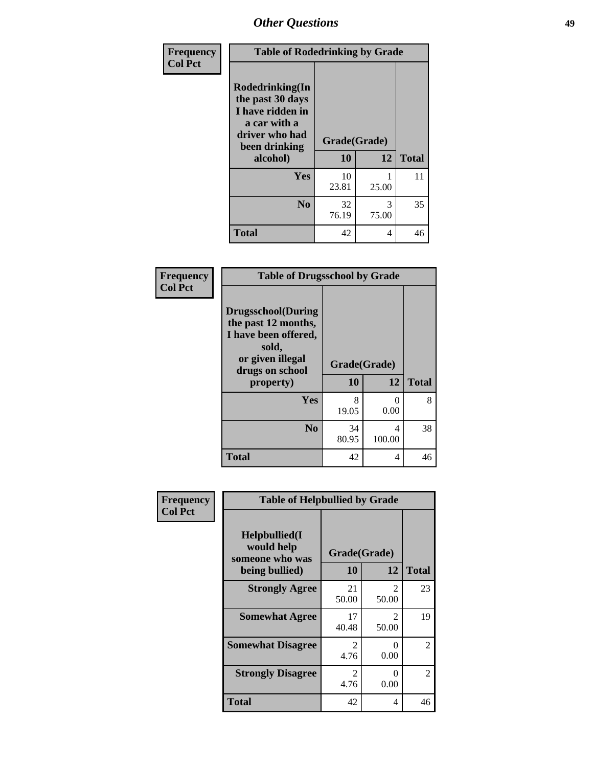## Other Questions

**Frequency**
**Col Pct**

| Table of Rodedrinking by Grade | | | |
|---|---|---|---|
| **Rodedrinking(In the past 30 days I have ridden in a car with a driver who had been drinking alcohol)** | **Grade(Grade)** | | |
| | **10** | **12** | **Total** |
| **Yes** | 10<br>23.81 | 1<br>25.00 | 11 |
| **No** | 32<br>76.19 | 3<br>75.00 | 35 |
| **Total** | 42 | 4 | 46 |

**Frequency**
**Col Pct**

| Table of Drugsschool by Grade | | | |
|---|---|---|---|
| **Drugsschool(During the past 12 months, I have been offered, sold, or given illegal drugs on school property)** | **Grade(Grade)** | | |
| | **10** | **12** | **Total** |
| **Yes** | 8<br>19.05 | 0<br>0.00 | 8 |
| **No** | 34<br>80.95 | 4<br>100.00 | 38 |
| **Total** | 42 | 4 | 46 |

**Frequency**
**Col Pct**

| Table of Helpbullied by Grade | | | |
|---|---|---|---|
| **Helpbullied(I would help someone who was being bullied)** | **Grade(Grade)** | | |
| | **10** | **12** | **Total** |
| **Strongly Agree** | 21<br>50.00 | 2<br>50.00 | 23 |
| **Somewhat Agree** | 17<br>40.48 | 2<br>50.00 | 19 |
| **Somewhat Disagree** | 2<br>4.76 | 0<br>0.00 | 2 |
| **Strongly Disagree** | 2<br>4.76 | 0<br>0.00 | 2 |
| **Total** | 42 | 4 | 46 |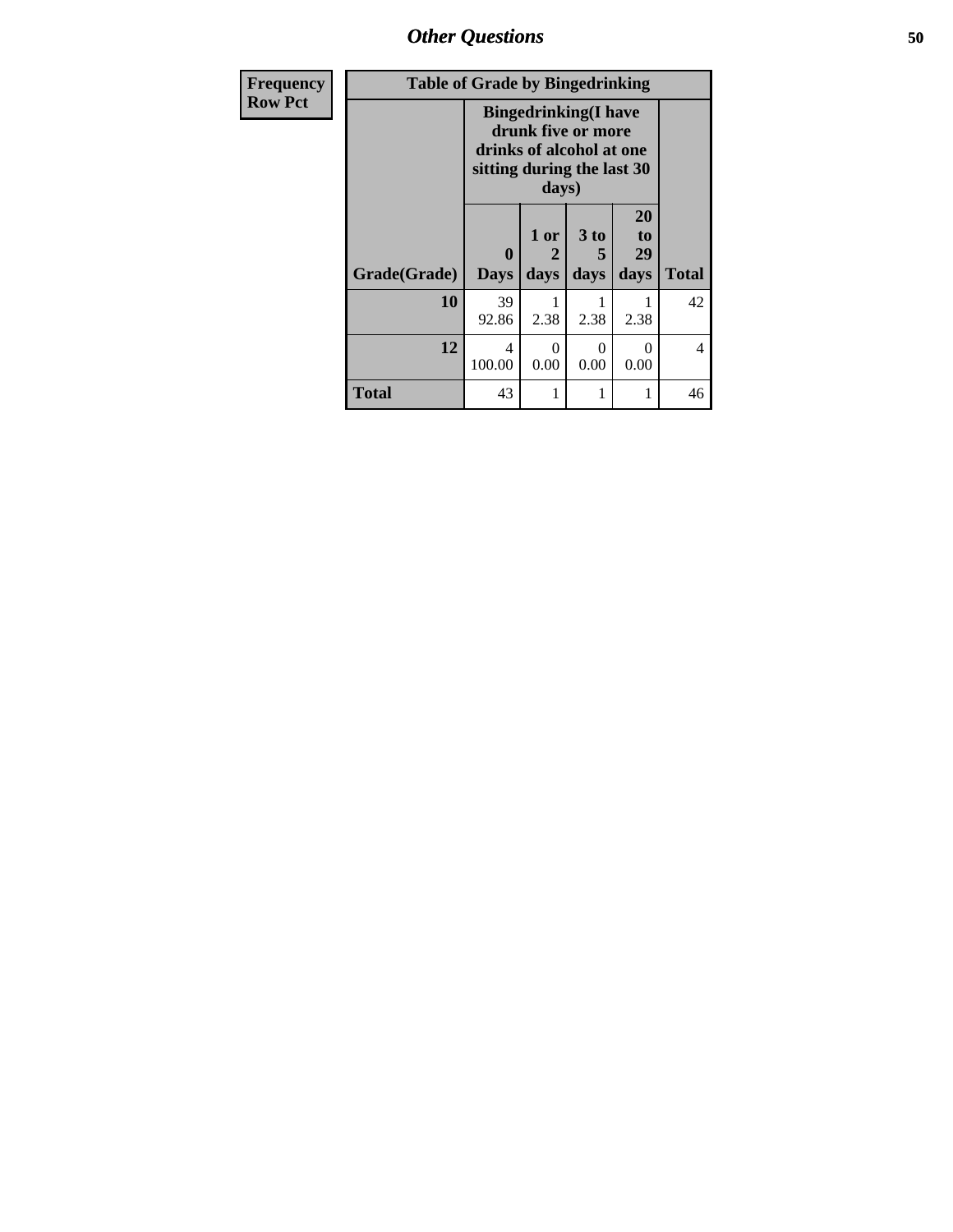## Other Questions

| Frequency<br>Row Pct |
|---|

**Table of Grade by Bingedrinking**

| Grade(Grade) | Bingedrinking(I have drunk five or more drinks of alcohol at one sitting during the last 30 days) | | | | Total |
|---|---|---|---|---|---|
| | 0 Days | 1 or 2 days | 3 to 5 days | 20 to 29 days | |
| 10 | 39<br>92.86 | 1<br>2.38 | 1<br>2.38 | 1<br>2.38 | 42 |
| 12 | 4<br>100.00 | 0<br>0.00 | 0<br>0.00 | 0<br>0.00 | 4 |
| Total | 43 | 1 | 1 | 1 | 46 |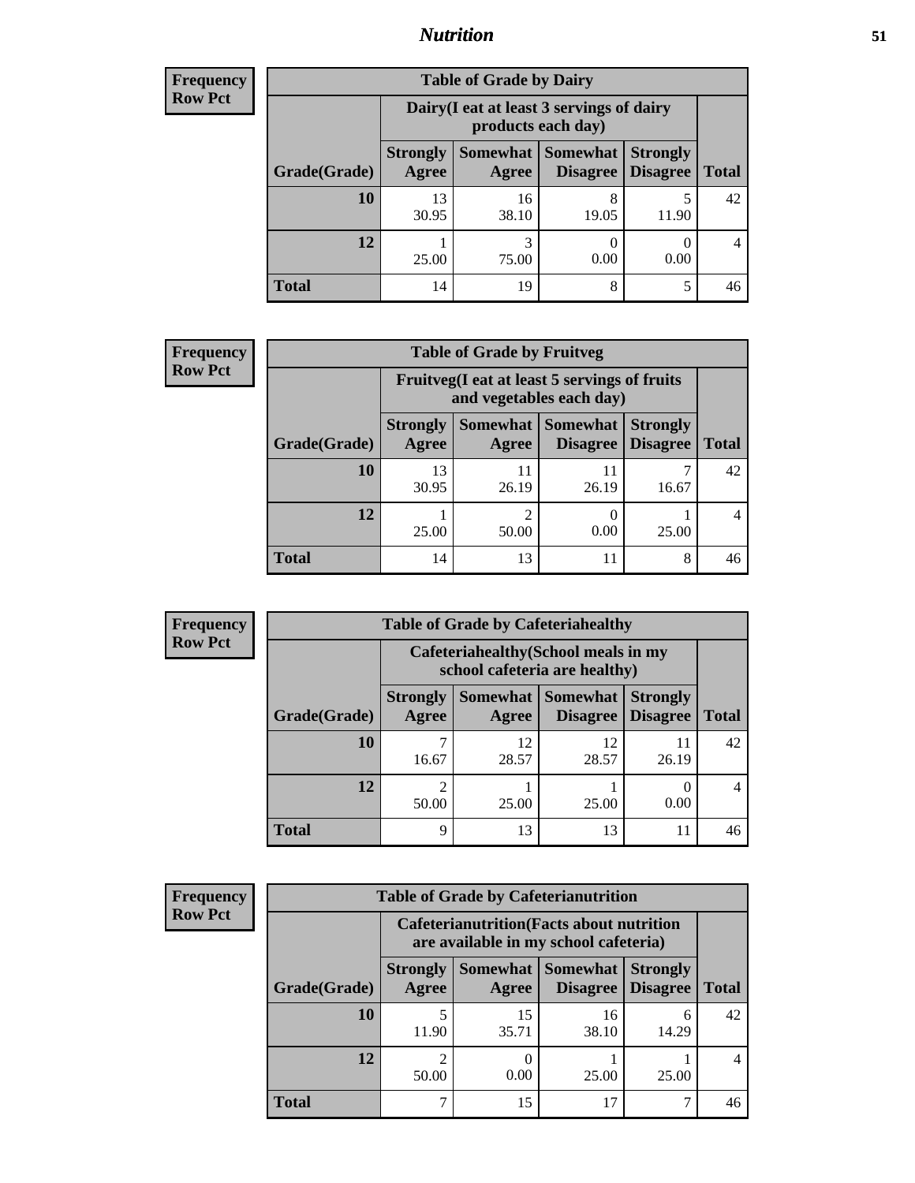| Frequency Row Pct | Table of Grade by Dairy | | | | |
|---|---|---|---|---|---|
| | Dairy(I eat at least 3 servings of dairy products each day) | | | | |
| Grade(Grade) | Strongly Agree | Somewhat Agree | Somewhat Disagree | Strongly Disagree | Total |
| 10 | 13<br>30.95 | 16<br>38.10 | 8<br>19.05 | 5<br>11.90 | 42 |
| 12 | 1<br>25.00 | 3<br>75.00 | 0<br>0.00 | 0<br>0.00 | 4 |
| Total | 14 | 19 | 8 | 5 | 46 |

| Frequency Row Pct | Table of Grade by Fruitveg | | | | |
|---|---|---|---|---|---|
| | Fruitveg(I eat at least 5 servings of fruits and vegetables each day) | | | | |
| Grade(Grade) | Strongly Agree | Somewhat Agree | Somewhat Disagree | Strongly Disagree | Total |
| 10 | 13<br>30.95 | 11<br>26.19 | 11<br>26.19 | 7<br>16.67 | 42 |
| 12 | 1<br>25.00 | 2<br>50.00 | 0<br>0.00 | 1<br>25.00 | 4 |
| Total | 14 | 13 | 11 | 8 | 46 |

| Frequency Row Pct | Table of Grade by Cafeteriahealthy | | | | |
|---|---|---|---|---|---|
| | Cafeteriahealthy(School meals in my school cafeteria are healthy) | | | | |
| Grade(Grade) | Strongly Agree | Somewhat Agree | Somewhat Disagree | Strongly Disagree | Total |
| 10 | 7<br>16.67 | 12<br>28.57 | 12<br>28.57 | 11<br>26.19 | 42 |
| 12 | 2<br>50.00 | 1<br>25.00 | 1<br>25.00 | 0<br>0.00 | 4 |
| Total | 9 | 13 | 13 | 11 | 46 |

| Frequency Row Pct | Table of Grade by Cafeterianutrition | | | | |
|---|---|---|---|---|---|
| | Cafeterianutrition(Facts about nutrition are available in my school cafeteria) | | | | |
| Grade(Grade) | Strongly Agree | Somewhat Agree | Somewhat Disagree | Strongly Disagree | Total |
| 10 | 5<br>11.90 | 15<br>35.71 | 16<br>38.10 | 6<br>14.29 | 42 |
| 12 | 2<br>50.00 | 0<br>0.00 | 1<br>25.00 | 1<br>25.00 | 4 |
| Total | 7 | 15 | 17 | 7 | 46 |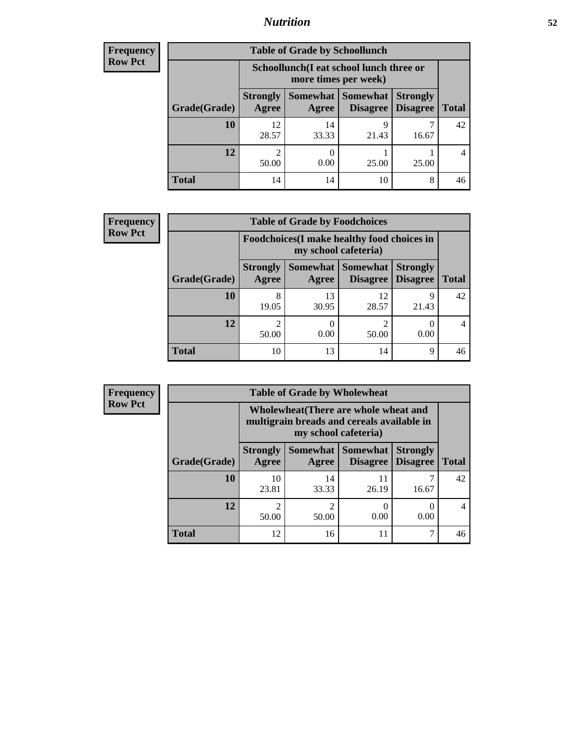# *Nutrition*

**Frequency**
**Row Pct**

| Table of Grade by Schoollunch | | | | | |
|---|---|---|---|---|---|
| | Schoollunch(I eat school lunch three or more times per week) | | | | |
| Grade(Grade) | Strongly Agree | Somewhat Agree | Somewhat Disagree | Strongly Disagree | Total |
| **10** | 12<br>28.57 | 14<br>33.33 | 9<br>21.43 | 7<br>16.67 | 42 |
| **12** | 2<br>50.00 | 0<br>0.00 | 1<br>25.00 | 1<br>25.00 | 4 |
| **Total** | 14 | 14 | 10 | 8 | 46 |

**Frequency**
**Row Pct**

| Table of Grade by Foodchoices | | | | | |
|---|---|---|---|---|---|
| | Foodchoices(I make healthy food choices in my school cafeteria) | | | | |
| Grade(Grade) | Strongly Agree | Somewhat Agree | Somewhat Disagree | Strongly Disagree | Total |
| **10** | 8<br>19.05 | 13<br>30.95 | 12<br>28.57 | 9<br>21.43 | 42 |
| **12** | 2<br>50.00 | 0<br>0.00 | 2<br>50.00 | 0<br>0.00 | 4 |
| **Total** | 10 | 13 | 14 | 9 | 46 |

**Frequency**
**Row Pct**

| Table of Grade by Wholewheat | | | | | |
|---|---|---|---|---|---|
| | Wholewheat(There are whole wheat and multigrain breads and cereals available in my school cafeteria) | | | | |
| Grade(Grade) | Strongly Agree | Somewhat Agree | Somewhat Disagree | Strongly Disagree | Total |
| **10** | 10<br>23.81 | 14<br>33.33 | 11<br>26.19 | 7<br>16.67 | 42 |
| **12** | 2<br>50.00 | 2<br>50.00 | 0<br>0.00 | 0<br>0.00 | 4 |
| **Total** | 12 | 16 | 11 | 7 | 46 |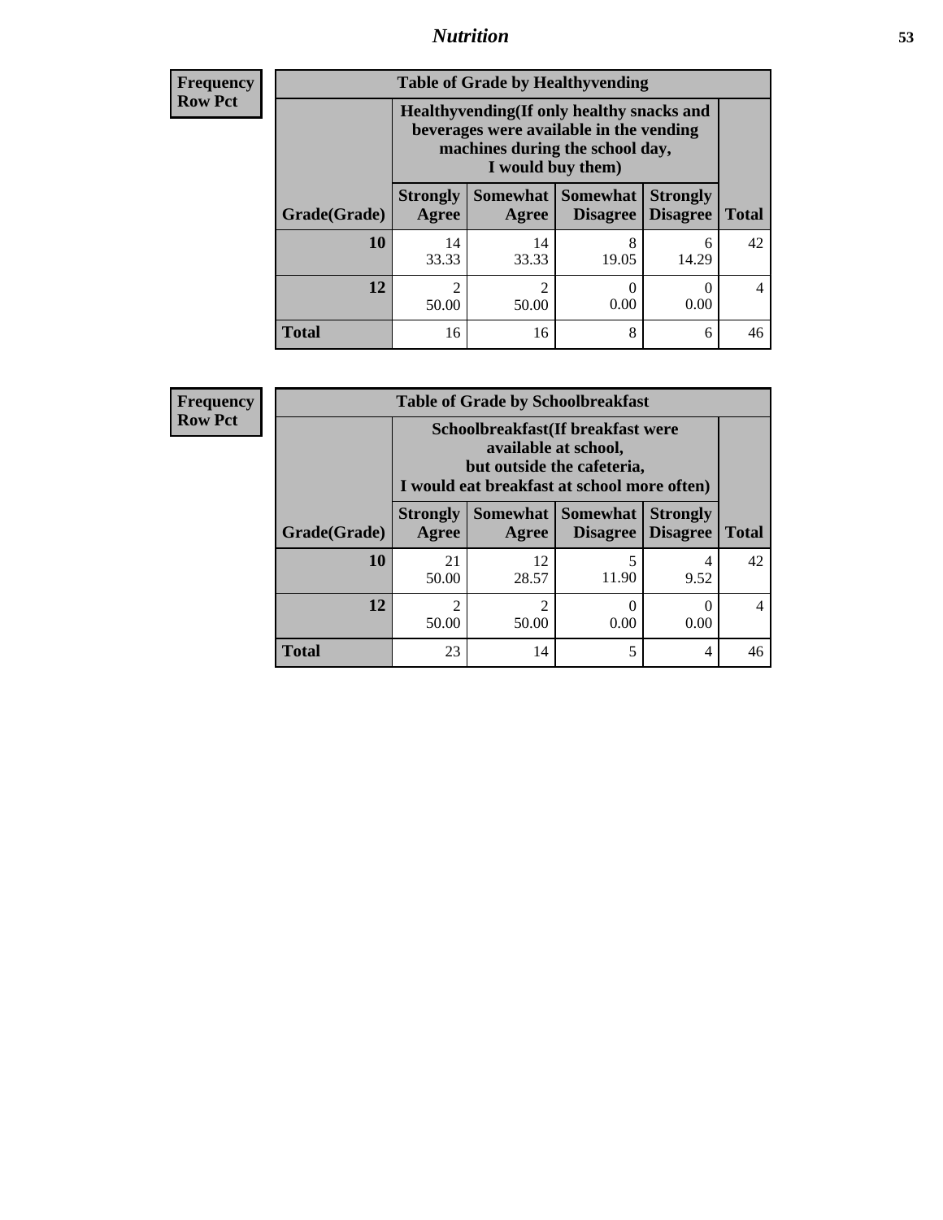**Frequency**
**Row Pct**

**Table of Grade by Healthyvending**

| Grade(Grade) | Healthyvending(If only healthy snacks and beverages were available in the vending machines during the school day, I would buy them) | | | | Total |
|---|---|---|---|---|---|
| | Strongly Agree | Somewhat Agree | Somewhat Disagree | Strongly Disagree | |
| **10** | 14<br>33.33 | 14<br>33.33 | 8<br>19.05 | 6<br>14.29 | 42 |
| **12** | 2<br>50.00 | 2<br>50.00 | 0<br>0.00 | 0<br>0.00 | 4 |
| **Total** | 16 | 16 | 8 | 6 | 46 |

**Frequency**
**Row Pct**

**Table of Grade by Schoolbreakfast**

| Grade(Grade) | Schoolbreakfast(If breakfast were available at school, but outside the cafeteria, I would eat breakfast at school more often) | | | | Total |
|---|---|---|---|---|---|
| | Strongly Agree | Somewhat Agree | Somewhat Disagree | Strongly Disagree | |
| **10** | 21<br>50.00 | 12<br>28.57 | 5<br>11.90 | 4<br>9.52 | 42 |
| **12** | 2<br>50.00 | 2<br>50.00 | 0<br>0.00 | 0<br>0.00 | 4 |
| **Total** | 23 | 14 | 5 | 4 | 46 |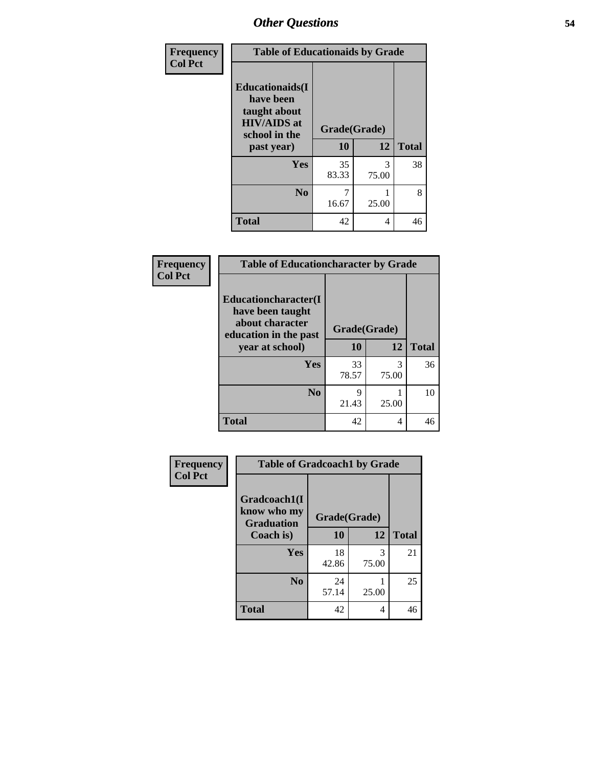## Other Questions

**Frequency**
**Col Pct**

| Educationaids(I have been taught about HIV/AIDS at school in the past year) | Grade(Grade) | | |
|---|---|---|---|
| | 10 | 12 | Total |
| Yes | 35<br>83.33 | 3<br>75.00 | 38 |
| No | 7<br>16.67 | 1<br>25.00 | 8 |
| Total | 42 | 4 | 46 |

Table of Educationaids by Grade

**Frequency**
**Col Pct**

| Educationcharacter(I have been taught about character education in the past year at school) | Grade(Grade) | | |
|---|---|---|---|
| | 10 | 12 | Total |
| Yes | 33<br>78.57 | 3<br>75.00 | 36 |
| No | 9<br>21.43 | 1<br>25.00 | 10 |
| Total | 42 | 4 | 46 |

Table of Educationcharacter by Grade

**Frequency**
**Col Pct**

| Gradcoach1(I know who my Graduation Coach is) | Grade(Grade) | | |
|---|---|---|---|
| | 10 | 12 | Total |
| Yes | 18<br>42.86 | 3<br>75.00 | 21 |
| No | 24<br>57.14 | 1<br>25.00 | 25 |
| Total | 42 | 4 | 46 |

Table of Gradcoach1 by Grade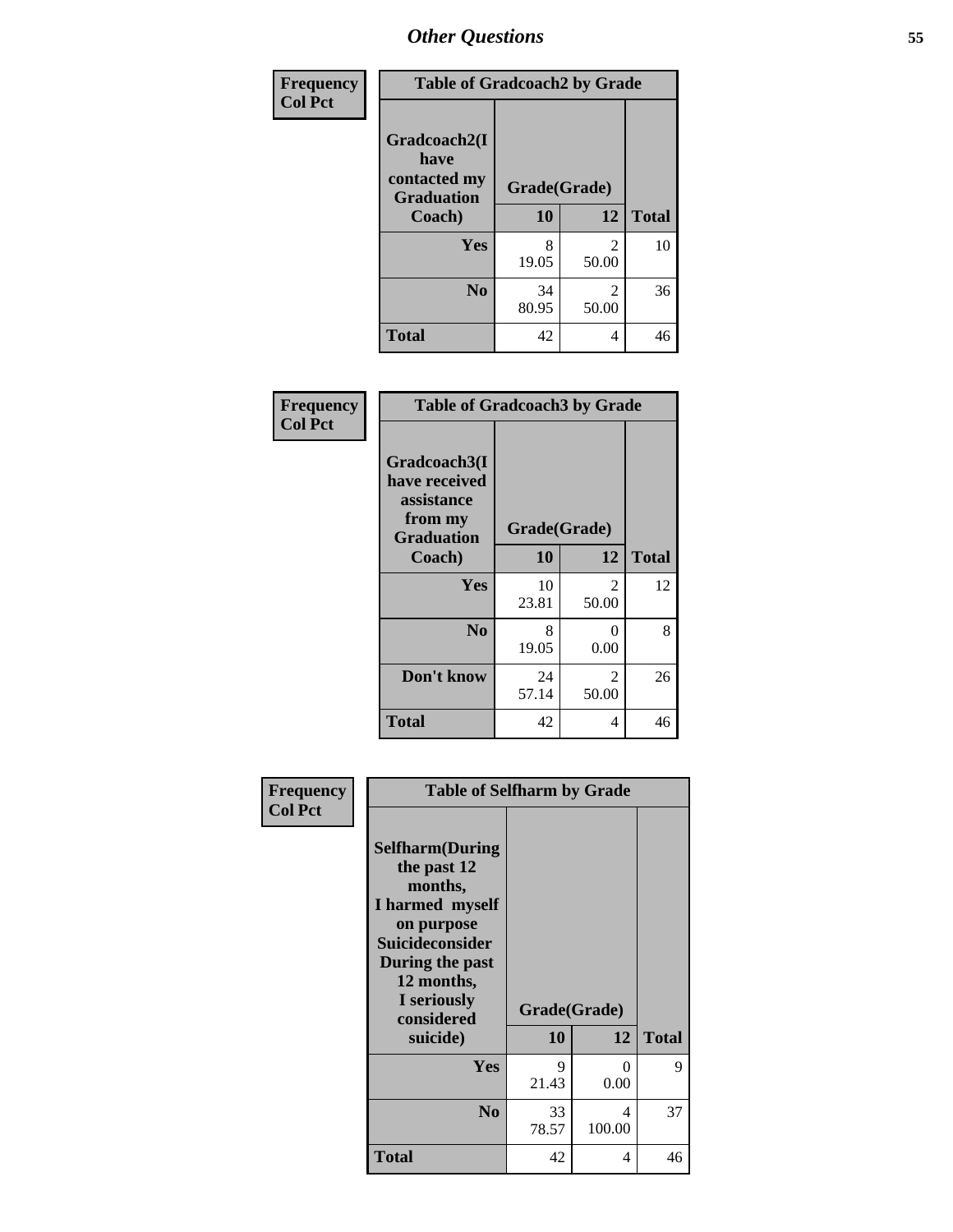# *Other Questions*

| Frequency<br>Col Pct | Table of Gradcoach2 by Grade | | |
|---|---|---|---|
| Gradcoach2(I have contacted my Graduation Coach) | Grade(Grade) | | |
| | 10 | 12 | Total |
| Yes | 8<br>19.05 | 2<br>50.00 | 10 |
| No | 34<br>80.95 | 2<br>50.00 | 36 |
| Total | 42 | 4 | 46 |

| Frequency<br>Col Pct | Table of Gradcoach3 by Grade | | |
|---|---|---|---|
| Gradcoach3(I have received assistance from my Graduation Coach) | Grade(Grade) | | |
| | 10 | 12 | Total |
| Yes | 10<br>23.81 | 2<br>50.00 | 12 |
| No | 8<br>19.05 | 0<br>0.00 | 8 |
| Don't know | 24<br>57.14 | 2<br>50.00 | 26 |
| Total | 42 | 4 | 46 |

| Frequency<br>Col Pct | Table of Selfharm by Grade | | |
|---|---|---|---|
| Selfharm(During the past 12 months, I harmed myself on purpose Suicideconsider During the past 12 months, I seriously considered suicide) | Grade(Grade) | | |
| | 10 | 12 | Total |
| Yes | 9<br>21.43 | 0<br>0.00 | 9 |
| No | 33<br>78.57 | 4<br>100.00 | 37 |
| Total | 42 | 4 | 46 |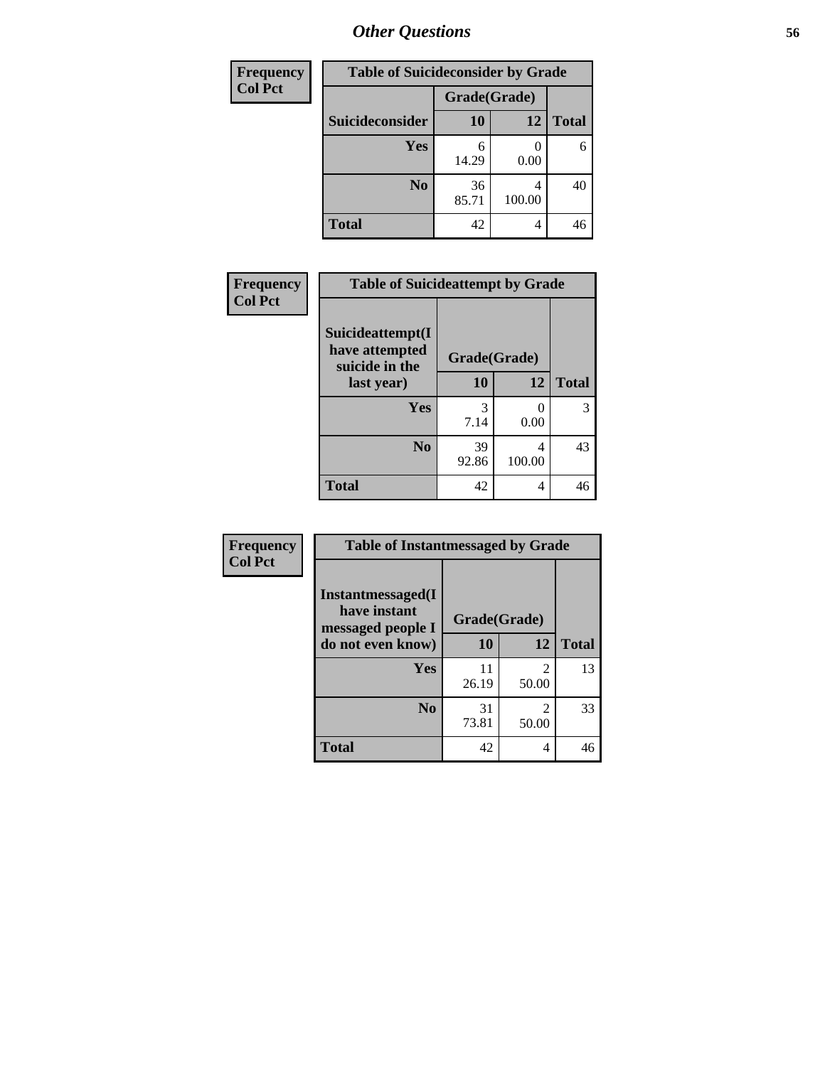| Frequency<br>Col Pct |
|---|

**Table of Suicideconsider by Grade**

| Suicideconsider | Grade(Grade) 10 | 12 | Total |
|---|---|---|---|
| Yes | 6<br>14.29 | 0<br>0.00 | 6 |
| No | 36<br>85.71 | 4<br>100.00 | 40 |
| Total | 42 | 4 | 46 |

| Frequency<br>Col Pct |
|---|

**Table of Suicideattempt by Grade**

| Suicideattempt(I have attempted suicide in the last year) | Grade(Grade) 10 | 12 | Total |
|---|---|---|---|
| Yes | 3<br>7.14 | 0<br>0.00 | 3 |
| No | 39<br>92.86 | 4<br>100.00 | 43 |
| Total | 42 | 4 | 46 |

| Frequency<br>Col Pct |
|---|

**Table of Instantmessaged by Grade**

| Instantmessaged(I have instant messaged people I do not even know) | Grade(Grade) 10 | 12 | Total |
|---|---|---|---|
| Yes | 11<br>26.19 | 2<br>50.00 | 13 |
| No | 31<br>73.81 | 2<br>50.00 | 33 |
| Total | 42 | 4 | 46 |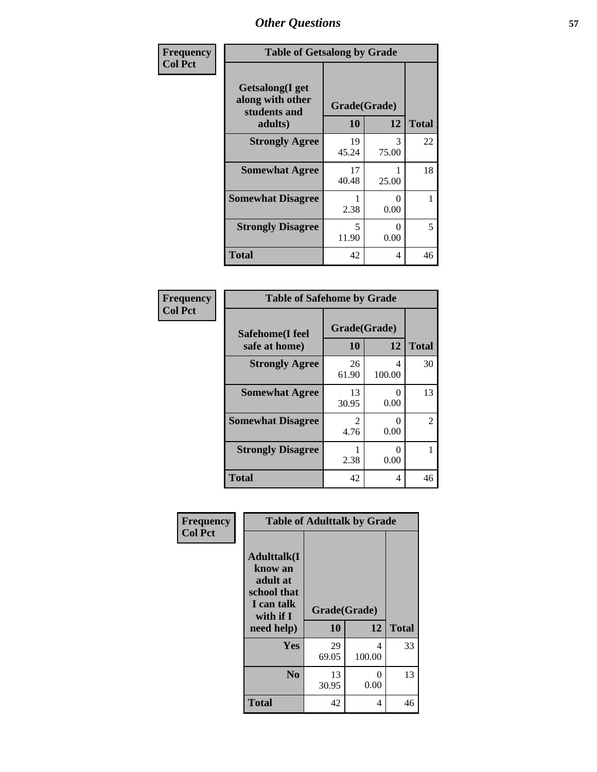## Other Questions

Frequency
Col Pct

**Table of Getsalong by Grade**

| Getsalong(I get along with other students and adults) | Grade(Grade) | | Total |
|---|---|---|---|
| | 10 | 12 | |
| **Strongly Agree** | 19<br>45.24 | 3<br>75.00 | 22 |
| **Somewhat Agree** | 17<br>40.48 | 1<br>25.00 | 18 |
| **Somewhat Disagree** | 1<br>2.38 | 0<br>0.00 | 1 |
| **Strongly Disagree** | 5<br>11.90 | 0<br>0.00 | 5 |
| **Total** | 42 | 4 | 46 |

Frequency
Col Pct

**Table of Safehome by Grade**

| Safehome(I feel safe at home) | Grade(Grade) | | Total |
|---|---|---|---|
| | 10 | 12 | |
| **Strongly Agree** | 26<br>61.90 | 4<br>100.00 | 30 |
| **Somewhat Agree** | 13<br>30.95 | 0<br>0.00 | 13 |
| **Somewhat Disagree** | 2<br>4.76 | 0<br>0.00 | 2 |
| **Strongly Disagree** | 1<br>2.38 | 0<br>0.00 | 1 |
| **Total** | 42 | 4 | 46 |

Frequency
Col Pct

**Table of Adulttalk by Grade**

| Adulttalk(I know an adult at school that I can talk with if I need help) | Grade(Grade) | | Total |
|---|---|---|---|
| | 10 | 12 | |
| **Yes** | 29<br>69.05 | 4<br>100.00 | 33 |
| **No** | 13<br>30.95 | 0<br>0.00 | 13 |
| **Total** | 42 | 4 | 46 |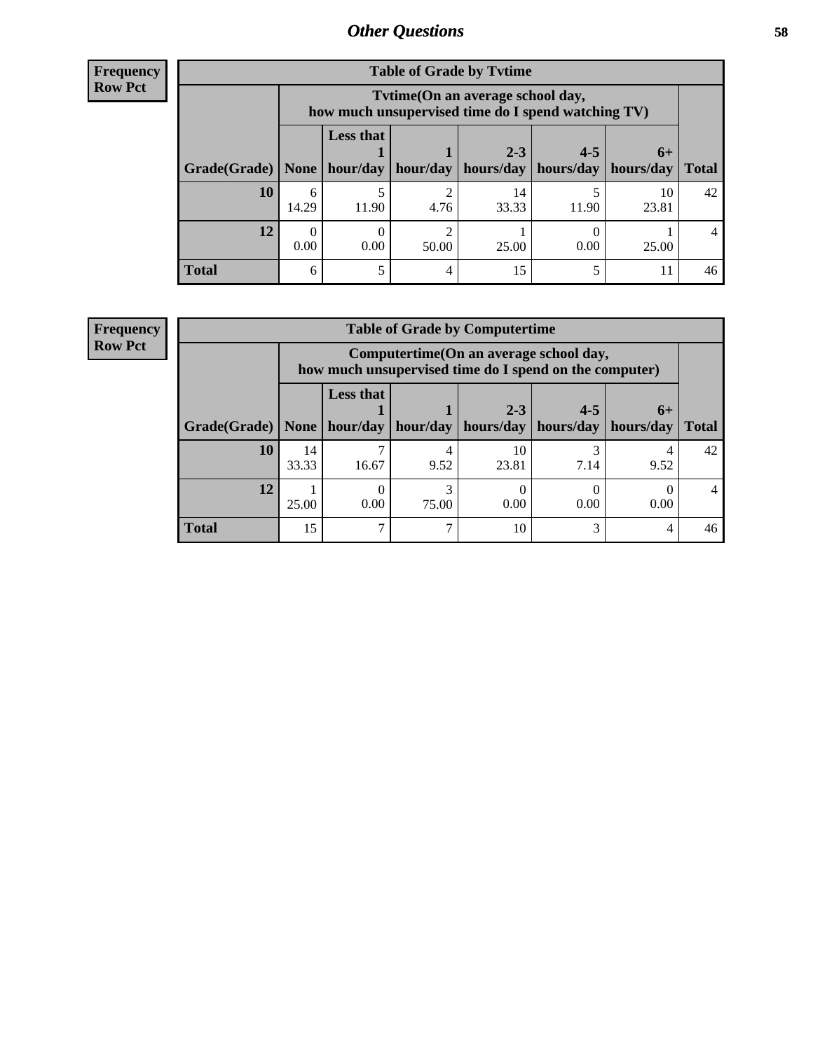## Other Questions

**Frequency**
**Row Pct**

| Table of Grade by Tvtime | | | | | | | |
|---|---|---|---|---|---|---|---|
| | Tvtime(On an average school day, how much unsupervised time do I spend watching TV) | | | | | | |
| Grade(Grade) | None | Less that 1 hour/day | 1 hour/day | 2-3 hours/day | 4-5 hours/day | 6+ hours/day | Total |
| **10** | 6<br>14.29 | 5<br>11.90 | 2<br>4.76 | 14<br>33.33 | 5<br>11.90 | 10<br>23.81 | 42 |
| **12** | 0<br>0.00 | 0<br>0.00 | 2<br>50.00 | 1<br>25.00 | 0<br>0.00 | 1<br>25.00 | 4 |
| **Total** | 6 | 5 | 4 | 15 | 5 | 11 | 46 |

**Frequency**
**Row Pct**

| Table of Grade by Computertime | | | | | | | |
|---|---|---|---|---|---|---|---|
| | Computertime(On an average school day, how much unsupervised time do I spend on the computer) | | | | | | |
| Grade(Grade) | None | Less that 1 hour/day | 1 hour/day | 2-3 hours/day | 4-5 hours/day | 6+ hours/day | Total |
| **10** | 14<br>33.33 | 7<br>16.67 | 4<br>9.52 | 10<br>23.81 | 3<br>7.14 | 4<br>9.52 | 42 |
| **12** | 1<br>25.00 | 0<br>0.00 | 3<br>75.00 | 0<br>0.00 | 0<br>0.00 | 0<br>0.00 | 4 |
| **Total** | 15 | 7 | 7 | 10 | 3 | 4 | 46 |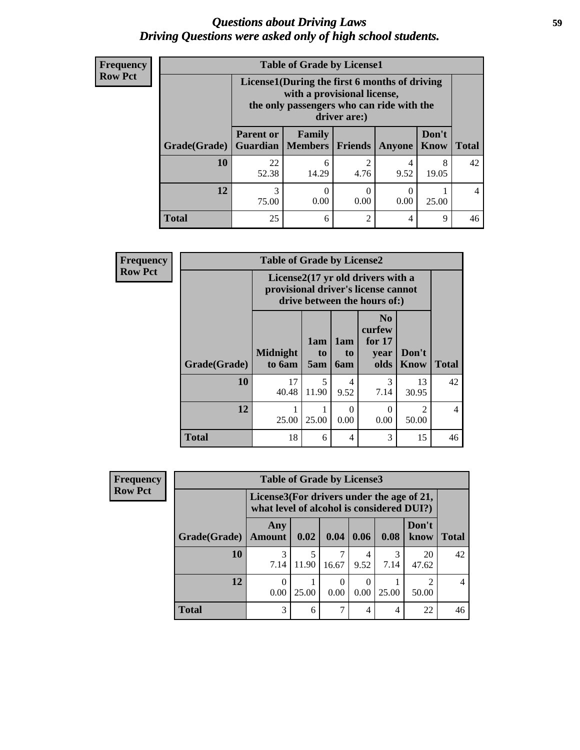# *Questions about Driving Laws*
# *Driving Questions were asked only of high school students.*

**Frequency**
**Row Pct**

**Table of Grade by License1**

| Grade(Grade) | License1(During the first 6 months of driving with a provisional license, the only passengers who can ride with the driver are:) | | | | | Total |
|---|---|---|---|---|---|---|
| | Parent or Guardian | Family Members | Friends | Anyone | Don't Know | |
| 10 | 22<br>52.38 | 6<br>14.29 | 2<br>4.76 | 4<br>9.52 | 8<br>19.05 | 42 |
| 12 | 3<br>75.00 | 0<br>0.00 | 0<br>0.00 | 0<br>0.00 | 1<br>25.00 | 4 |
| Total | 25 | 6 | 2 | 4 | 9 | 46 |

**Frequency**
**Row Pct**

**Table of Grade by License2**

| Grade(Grade) | License2(17 yr old drivers with a provisional driver's license cannot drive between the hours of:) | | | | | Total |
|---|---|---|---|---|---|---|
| | Midnight to 6am | 1am to 5am | 1am to 6am | No curfew for 17 year olds | Don't Know | |
| 10 | 17<br>40.48 | 5<br>11.90 | 4<br>9.52 | 3<br>7.14 | 13<br>30.95 | 42 |
| 12 | 1<br>25.00 | 1<br>25.00 | 0<br>0.00 | 0<br>0.00 | 2<br>50.00 | 4 |
| Total | 18 | 6 | 4 | 3 | 15 | 46 |

**Frequency**
**Row Pct**

**Table of Grade by License3**

| Grade(Grade) | License3(For drivers under the age of 21, what level of alcohol is considered DUI?) | | | | | | Total |
|---|---|---|---|---|---|---|---|
| | Any Amount | 0.02 | 0.04 | 0.06 | 0.08 | Don't know | |
| 10 | 3<br>7.14 | 5<br>11.90 | 7<br>16.67 | 4<br>9.52 | 3<br>7.14 | 20<br>47.62 | 42 |
| 12 | 0<br>0.00 | 1<br>25.00 | 0<br>0.00 | 0<br>0.00 | 1<br>25.00 | 2<br>50.00 | 4 |
| Total | 3 | 6 | 7 | 4 | 4 | 22 | 46 |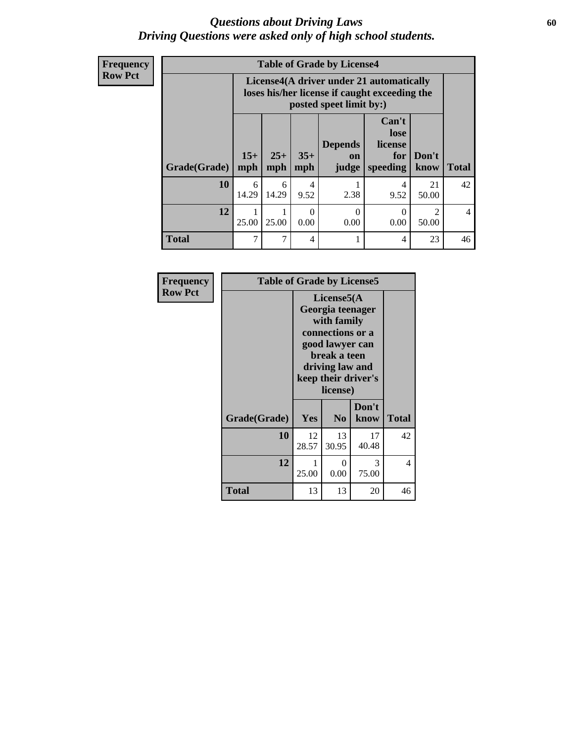# *Questions about Driving Laws*
## *Driving Questions were asked only of high school students.*

**Frequency**
**Row Pct**

**Table of Grade by License4**

| Grade(Grade) | License4(A driver under 21 automatically loses his/her license if caught exceeding the posted speet limit by:) | | | | | | Total |
|---|---|---|---|---|---|---|---|
| | 15+ mph | 25+ mph | 35+ mph | Depends on judge | Can't lose license for speeding | Don't know | |
| **10** | 6<br>14.29 | 6<br>14.29 | 4<br>9.52 | 1<br>2.38 | 4<br>9.52 | 21<br>50.00 | 42 |
| **12** | 1<br>25.00 | 1<br>25.00 | 0<br>0.00 | 0<br>0.00 | 0<br>0.00 | 2<br>50.00 | 4 |
| **Total** | 7 | 7 | 4 | 1 | 4 | 23 | 46 |

**Frequency**
**Row Pct**

**Table of Grade by License5**

| Grade(Grade) | License5(A Georgia teenager with family connections or a good lawyer can break a teen driving law and keep their driver's license) | | | Total |
|---|---|---|---|---|
| | Yes | No | Don't know | |
| **10** | 12<br>28.57 | 13<br>30.95 | 17<br>40.48 | 42 |
| **12** | 1<br>25.00 | 0<br>0.00 | 3<br>75.00 | 4 |
| **Total** | 13 | 13 | 20 | 46 |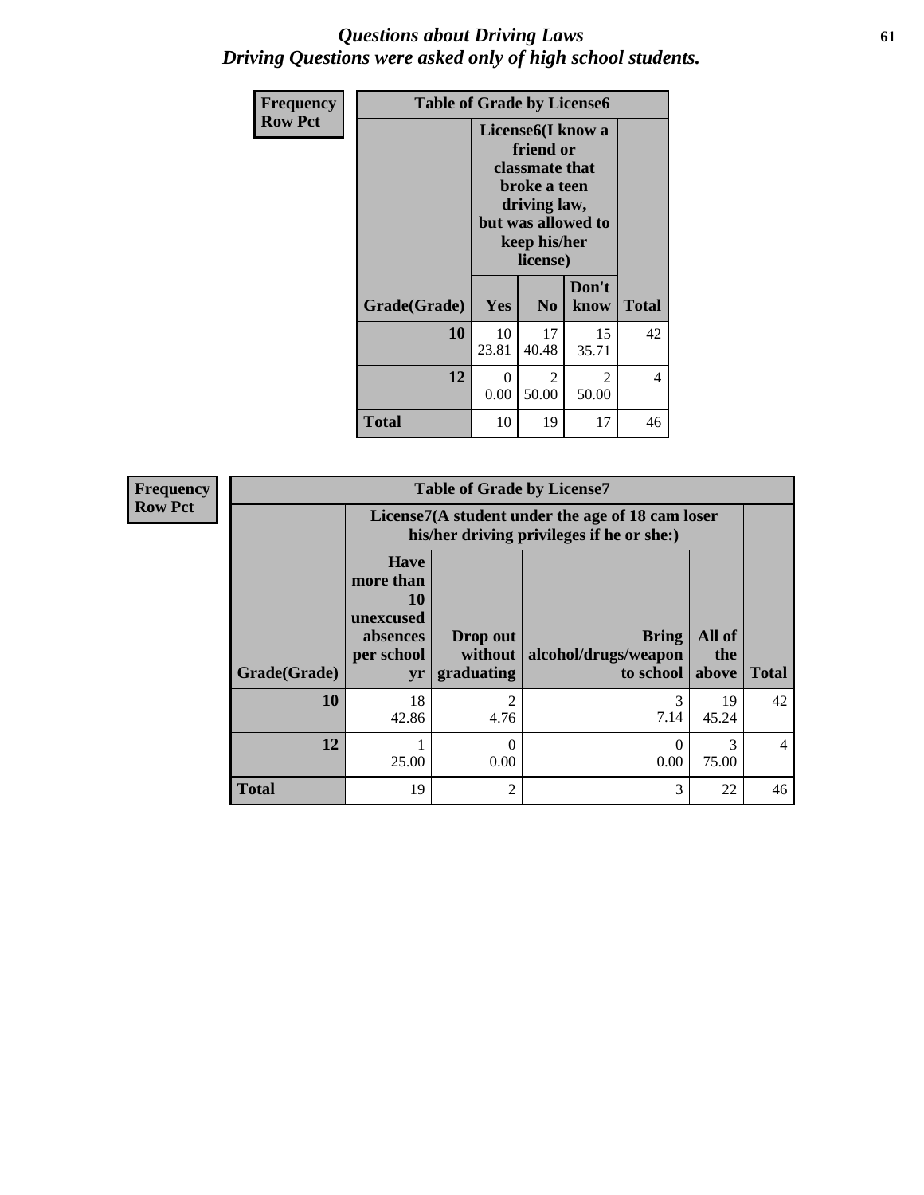# *Questions about Driving Laws*
## *Driving Questions were asked only of high school students.*

**Frequency**
**Row Pct**

| Table of Grade by License6 | | | | |
|---|---|---|---|---|
| | License6(I know a friend or classmate that broke a teen driving law, but was allowed to keep his/her license) | | | |
| Grade(Grade) | Yes | No | Don't know | Total |
| 10 | 10<br>23.81 | 17<br>40.48 | 15<br>35.71 | 42 |
| 12 | 0<br>0.00 | 2<br>50.00 | 2<br>50.00 | 4 |
| Total | 10 | 19 | 17 | 46 |

**Frequency**
**Row Pct**

| Table of Grade by License7 | | | | | |
|---|---|---|---|---|---|
| | License7(A student under the age of 18 cam loser his/her driving privileges if he or she:) | | | | |
| Grade(Grade) | Have more than 10 unexcused absences per school yr | Drop out without graduating | Bring alcohol/drugs/weapon to school | All of the above | Total |
| 10 | 18<br>42.86 | 2<br>4.76 | 3<br>7.14 | 19<br>45.24 | 42 |
| 12 | 1<br>25.00 | 0<br>0.00 | 0<br>0.00 | 3<br>75.00 | 4 |
| Total | 19 | 2 | 3 | 22 | 46 |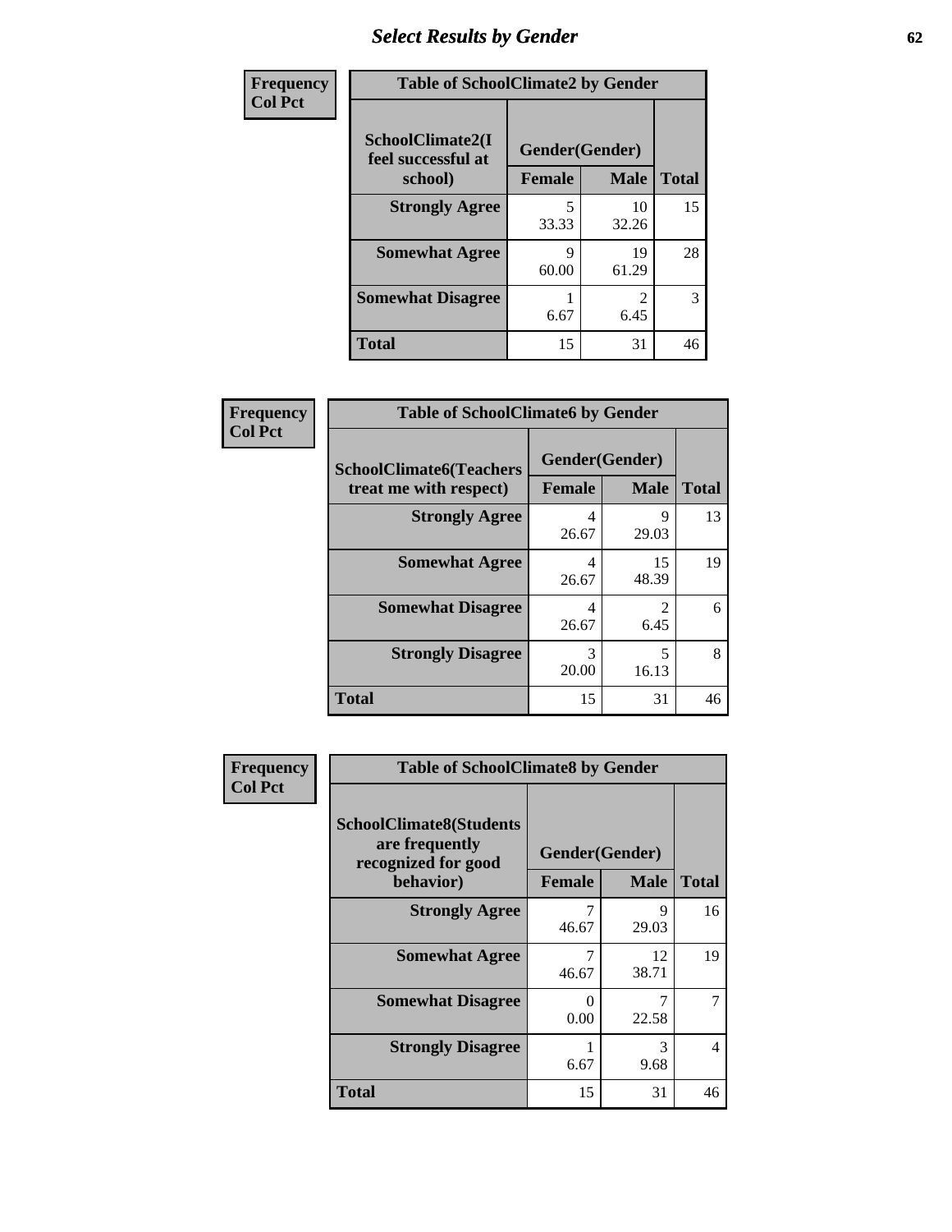# Select Results by Gender

**Frequency**
**Col Pct**

| Table of SchoolClimate2 by Gender | | | |
|---|---|---|---|
| SchoolClimate2(I feel successful at school) | Gender(Gender) | | |
| | Female | Male | Total |
| Strongly Agree | 5<br>33.33 | 10<br>32.26 | 15 |
| Somewhat Agree | 9<br>60.00 | 19<br>61.29 | 28 |
| Somewhat Disagree | 1<br>6.67 | 2<br>6.45 | 3 |
| Total | 15 | 31 | 46 |

**Frequency**
**Col Pct**

| Table of SchoolClimate6 by Gender | | | |
|---|---|---|---|
| SchoolClimate6(Teachers treat me with respect) | Gender(Gender) | | |
| | Female | Male | Total |
| Strongly Agree | 4<br>26.67 | 9<br>29.03 | 13 |
| Somewhat Agree | 4<br>26.67 | 15<br>48.39 | 19 |
| Somewhat Disagree | 4<br>26.67 | 2<br>6.45 | 6 |
| Strongly Disagree | 3<br>20.00 | 5<br>16.13 | 8 |
| Total | 15 | 31 | 46 |

**Frequency**
**Col Pct**

| Table of SchoolClimate8 by Gender | | | |
|---|---|---|---|
| SchoolClimate8(Students are frequently recognized for good behavior) | Gender(Gender) | | |
| | Female | Male | Total |
| Strongly Agree | 7<br>46.67 | 9<br>29.03 | 16 |
| Somewhat Agree | 7<br>46.67 | 12<br>38.71 | 19 |
| Somewhat Disagree | 0<br>0.00 | 7<br>22.58 | 7 |
| Strongly Disagree | 1<br>6.67 | 3<br>9.68 | 4 |
| Total | 15 | 31 | 46 |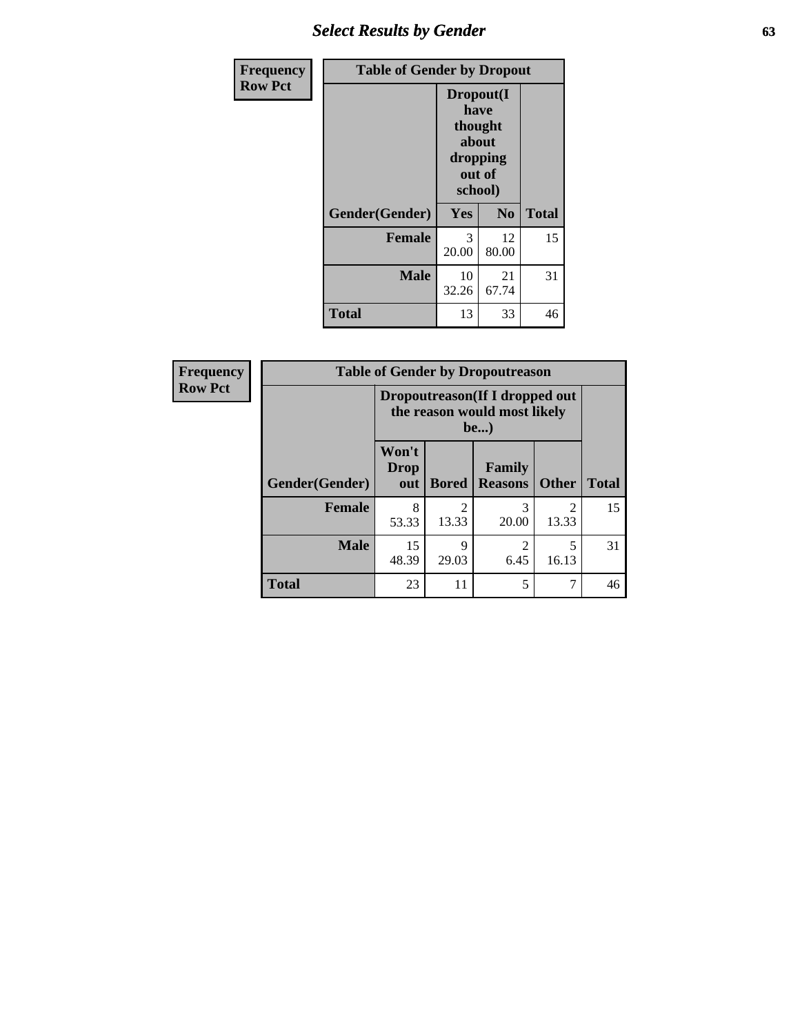# Select Results by Gender

| Frequency Row Pct | Table of Gender by Dropout | | |
|---|---|---|---|
| | Dropout(I have thought about dropping out of school) | | |
| Gender(Gender) | Yes | No | Total |
| Female | 3<br>20.00 | 12<br>80.00 | 15 |
| Male | 10<br>32.26 | 21<br>67.74 | 31 |
| Total | 13 | 33 | 46 |

| Frequency Row Pct | Table of Gender by Dropoutreason | | | | |
|---|---|---|---|---|---|
| | Dropoutreason(If I dropped out the reason would most likely be...) | | | | |
| Gender(Gender) | Won't Drop out | Bored | Family Reasons | Other | Total |
| Female | 8<br>53.33 | 2<br>13.33 | 3<br>20.00 | 2<br>13.33 | 15 |
| Male | 15<br>48.39 | 9<br>29.03 | 2<br>6.45 | 5<br>16.13 | 31 |
| Total | 23 | 11 | 5 | 7 | 46 |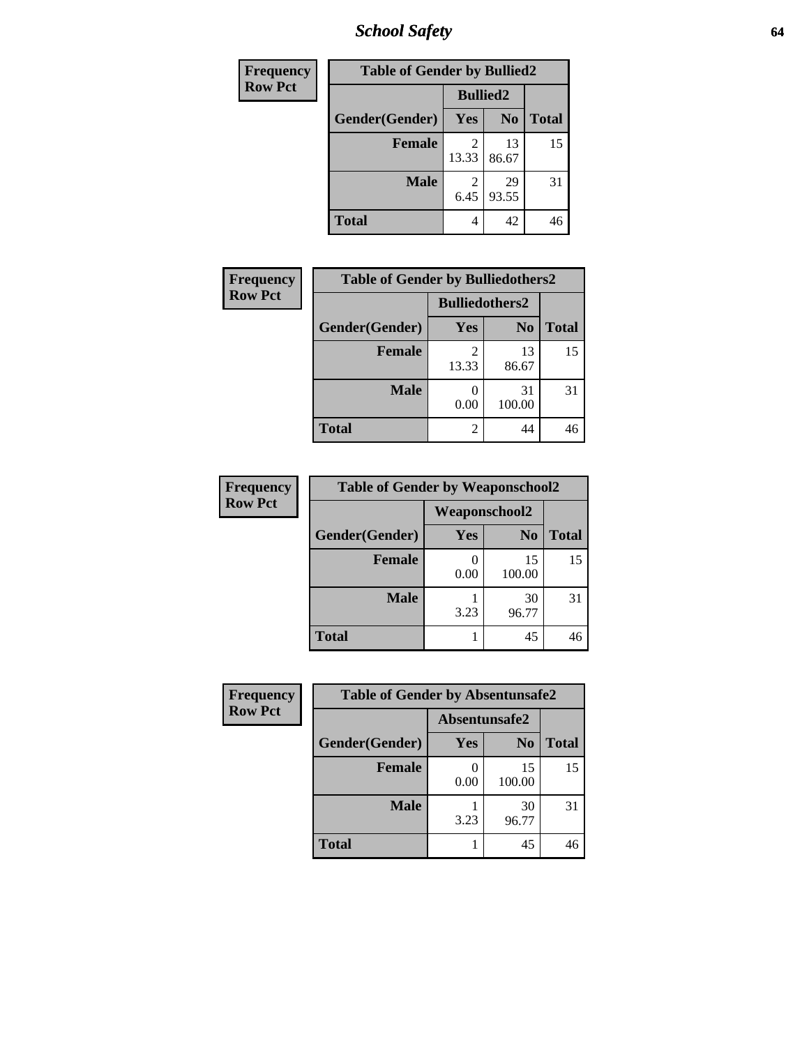# School Safety

| Frequency<br>Row Pct | | | |
|---|---|---|---|
| **Table of Gender by Bullied2** | | | |
| | **Bullied2** | | |
| **Gender(Gender)** | **Yes** | **No** | **Total** |
| **Female** | 2<br>13.33 | 13<br>86.67 | 15 |
| **Male** | 2<br>6.45 | 29<br>93.55 | 31 |
| **Total** | 4 | 42 | 46 |

| Frequency<br>Row Pct | | | |
|---|---|---|---|
| **Table of Gender by Bulliedothers2** | | | |
| | **Bulliedothers2** | | |
| **Gender(Gender)** | **Yes** | **No** | **Total** |
| **Female** | 2<br>13.33 | 13<br>86.67 | 15 |
| **Male** | 0<br>0.00 | 31<br>100.00 | 31 |
| **Total** | 2 | 44 | 46 |

| Frequency<br>Row Pct | | | |
|---|---|---|---|
| **Table of Gender by Weaponschool2** | | | |
| | **Weaponschool2** | | |
| **Gender(Gender)** | **Yes** | **No** | **Total** |
| **Female** | 0<br>0.00 | 15<br>100.00 | 15 |
| **Male** | 1<br>3.23 | 30<br>96.77 | 31 |
| **Total** | 1 | 45 | 46 |

| Frequency<br>Row Pct | | | |
|---|---|---|---|
| **Table of Gender by Absentunsafe2** | | | |
| | **Absentunsafe2** | | |
| **Gender(Gender)** | **Yes** | **No** | **Total** |
| **Female** | 0<br>0.00 | 15<br>100.00 | 15 |
| **Male** | 1<br>3.23 | 30<br>96.77 | 31 |
| **Total** | 1 | 45 | 46 |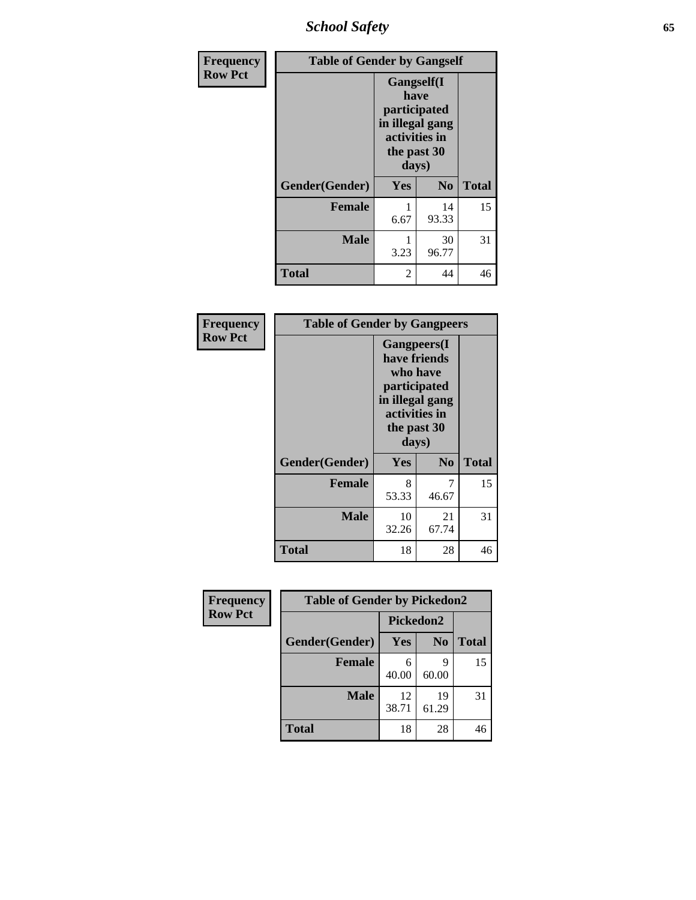| Frequency<br>Row Pct | | | |
|---|---|---|---|
| **Table of Gender by Gangself** | | | |
| | **Gangself(I have participated in illegal gang activities in the past 30 days)** | | |
| **Gender(Gender)** | **Yes** | **No** | **Total** |
| **Female** | 1<br>6.67 | 14<br>93.33 | 15 |
| **Male** | 1<br>3.23 | 30<br>96.77 | 31 |
| **Total** | 2 | 44 | 46 |

| Frequency<br>Row Pct | | | |
|---|---|---|---|
| **Table of Gender by Gangpeers** | | | |
| | **Gangpeers(I have friends who have participated in illegal gang activities in the past 30 days)** | | |
| **Gender(Gender)** | **Yes** | **No** | **Total** |
| **Female** | 8<br>53.33 | 7<br>46.67 | 15 |
| **Male** | 10<br>32.26 | 21<br>67.74 | 31 |
| **Total** | 18 | 28 | 46 |

| Frequency<br>Row Pct | | | |
|---|---|---|---|
| **Table of Gender by Pickedon2** | | | |
| | **Pickedon2** | | |
| **Gender(Gender)** | **Yes** | **No** | **Total** |
| **Female** | 6<br>40.00 | 9<br>60.00 | 15 |
| **Male** | 12<br>38.71 | 19<br>61.29 | 31 |
| **Total** | 18 | 28 | 46 |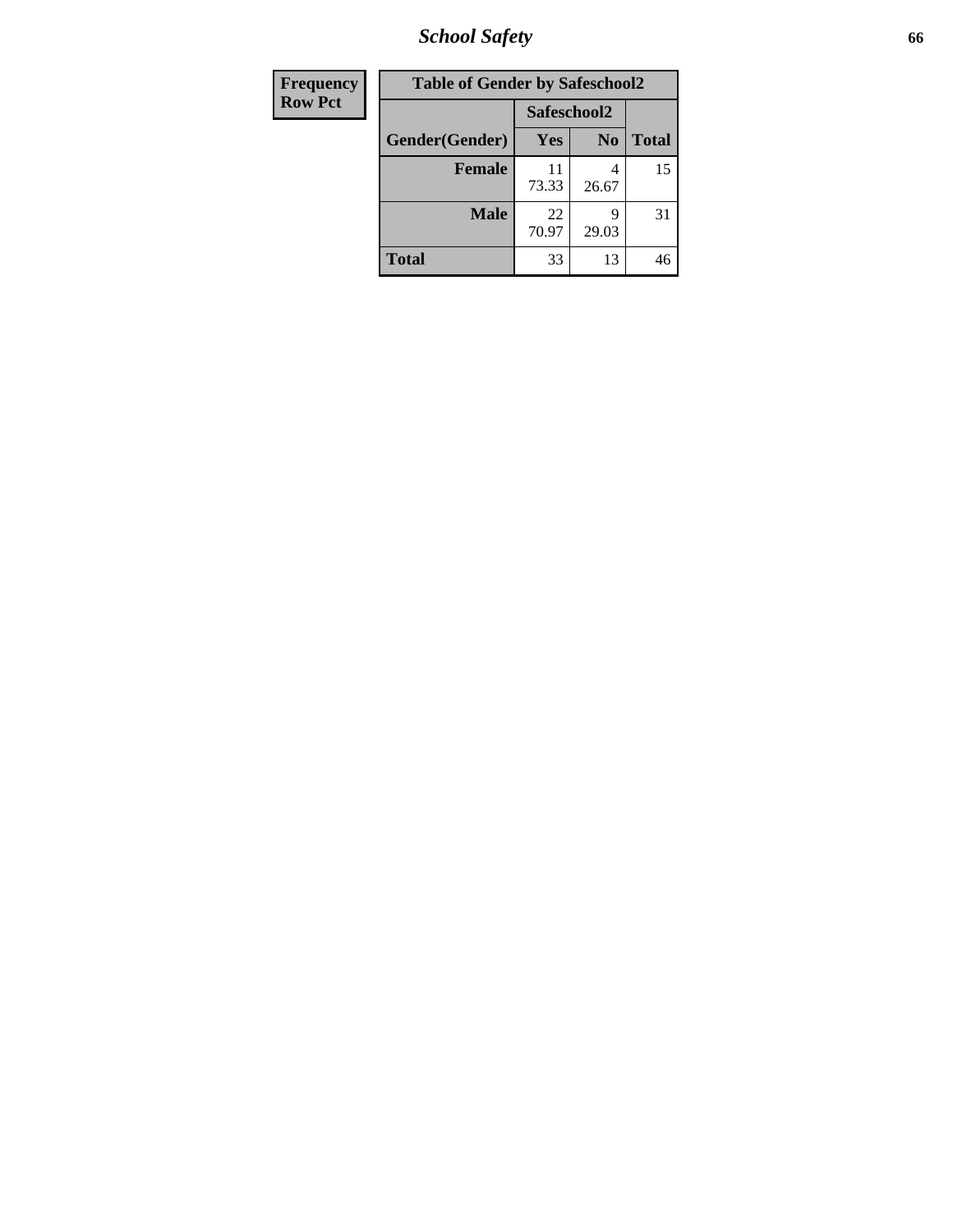| Frequency Row Pct |
|---|

**Table of Gender by Safeschool2**

| Gender(Gender) | Safeschool2 | | Total |
|---|---|---|---|
| | Yes | No | |
| **Female** | 11<br>73.33 | 4<br>26.67 | 15 |
| **Male** | 22<br>70.97 | 9<br>29.03 | 31 |
| **Total** | 33 | 13 | 46 |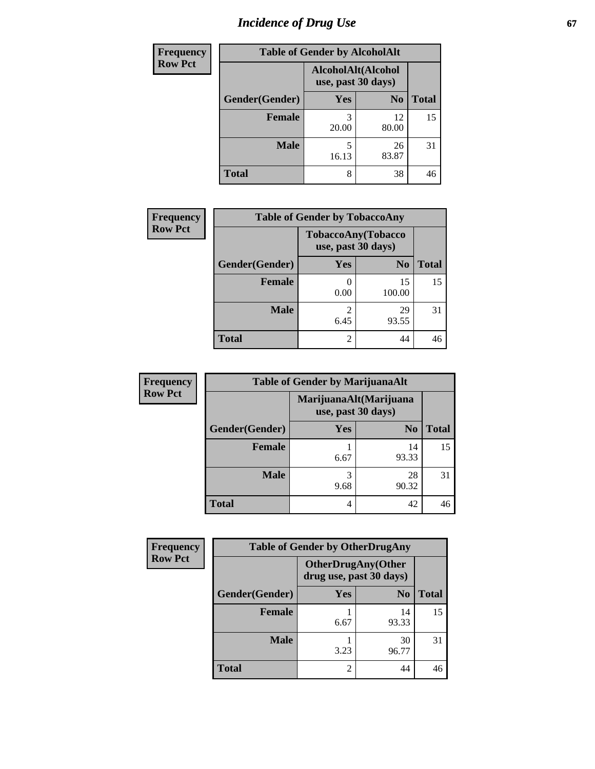# *Incidence of Drug Use*

**Frequency**
**Row Pct**

**Table of Gender by AlcoholAlt**

| Gender(Gender) | AlcoholAlt(Alcohol use, past 30 days) Yes | No | Total |
|---|---|---|---|
| **Female** | 3<br>20.00 | 12<br>80.00 | 15 |
| **Male** | 5<br>16.13 | 26<br>83.87 | 31 |
| **Total** | 8 | 38 | 46 |

**Frequency**
**Row Pct**

**Table of Gender by TobaccoAny**

| Gender(Gender) | TobaccoAny(Tobacco use, past 30 days) Yes | No | Total |
|---|---|---|---|
| **Female** | 0<br>0.00 | 15<br>100.00 | 15 |
| **Male** | 2<br>6.45 | 29<br>93.55 | 31 |
| **Total** | 2 | 44 | 46 |

**Frequency**
**Row Pct**

**Table of Gender by MarijuanaAlt**

| Gender(Gender) | MarijuanaAlt(Marijuana use, past 30 days) Yes | No | Total |
|---|---|---|---|
| **Female** | 1<br>6.67 | 14<br>93.33 | 15 |
| **Male** | 3<br>9.68 | 28<br>90.32 | 31 |
| **Total** | 4 | 42 | 46 |

**Frequency**
**Row Pct**

**Table of Gender by OtherDrugAny**

| Gender(Gender) | OtherDrugAny(Other drug use, past 30 days) Yes | No | Total |
|---|---|---|---|
| **Female** | 1<br>6.67 | 14<br>93.33 | 15 |
| **Male** | 1<br>3.23 | 30<br>96.77 | 31 |
| **Total** | 2 | 44 | 46 |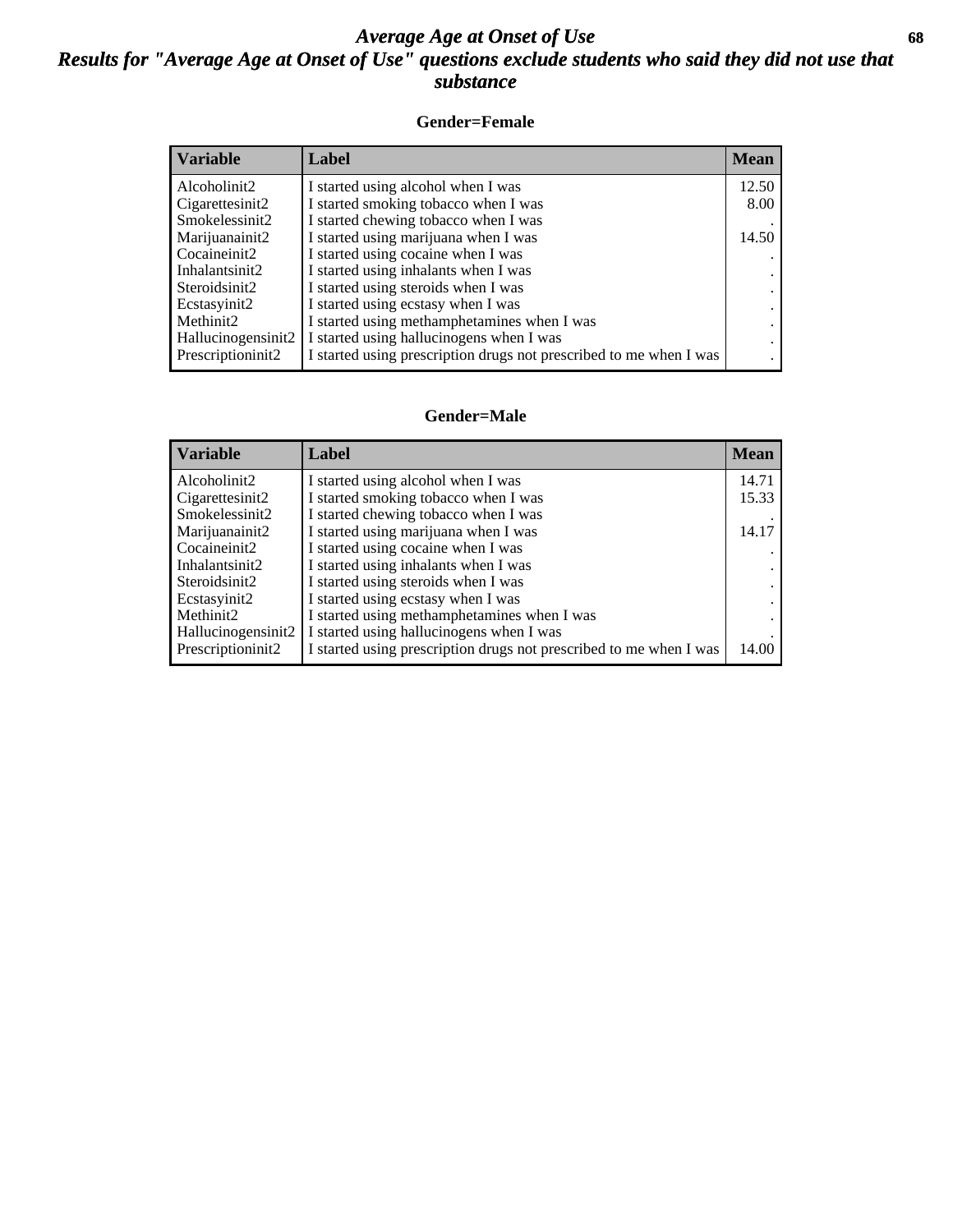# Average Age at Onset of Use

## Results for "Average Age at Onset of Use" questions exclude students who said they did not use that substance

### Gender=Female

| Variable | Label | Mean |
|---|---|---|
| Alcoholinit2 | I started using alcohol when I was | 12.50 |
| Cigarettesinit2 | I started smoking tobacco when I was | 8.00 |
| Smokelessinit2 | I started chewing tobacco when I was | . |
| Marijuanainit2 | I started using marijuana when I was | 14.50 |
| Cocaineinit2 | I started using cocaine when I was | . |
| Inhalantsinit2 | I started using inhalants when I was | . |
| Steroidsinit2 | I started using steroids when I was | . |
| Ecstasyinit2 | I started using ecstasy when I was | . |
| Methinit2 | I started using methamphetamines when I was | . |
| Hallucinogensinit2 | I started using hallucinogens when I was | . |
| Prescriptioninit2 | I started using prescription drugs not prescribed to me when I was | . |

### Gender=Male

| Variable | Label | Mean |
|---|---|---|
| Alcoholinit2 | I started using alcohol when I was | 14.71 |
| Cigarettesinit2 | I started smoking tobacco when I was | 15.33 |
| Smokelessinit2 | I started chewing tobacco when I was | . |
| Marijuanainit2 | I started using marijuana when I was | 14.17 |
| Cocaineinit2 | I started using cocaine when I was | . |
| Inhalantsinit2 | I started using inhalants when I was | . |
| Steroidsinit2 | I started using steroids when I was | . |
| Ecstasyinit2 | I started using ecstasy when I was | . |
| Methinit2 | I started using methamphetamines when I was | . |
| Hallucinogensinit2 | I started using hallucinogens when I was | . |
| Prescriptioninit2 | I started using prescription drugs not prescribed to me when I was | 14.00 |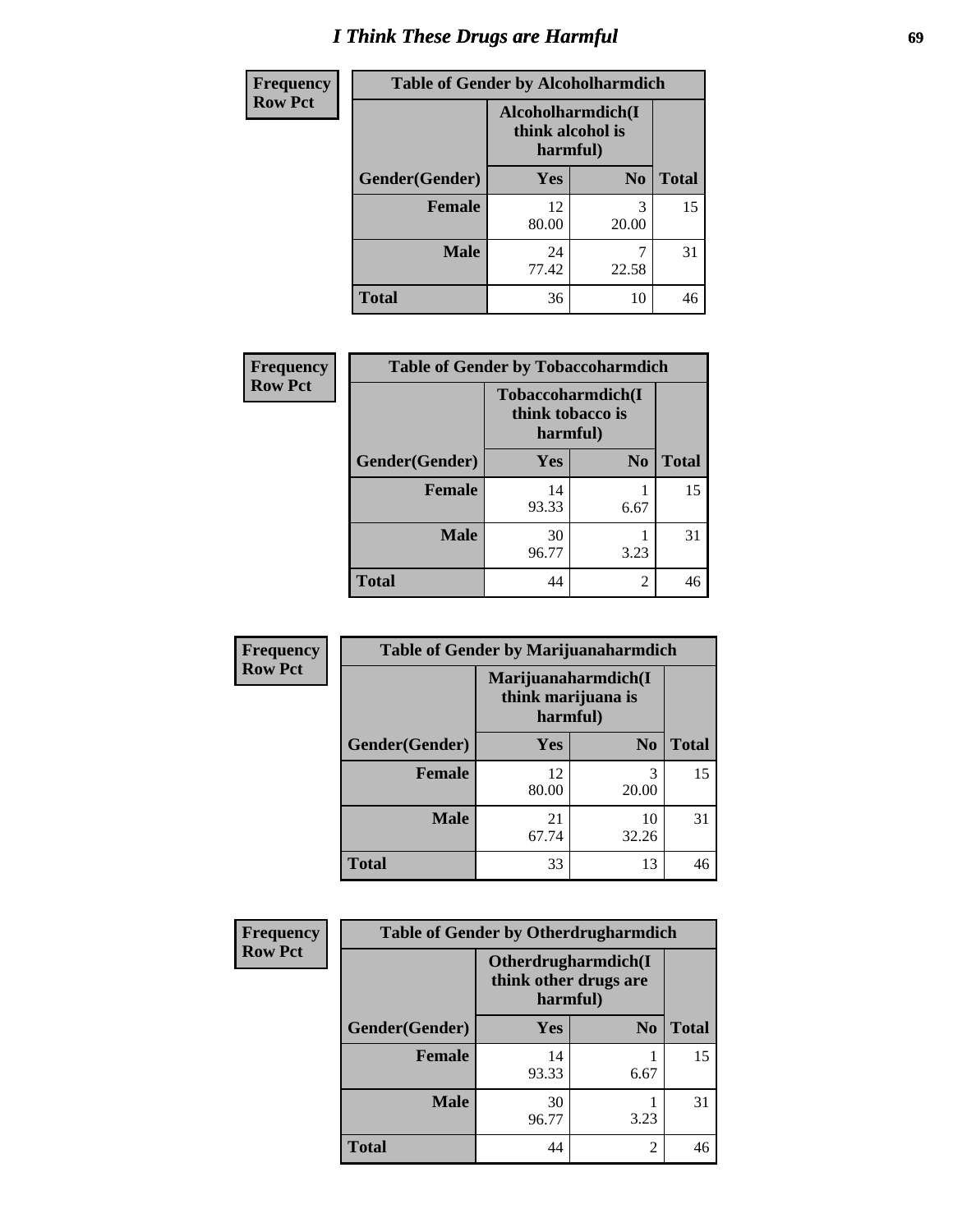# I Think These Drugs are Harmful

| Frequency Row Pct | Table of Gender by Alcoholharmdich | | |
|---|---|---|---|
| | Alcoholharmdich(I think alcohol is harmful) | | |
| Gender(Gender) | Yes | No | Total |
| Female | 12<br>80.00 | 3<br>20.00 | 15 |
| Male | 24<br>77.42 | 7<br>22.58 | 31 |
| Total | 36 | 10 | 46 |

| Frequency Row Pct | Table of Gender by Tobaccoharmdich | | |
|---|---|---|---|
| | Tobaccoharmdich(I think tobacco is harmful) | | |
| Gender(Gender) | Yes | No | Total |
| Female | 14<br>93.33 | 1<br>6.67 | 15 |
| Male | 30<br>96.77 | 1<br>3.23 | 31 |
| Total | 44 | 2 | 46 |

| Frequency Row Pct | Table of Gender by Marijuanaharmdich | | |
|---|---|---|---|
| | Marijuanaharmdich(I think marijuana is harmful) | | |
| Gender(Gender) | Yes | No | Total |
| Female | 12<br>80.00 | 3<br>20.00 | 15 |
| Male | 21<br>67.74 | 10<br>32.26 | 31 |
| Total | 33 | 13 | 46 |

| Frequency Row Pct | Table of Gender by Otherdrugharmdich | | |
|---|---|---|---|
| | Otherdrugharmdich(I think other drugs are harmful) | | |
| Gender(Gender) | Yes | No | Total |
| Female | 14<br>93.33 | 1<br>6.67 | 15 |
| Male | 30<br>96.77 | 1<br>3.23 | 31 |
| Total | 44 | 2 | 46 |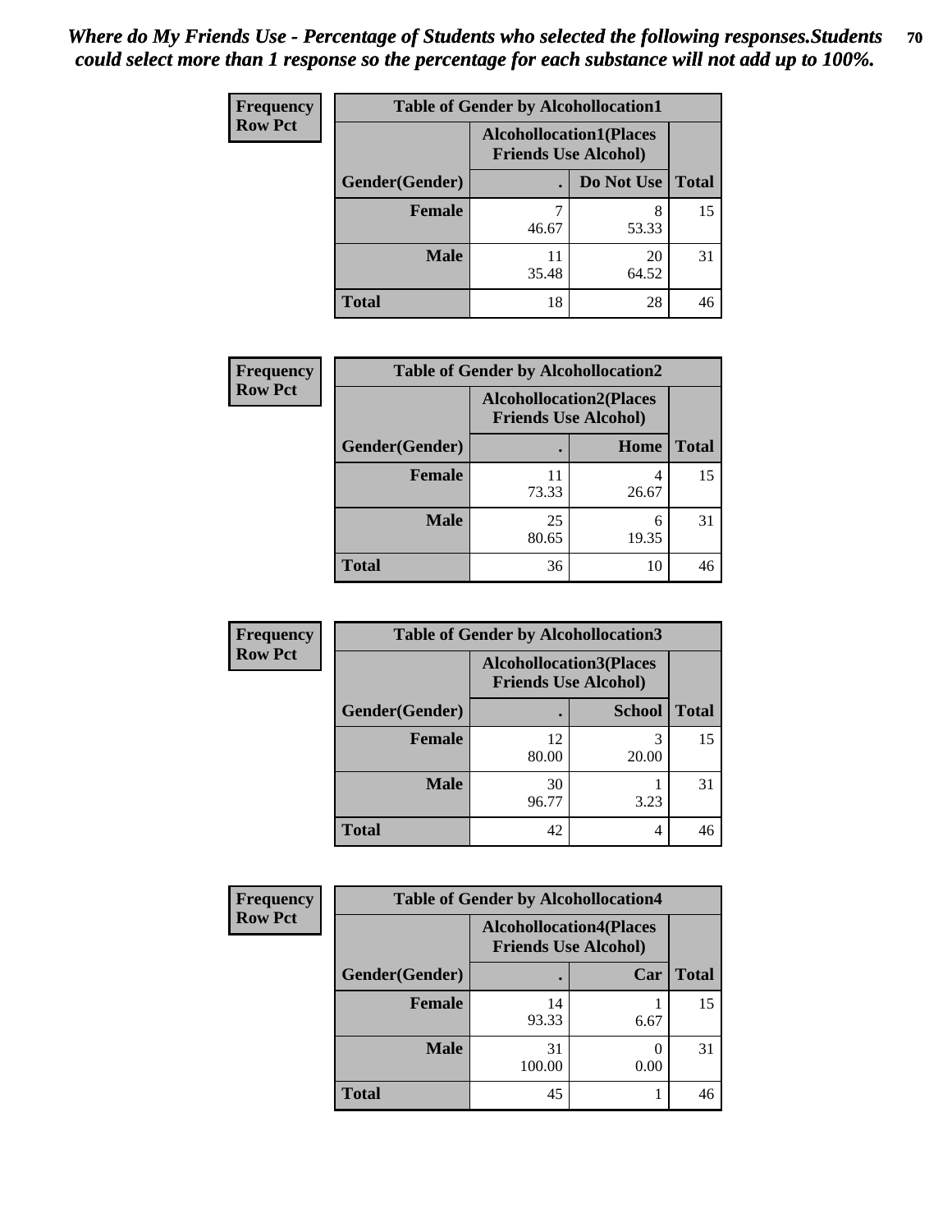*Where do My Friends Use - Percentage of Students who selected the following responses.Students could select more than 1 response so the percentage for each substance will not add up to 100%.*

**Frequency**
**Row Pct**

| Table of Gender by Alcohollocation1 | | | |
|---|---|---|---|
| | Alcohollocation1(Places Friends Use Alcohol) | | |
| Gender(Gender) | . | Do Not Use | Total |
| **Female** | 7<br>46.67 | 8<br>53.33 | 15 |
| **Male** | 11<br>35.48 | 20<br>64.52 | 31 |
| **Total** | 18 | 28 | 46 |

**Frequency**
**Row Pct**

| Table of Gender by Alcohollocation2 | | | |
|---|---|---|---|
| | Alcohollocation2(Places Friends Use Alcohol) | | |
| Gender(Gender) | . | Home | Total |
| **Female** | 11<br>73.33 | 4<br>26.67 | 15 |
| **Male** | 25<br>80.65 | 6<br>19.35 | 31 |
| **Total** | 36 | 10 | 46 |

**Frequency**
**Row Pct**

| Table of Gender by Alcohollocation3 | | | |
|---|---|---|---|
| | Alcohollocation3(Places Friends Use Alcohol) | | |
| Gender(Gender) | . | School | Total |
| **Female** | 12<br>80.00 | 3<br>20.00 | 15 |
| **Male** | 30<br>96.77 | 1<br>3.23 | 31 |
| **Total** | 42 | 4 | 46 |

**Frequency**
**Row Pct**

| Table of Gender by Alcohollocation4 | | | |
|---|---|---|---|
| | Alcohollocation4(Places Friends Use Alcohol) | | |
| Gender(Gender) | . | Car | Total |
| **Female** | 14<br>93.33 | 1<br>6.67 | 15 |
| **Male** | 31<br>100.00 | 0<br>0.00 | 31 |
| **Total** | 45 | 1 | 46 |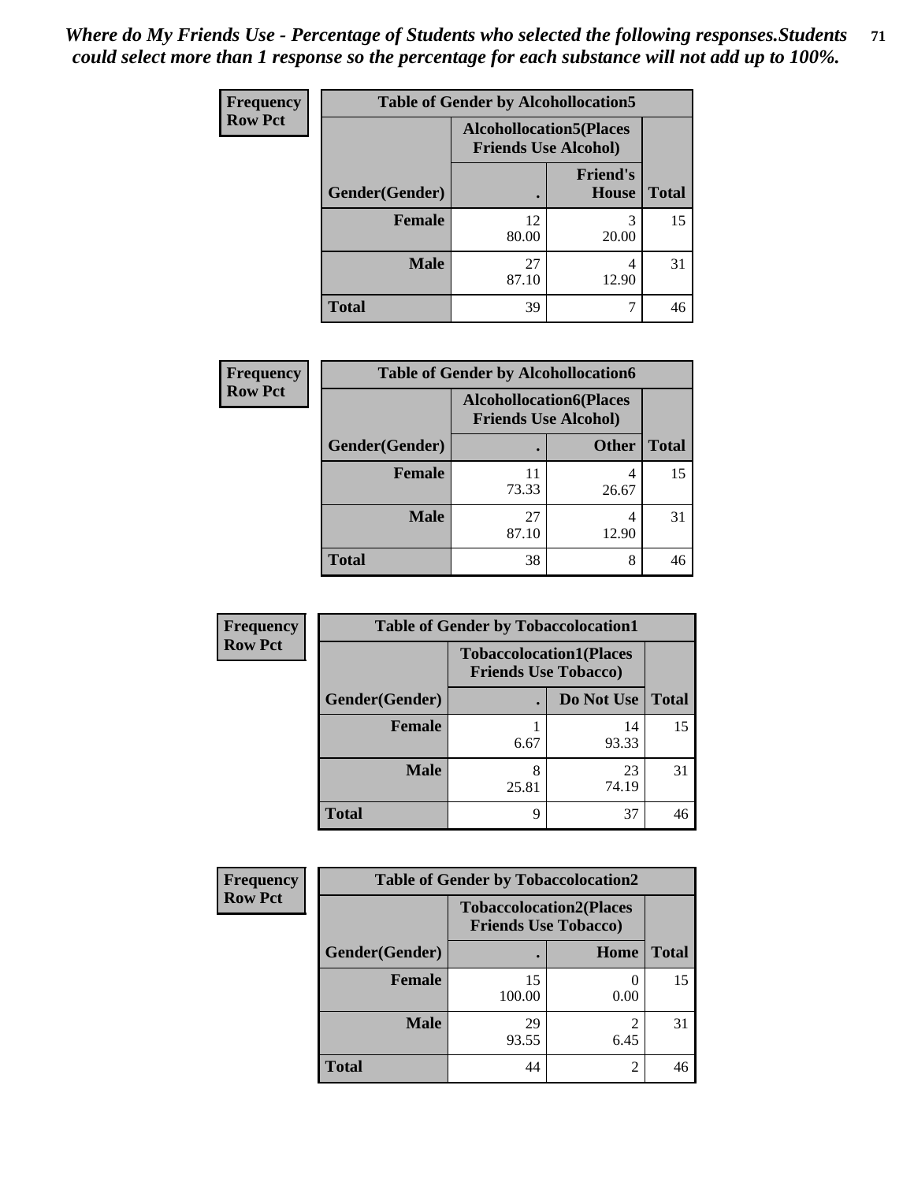*Where do My Friends Use - Percentage of Students who selected the following responses.Students could select more than 1 response so the percentage for each substance will not add up to 100%.*

**Frequency / Row Pct**

| Table of Gender by Alcohollocation5 | | | |
|---|---|---|---|
| | Alcohollocation5(Places Friends Use Alcohol) | | |
| Gender(Gender) | . | Friend's House | Total |
| Female | 12<br>80.00 | 3<br>20.00 | 15 |
| Male | 27<br>87.10 | 4<br>12.90 | 31 |
| Total | 39 | 7 | 46 |

**Frequency / Row Pct**

| Table of Gender by Alcohollocation6 | | | |
|---|---|---|---|
| | Alcohollocation6(Places Friends Use Alcohol) | | |
| Gender(Gender) | . | Other | Total |
| Female | 11<br>73.33 | 4<br>26.67 | 15 |
| Male | 27<br>87.10 | 4<br>12.90 | 31 |
| Total | 38 | 8 | 46 |

**Frequency / Row Pct**

| Table of Gender by Tobaccolocation1 | | | |
|---|---|---|---|
| | Tobaccolocation1(Places Friends Use Tobacco) | | |
| Gender(Gender) | . | Do Not Use | Total |
| Female | 1<br>6.67 | 14<br>93.33 | 15 |
| Male | 8<br>25.81 | 23<br>74.19 | 31 |
| Total | 9 | 37 | 46 |

**Frequency / Row Pct**

| Table of Gender by Tobaccolocation2 | | | |
|---|---|---|---|
| | Tobaccolocation2(Places Friends Use Tobacco) | | |
| Gender(Gender) | . | Home | Total |
| Female | 15<br>100.00 | 0<br>0.00 | 15 |
| Male | 29<br>93.55 | 2<br>6.45 | 31 |
| Total | 44 | 2 | 46 |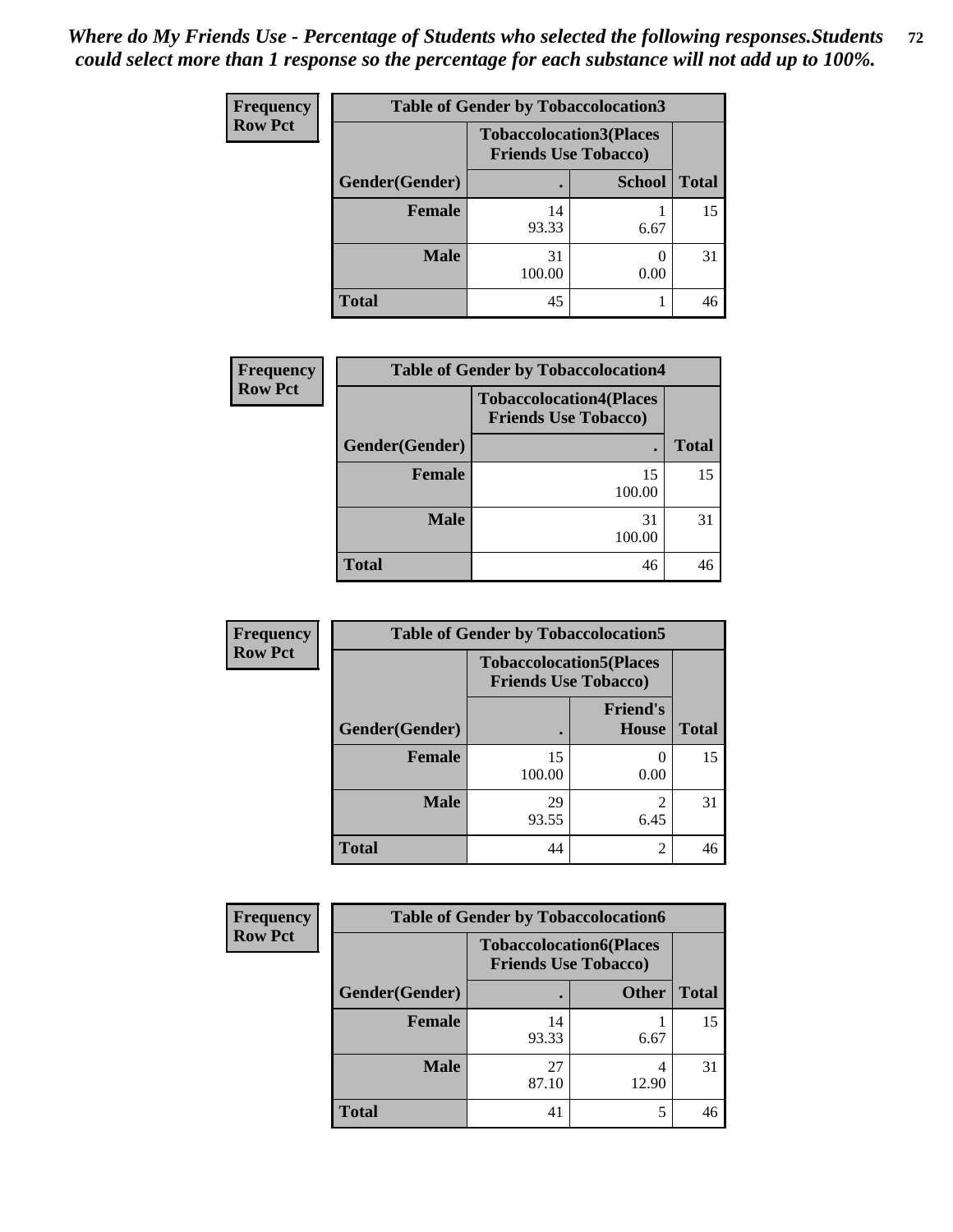*Where do My Friends Use - Percentage of Students who selected the following responses.Students could select more than 1 response so the percentage for each substance will not add up to 100%.*

**Frequency / Row Pct**

**Table of Gender by Tobaccolocation3**

| Gender(Gender) | Tobaccolocation3(Places Friends Use Tobacco) . | School | Total |
|---|---|---|---|
| Female | 14<br>93.33 | 1<br>6.67 | 15 |
| Male | 31<br>100.00 | 0<br>0.00 | 31 |
| Total | 45 | 1 | 46 |

**Frequency / Row Pct**

**Table of Gender by Tobaccolocation4**

| Gender(Gender) | Tobaccolocation4(Places Friends Use Tobacco) . | Total |
|---|---|---|
| Female | 15<br>100.00 | 15 |
| Male | 31<br>100.00 | 31 |
| Total | 46 | 46 |

**Frequency / Row Pct**

**Table of Gender by Tobaccolocation5**

| Gender(Gender) | Tobaccolocation5(Places Friends Use Tobacco) . | Friend's House | Total |
|---|---|---|---|
| Female | 15<br>100.00 | 0<br>0.00 | 15 |
| Male | 29<br>93.55 | 2<br>6.45 | 31 |
| Total | 44 | 2 | 46 |

**Frequency / Row Pct**

**Table of Gender by Tobaccolocation6**

| Gender(Gender) | Tobaccolocation6(Places Friends Use Tobacco) . | Other | Total |
|---|---|---|---|
| Female | 14<br>93.33 | 1<br>6.67 | 15 |
| Male | 27<br>87.10 | 4<br>12.90 | 31 |
| Total | 41 | 5 | 46 |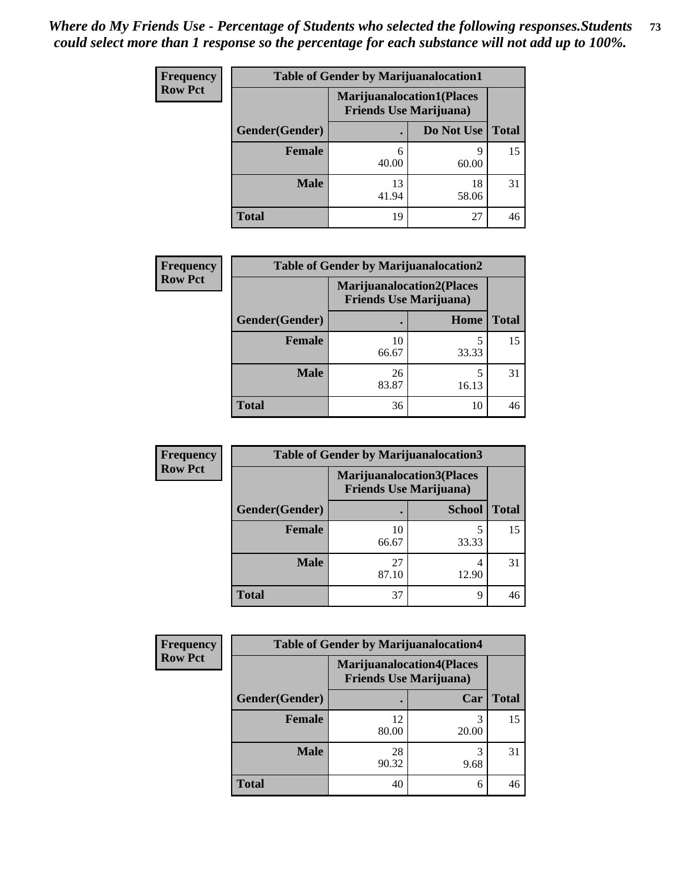*Where do My Friends Use - Percentage of Students who selected the following responses.Students could select more than 1 response so the percentage for each substance will not add up to 100%.*

**Frequency**
**Row Pct**

| Table of Gender by Marijuanalocation1 | | | |
|---|---|---|---|
| | Marijuanalocation1(Places Friends Use Marijuana) | | |
| Gender(Gender) | . | Do Not Use | Total |
| **Female** | 6<br>40.00 | 9<br>60.00 | 15 |
| **Male** | 13<br>41.94 | 18<br>58.06 | 31 |
| **Total** | 19 | 27 | 46 |

**Frequency**
**Row Pct**

| Table of Gender by Marijuanalocation2 | | | |
|---|---|---|---|
| | Marijuanalocation2(Places Friends Use Marijuana) | | |
| Gender(Gender) | . | Home | Total |
| **Female** | 10<br>66.67 | 5<br>33.33 | 15 |
| **Male** | 26<br>83.87 | 5<br>16.13 | 31 |
| **Total** | 36 | 10 | 46 |

**Frequency**
**Row Pct**

| Table of Gender by Marijuanalocation3 | | | |
|---|---|---|---|
| | Marijuanalocation3(Places Friends Use Marijuana) | | |
| Gender(Gender) | . | School | Total |
| **Female** | 10<br>66.67 | 5<br>33.33 | 15 |
| **Male** | 27<br>87.10 | 4<br>12.90 | 31 |
| **Total** | 37 | 9 | 46 |

**Frequency**
**Row Pct**

| Table of Gender by Marijuanalocation4 | | | |
|---|---|---|---|
| | Marijuanalocation4(Places Friends Use Marijuana) | | |
| Gender(Gender) | . | Car | Total |
| **Female** | 12<br>80.00 | 3<br>20.00 | 15 |
| **Male** | 28<br>90.32 | 3<br>9.68 | 31 |
| **Total** | 40 | 6 | 46 |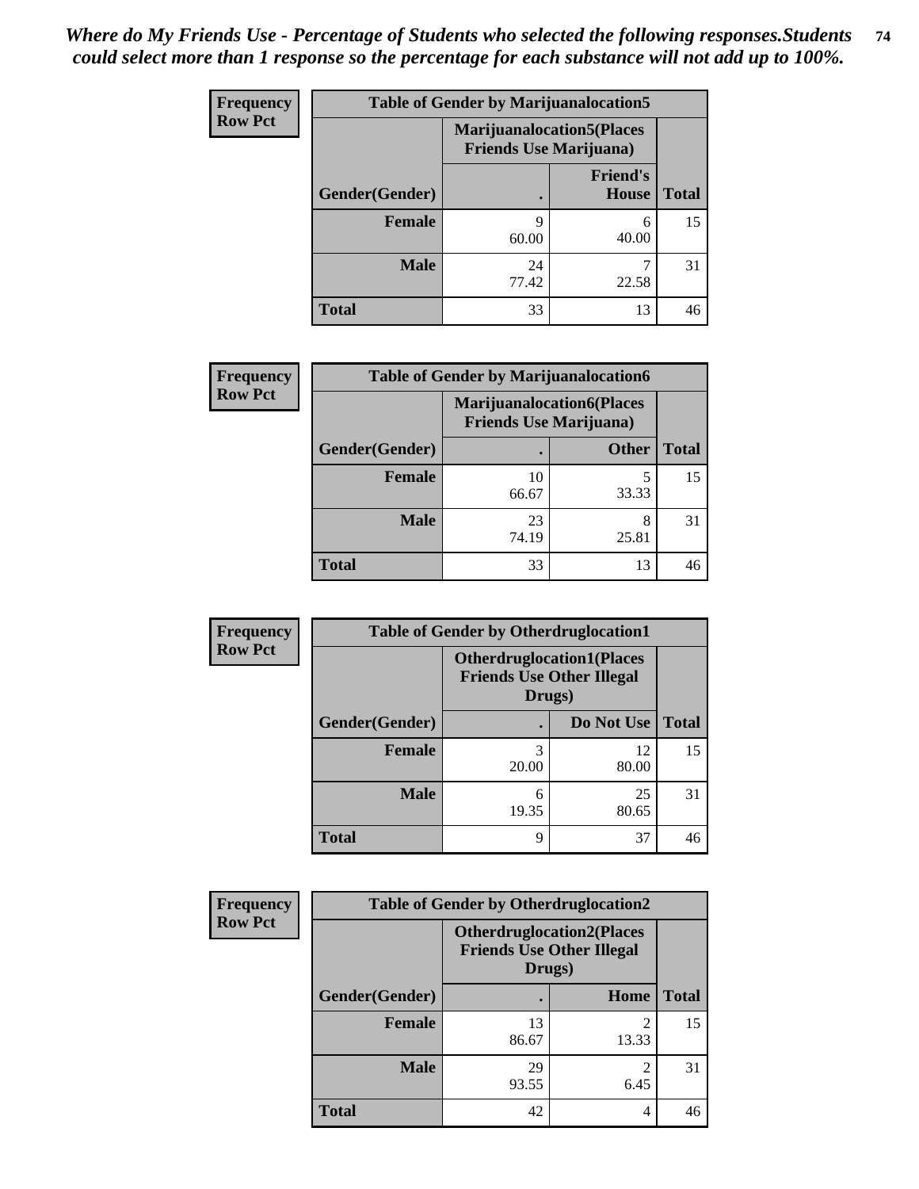*Where do My Friends Use - Percentage of Students who selected the following responses.Students could select more than 1 response so the percentage for each substance will not add up to 100%.*

**Frequency Row Pct**

| Table of Gender by Marijuanalocation5 | | | |
|---|---|---|---|
| | Marijuanalocation5(Places Friends Use Marijuana) | | |
| Gender(Gender) | . | Friend's House | Total |
| Female | 9<br>60.00 | 6<br>40.00 | 15 |
| Male | 24<br>77.42 | 7<br>22.58 | 31 |
| Total | 33 | 13 | 46 |

**Frequency Row Pct**

| Table of Gender by Marijuanalocation6 | | | |
|---|---|---|---|
| | Marijuanalocation6(Places Friends Use Marijuana) | | |
| Gender(Gender) | . | Other | Total |
| Female | 10<br>66.67 | 5<br>33.33 | 15 |
| Male | 23<br>74.19 | 8<br>25.81 | 31 |
| Total | 33 | 13 | 46 |

**Frequency Row Pct**

| Table of Gender by Otherdruglocation1 | | | |
|---|---|---|---|
| | Otherdruglocation1(Places Friends Use Other Illegal Drugs) | | |
| Gender(Gender) | . | Do Not Use | Total |
| Female | 3<br>20.00 | 12<br>80.00 | 15 |
| Male | 6<br>19.35 | 25<br>80.65 | 31 |
| Total | 9 | 37 | 46 |

**Frequency Row Pct**

| Table of Gender by Otherdruglocation2 | | | |
|---|---|---|---|
| | Otherdruglocation2(Places Friends Use Other Illegal Drugs) | | |
| Gender(Gender) | . | Home | Total |
| Female | 13<br>86.67 | 2<br>13.33 | 15 |
| Male | 29<br>93.55 | 2<br>6.45 | 31 |
| Total | 42 | 4 | 46 |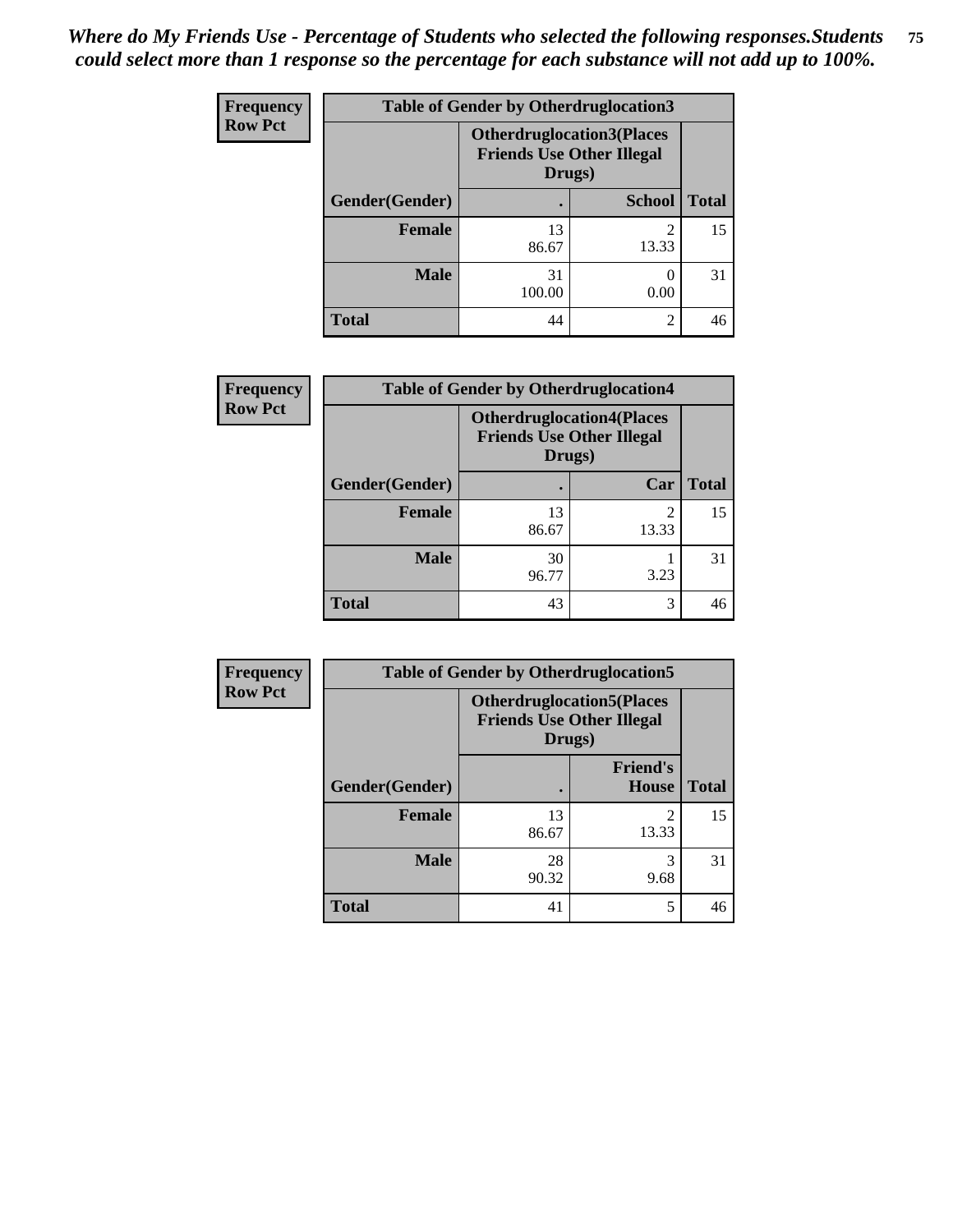*Where do My Friends Use - Percentage of Students who selected the following responses.Students could select more than 1 response so the percentage for each substance will not add up to 100%.*

**Frequency**
**Row Pct**

| Table of Gender by Otherdruglocation3 | | | |
|---|---|---|---|
| | Otherdruglocation3(Places Friends Use Other Illegal Drugs) | | |
| Gender(Gender) | . | School | Total |
| **Female** | 13<br>86.67 | 2<br>13.33 | 15 |
| **Male** | 31<br>100.00 | 0<br>0.00 | 31 |
| **Total** | 44 | 2 | 46 |

**Frequency**
**Row Pct**

| Table of Gender by Otherdruglocation4 | | | |
|---|---|---|---|
| | Otherdruglocation4(Places Friends Use Other Illegal Drugs) | | |
| Gender(Gender) | . | Car | Total |
| **Female** | 13<br>86.67 | 2<br>13.33 | 15 |
| **Male** | 30<br>96.77 | 1<br>3.23 | 31 |
| **Total** | 43 | 3 | 46 |

**Frequency**
**Row Pct**

| Table of Gender by Otherdruglocation5 | | | |
|---|---|---|---|
| | Otherdruglocation5(Places Friends Use Other Illegal Drugs) | | |
| Gender(Gender) | . | Friend's House | Total |
| **Female** | 13<br>86.67 | 2<br>13.33 | 15 |
| **Male** | 28<br>90.32 | 3<br>9.68 | 31 |
| **Total** | 41 | 5 | 46 |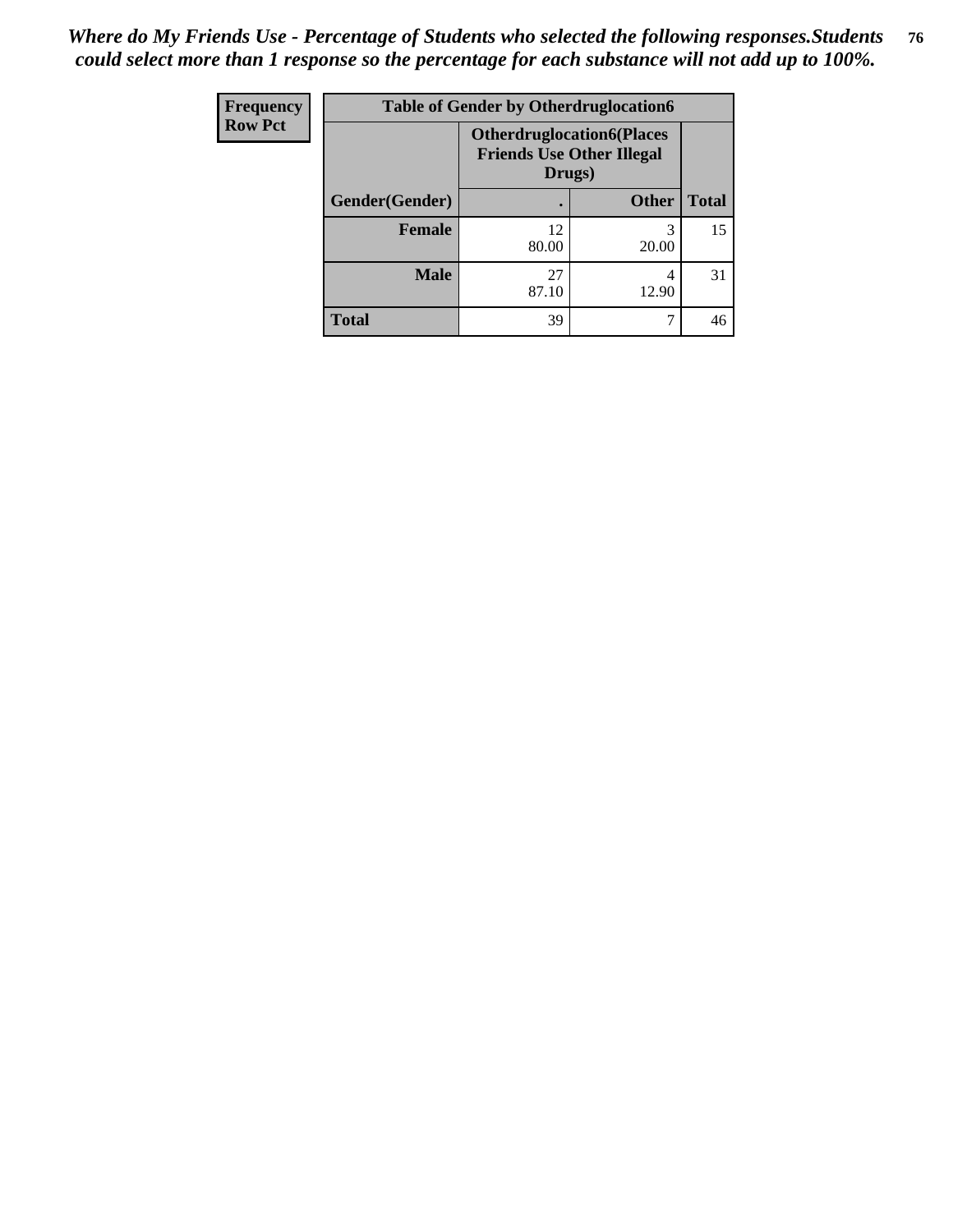*Where do My Friends Use - Percentage of Students who selected the following responses.Students could select more than 1 response so the percentage for each substance will not add up to 100%.*

| Frequency<br>Row Pct | Table of Gender by Otherdruglocation6 | | |
|---|---|---|---|
| | Otherdruglocation6(Places Friends Use Other Illegal Drugs) | | |
| Gender(Gender) | . | Other | Total |
| Female | 12<br>80.00 | 3<br>20.00 | 15 |
| Male | 27<br>87.10 | 4<br>12.90 | 31 |
| Total | 39 | 7 | 46 |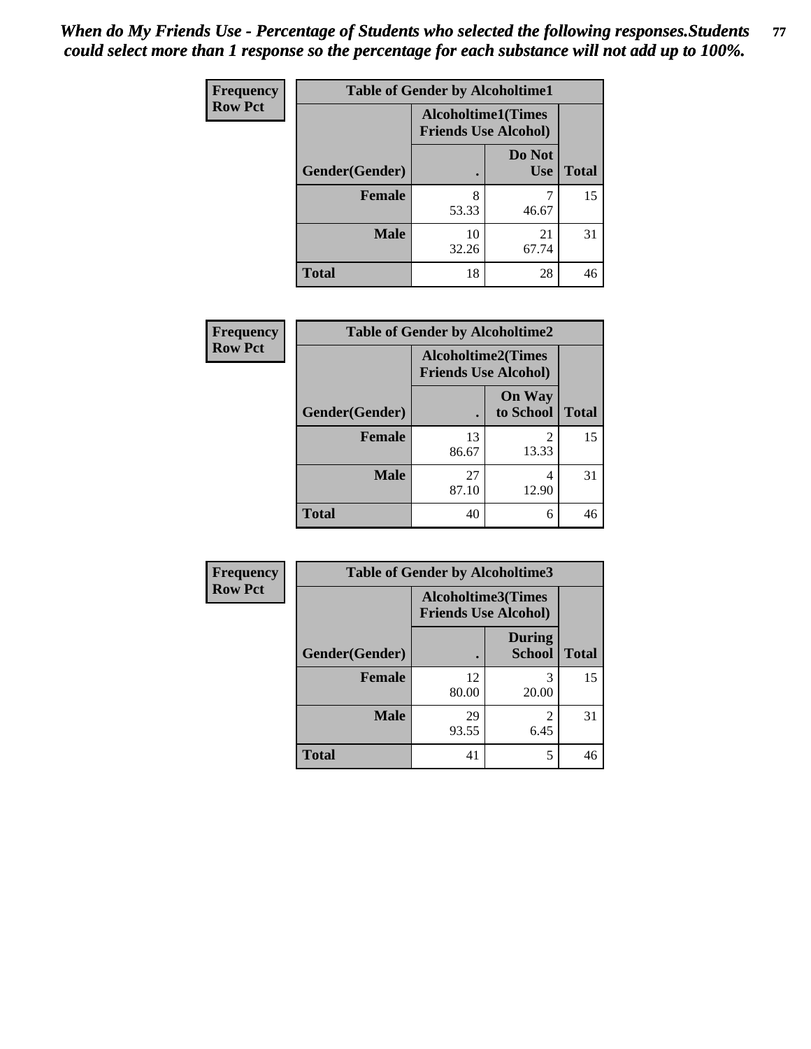*When do My Friends Use - Percentage of Students who selected the following responses.Students could select more than 1 response so the percentage for each substance will not add up to 100%.*

| Frequency Row Pct | Table of Gender by Alcoholtime1 | | |
|---|---|---|---|
| | Alcoholtime1(Times Friends Use Alcohol) | | |
| Gender(Gender) | . | Do Not Use | Total |
| Female | 8<br>53.33 | 7<br>46.67 | 15 |
| Male | 10<br>32.26 | 21<br>67.74 | 31 |
| Total | 18 | 28 | 46 |

| Frequency Row Pct | Table of Gender by Alcoholtime2 | | |
|---|---|---|---|
| | Alcoholtime2(Times Friends Use Alcohol) | | |
| Gender(Gender) | . | On Way to School | Total |
| Female | 13<br>86.67 | 2<br>13.33 | 15 |
| Male | 27<br>87.10 | 4<br>12.90 | 31 |
| Total | 40 | 6 | 46 |

| Frequency Row Pct | Table of Gender by Alcoholtime3 | | |
|---|---|---|---|
| | Alcoholtime3(Times Friends Use Alcohol) | | |
| Gender(Gender) | . | During School | Total |
| Female | 12<br>80.00 | 3<br>20.00 | 15 |
| Male | 29<br>93.55 | 2<br>6.45 | 31 |
| Total | 41 | 5 | 46 |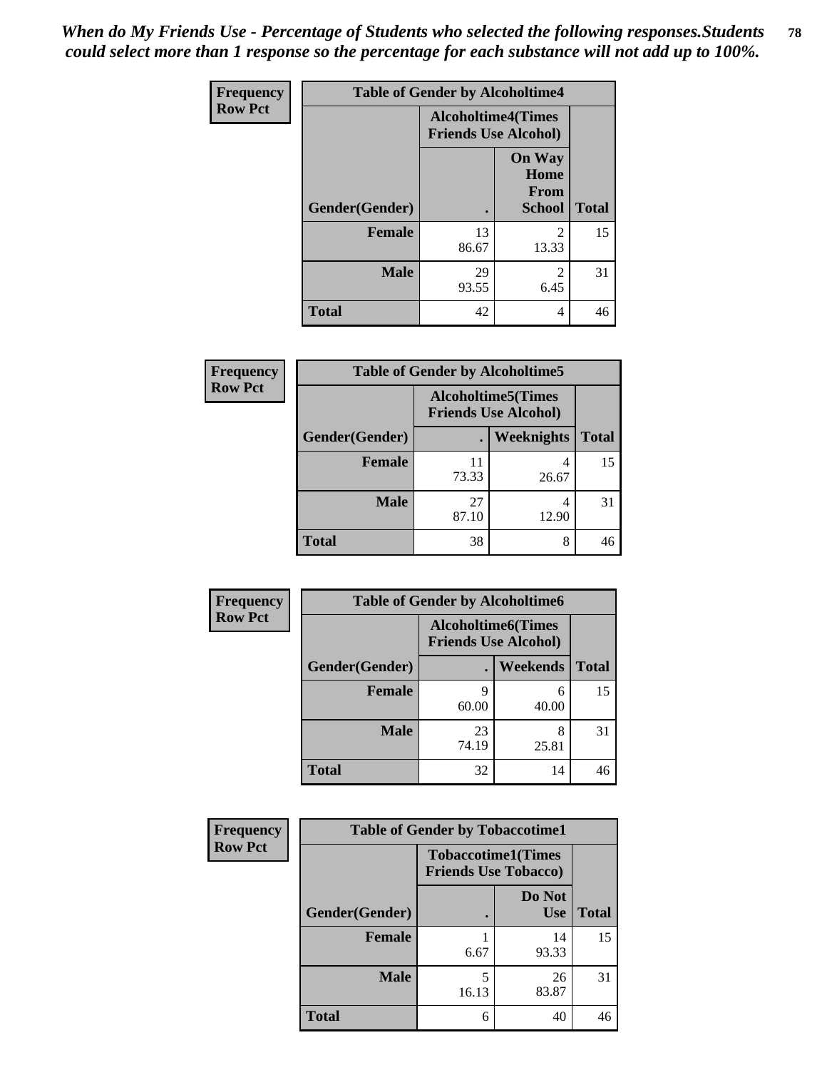*When do My Friends Use - Percentage of Students who selected the following responses.Students could select more than 1 response so the percentage for each substance will not add up to 100%.*

**Frequency**
**Row Pct**

| Table of Gender by Alcoholtime4 | | | |
|---|---|---|---|
| | Alcoholtime4(Times Friends Use Alcohol) | | |
| Gender(Gender) | . | On Way Home From School | Total |
| Female | 13<br>86.67 | 2<br>13.33 | 15 |
| Male | 29<br>93.55 | 2<br>6.45 | 31 |
| Total | 42 | 4 | 46 |

**Frequency**
**Row Pct**

| Table of Gender by Alcoholtime5 | | | |
|---|---|---|---|
| | Alcoholtime5(Times Friends Use Alcohol) | | |
| Gender(Gender) | . | Weeknights | Total |
| Female | 11<br>73.33 | 4<br>26.67 | 15 |
| Male | 27<br>87.10 | 4<br>12.90 | 31 |
| Total | 38 | 8 | 46 |

**Frequency**
**Row Pct**

| Table of Gender by Alcoholtime6 | | | |
|---|---|---|---|
| | Alcoholtime6(Times Friends Use Alcohol) | | |
| Gender(Gender) | . | Weekends | Total |
| Female | 9<br>60.00 | 6<br>40.00 | 15 |
| Male | 23<br>74.19 | 8<br>25.81 | 31 |
| Total | 32 | 14 | 46 |

**Frequency**
**Row Pct**

| Table of Gender by Tobaccotime1 | | | |
|---|---|---|---|
| | Tobaccotime1(Times Friends Use Tobacco) | | |
| Gender(Gender) | . | Do Not Use | Total |
| Female | 1<br>6.67 | 14<br>93.33 | 15 |
| Male | 5<br>16.13 | 26<br>83.87 | 31 |
| Total | 6 | 40 | 46 |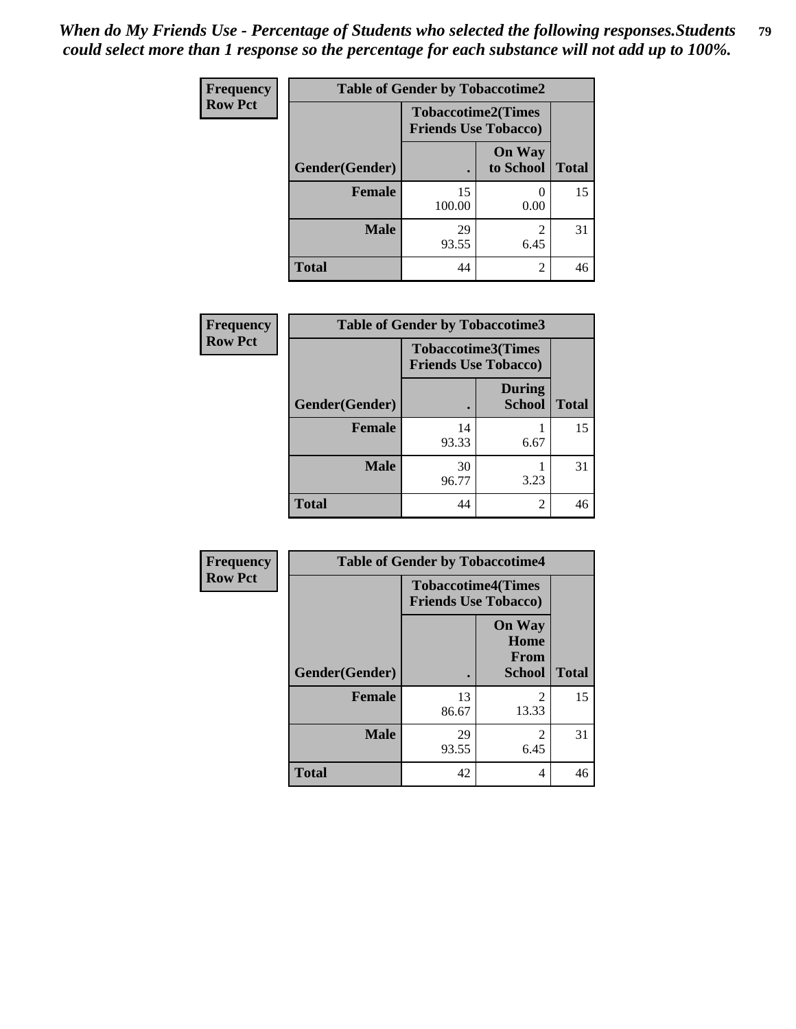*When do My Friends Use - Percentage of Students who selected the following responses.Students could select more than 1 response so the percentage for each substance will not add up to 100%.*

**Frequency**
**Row Pct**

| Table of Gender by Tobaccotime2 | | | |
|---|---|---|---|
| | Tobaccotime2(Times Friends Use Tobacco) | | |
| Gender(Gender) | . | On Way to School | Total |
| **Female** | 15<br>100.00 | 0<br>0.00 | 15 |
| **Male** | 29<br>93.55 | 2<br>6.45 | 31 |
| **Total** | 44 | 2 | 46 |

**Frequency**
**Row Pct**

| Table of Gender by Tobaccotime3 | | | |
|---|---|---|---|
| | Tobaccotime3(Times Friends Use Tobacco) | | |
| Gender(Gender) | . | During School | Total |
| **Female** | 14<br>93.33 | 1<br>6.67 | 15 |
| **Male** | 30<br>96.77 | 1<br>3.23 | 31 |
| **Total** | 44 | 2 | 46 |

**Frequency**
**Row Pct**

| Table of Gender by Tobaccotime4 | | | |
|---|---|---|---|
| | Tobaccotime4(Times Friends Use Tobacco) | | |
| Gender(Gender) | . | On Way Home From School | Total |
| **Female** | 13<br>86.67 | 2<br>13.33 | 15 |
| **Male** | 29<br>93.55 | 2<br>6.45 | 31 |
| **Total** | 42 | 4 | 46 |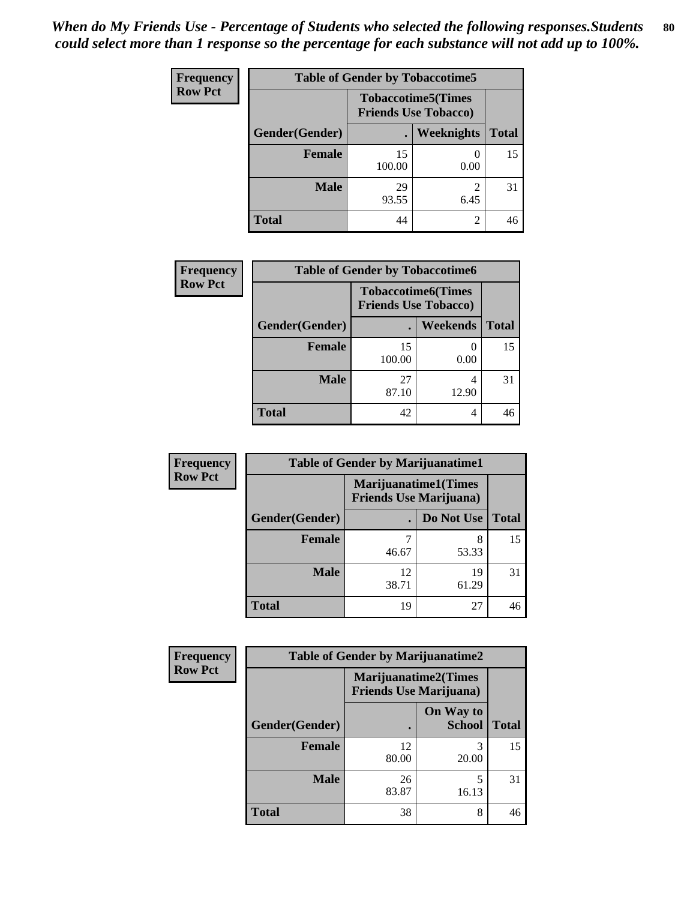*When do My Friends Use - Percentage of Students who selected the following responses.Students could select more than 1 response so the percentage for each substance will not add up to 100%.*

**Frequency**
**Row Pct**

| Table of Gender by Tobaccotime5 | | | |
|---|---|---|---|
| | Tobaccotime5(Times Friends Use Tobacco) | | |
| Gender(Gender) | . | Weeknights | Total |
| **Female** | 15<br>100.00 | 0<br>0.00 | 15 |
| **Male** | 29<br>93.55 | 2<br>6.45 | 31 |
| **Total** | 44 | 2 | 46 |

**Frequency**
**Row Pct**

| Table of Gender by Tobaccotime6 | | | |
|---|---|---|---|
| | Tobaccotime6(Times Friends Use Tobacco) | | |
| Gender(Gender) | . | Weekends | Total |
| **Female** | 15<br>100.00 | 0<br>0.00 | 15 |
| **Male** | 27<br>87.10 | 4<br>12.90 | 31 |
| **Total** | 42 | 4 | 46 |

**Frequency**
**Row Pct**

| Table of Gender by Marijuanatime1 | | | |
|---|---|---|---|
| | Marijuanatime1(Times Friends Use Marijuana) | | |
| Gender(Gender) | . | Do Not Use | Total |
| **Female** | 7<br>46.67 | 8<br>53.33 | 15 |
| **Male** | 12<br>38.71 | 19<br>61.29 | 31 |
| **Total** | 19 | 27 | 46 |

**Frequency**
**Row Pct**

| Table of Gender by Marijuanatime2 | | | |
|---|---|---|---|
| | Marijuanatime2(Times Friends Use Marijuana) | | |
| Gender(Gender) | . | On Way to School | Total |
| **Female** | 12<br>80.00 | 3<br>20.00 | 15 |
| **Male** | 26<br>83.87 | 5<br>16.13 | 31 |
| **Total** | 38 | 8 | 46 |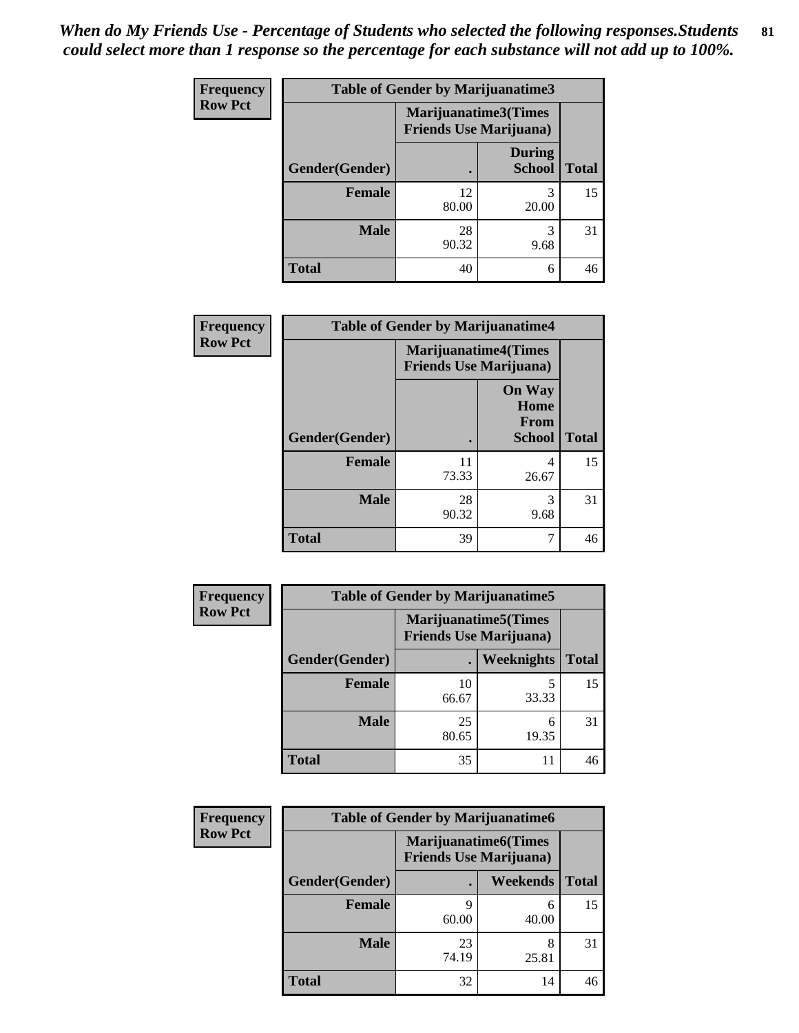*When do My Friends Use - Percentage of Students who selected the following responses.Students could select more than 1 response so the percentage for each substance will not add up to 100%.*

**Frequency / Row Pct**

**Table of Gender by Marijuanatime3**

| Gender(Gender) | Marijuanatime3(Times Friends Use Marijuana) . | During School | Total |
|---|---|---|---|
| Female | 12<br>80.00 | 3<br>20.00 | 15 |
| Male | 28<br>90.32 | 3<br>9.68 | 31 |
| Total | 40 | 6 | 46 |

**Frequency / Row Pct**

**Table of Gender by Marijuanatime4**

| Gender(Gender) | Marijuanatime4(Times Friends Use Marijuana) . | On Way Home From School | Total |
|---|---|---|---|
| Female | 11<br>73.33 | 4<br>26.67 | 15 |
| Male | 28<br>90.32 | 3<br>9.68 | 31 |
| Total | 39 | 7 | 46 |

**Frequency / Row Pct**

**Table of Gender by Marijuanatime5**

| Gender(Gender) | Marijuanatime5(Times Friends Use Marijuana) . | Weeknights | Total |
|---|---|---|---|
| Female | 10<br>66.67 | 5<br>33.33 | 15 |
| Male | 25<br>80.65 | 6<br>19.35 | 31 |
| Total | 35 | 11 | 46 |

**Frequency / Row Pct**

**Table of Gender by Marijuanatime6**

| Gender(Gender) | Marijuanatime6(Times Friends Use Marijuana) . | Weekends | Total |
|---|---|---|---|
| Female | 9<br>60.00 | 6<br>40.00 | 15 |
| Male | 23<br>74.19 | 8<br>25.81 | 31 |
| Total | 32 | 14 | 46 |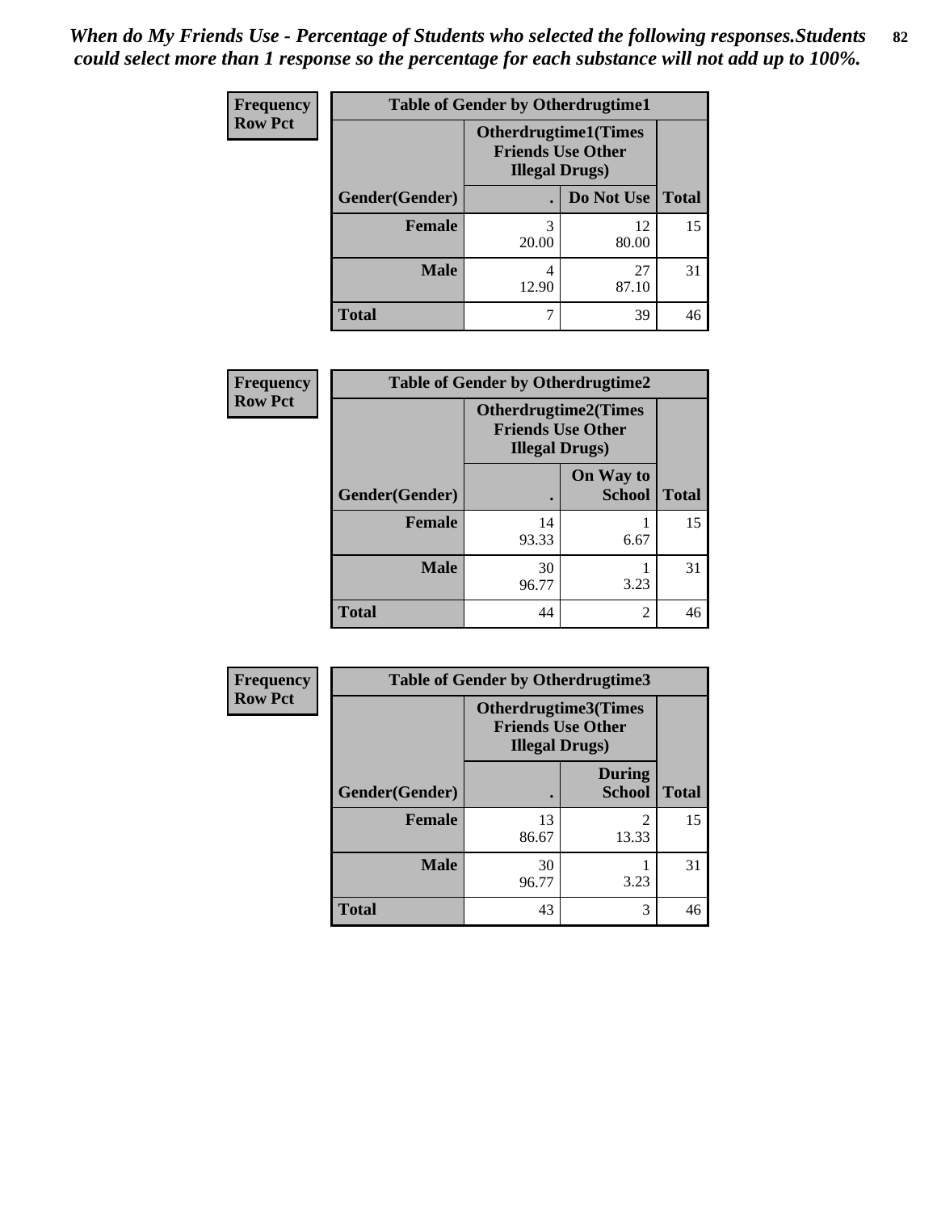*When do My Friends Use - Percentage of Students who selected the following responses.Students could select more than 1 response so the percentage for each substance will not add up to 100%.*

**Frequency**
**Row Pct**

| Table of Gender by Otherdrugtime1 | | | |
|---|---|---|---|
| | Otherdrugtime1(Times Friends Use Other Illegal Drugs) | | |
| Gender(Gender) | . | Do Not Use | Total |
| **Female** | 3<br>20.00 | 12<br>80.00 | 15 |
| **Male** | 4<br>12.90 | 27<br>87.10 | 31 |
| **Total** | 7 | 39 | 46 |

**Frequency**
**Row Pct**

| Table of Gender by Otherdrugtime2 | | | |
|---|---|---|---|
| | Otherdrugtime2(Times Friends Use Other Illegal Drugs) | | |
| Gender(Gender) | . | On Way to School | Total |
| **Female** | 14<br>93.33 | 1<br>6.67 | 15 |
| **Male** | 30<br>96.77 | 1<br>3.23 | 31 |
| **Total** | 44 | 2 | 46 |

**Frequency**
**Row Pct**

| Table of Gender by Otherdrugtime3 | | | |
|---|---|---|---|
| | Otherdrugtime3(Times Friends Use Other Illegal Drugs) | | |
| Gender(Gender) | . | During School | Total |
| **Female** | 13<br>86.67 | 2<br>13.33 | 15 |
| **Male** | 30<br>96.77 | 1<br>3.23 | 31 |
| **Total** | 43 | 3 | 46 |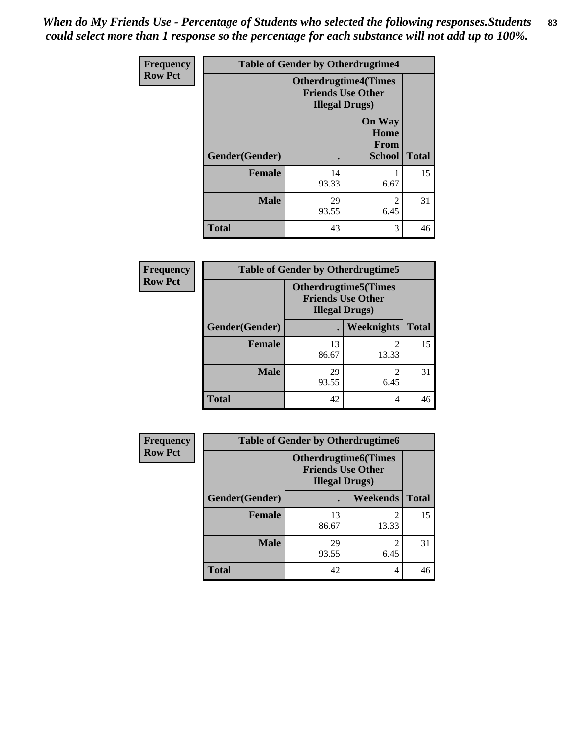*When do My Friends Use - Percentage of Students who selected the following responses.Students could select more than 1 response so the percentage for each substance will not add up to 100%.*

| Frequency<br>Row Pct | Table of Gender by Otherdrugtime4 | | |
|---|---|---|---|
| | Otherdrugtime4(Times Friends Use Other Illegal Drugs) | | |
| Gender(Gender) | . | On Way Home From School | Total |
| Female | 14<br>93.33 | 1<br>6.67 | 15 |
| Male | 29<br>93.55 | 2<br>6.45 | 31 |
| Total | 43 | 3 | 46 |

| Frequency<br>Row Pct | Table of Gender by Otherdrugtime5 | | |
|---|---|---|---|
| | Otherdrugtime5(Times Friends Use Other Illegal Drugs) | | |
| Gender(Gender) | . | Weeknights | Total |
| Female | 13<br>86.67 | 2<br>13.33 | 15 |
| Male | 29<br>93.55 | 2<br>6.45 | 31 |
| Total | 42 | 4 | 46 |

| Frequency<br>Row Pct | Table of Gender by Otherdrugtime6 | | |
|---|---|---|---|
| | Otherdrugtime6(Times Friends Use Other Illegal Drugs) | | |
| Gender(Gender) | . | Weekends | Total |
| Female | 13<br>86.67 | 2<br>13.33 | 15 |
| Male | 29<br>93.55 | 2<br>6.45 | 31 |
| Total | 42 | 4 | 46 |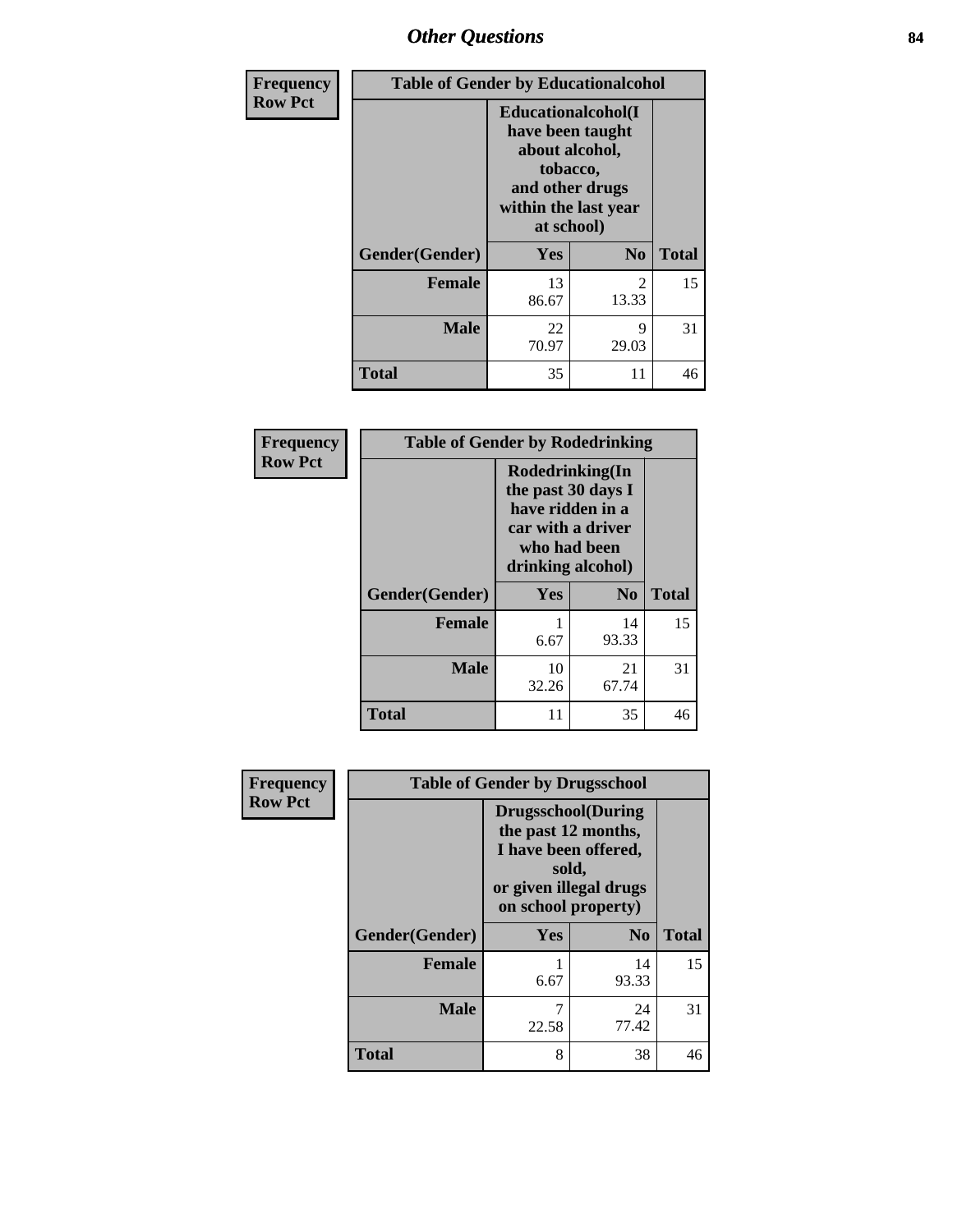## Other Questions

**Frequency**
**Row Pct**

| Table of Gender by Educationalcohol | | | |
|---|---|---|---|
| | Educationalcohol(I have been taught about alcohol, tobacco, and other drugs within the last year at school) | | |
| Gender(Gender) | Yes | No | Total |
| Female | 13<br>86.67 | 2<br>13.33 | 15 |
| Male | 22<br>70.97 | 9<br>29.03 | 31 |
| Total | 35 | 11 | 46 |

**Frequency**
**Row Pct**

| Table of Gender by Rodedrinking | | | |
|---|---|---|---|
| | Rodedrinking(In the past 30 days I have ridden in a car with a driver who had been drinking alcohol) | | |
| Gender(Gender) | Yes | No | Total |
| Female | 1<br>6.67 | 14<br>93.33 | 15 |
| Male | 10<br>32.26 | 21<br>67.74 | 31 |
| Total | 11 | 35 | 46 |

**Frequency**
**Row Pct**

| Table of Gender by Drugsschool | | | |
|---|---|---|---|
| | Drugsschool(During the past 12 months, I have been offered, sold, or given illegal drugs on school property) | | |
| Gender(Gender) | Yes | No | Total |
| Female | 1<br>6.67 | 14<br>93.33 | 15 |
| Male | 7<br>22.58 | 24<br>77.42 | 31 |
| Total | 8 | 38 | 46 |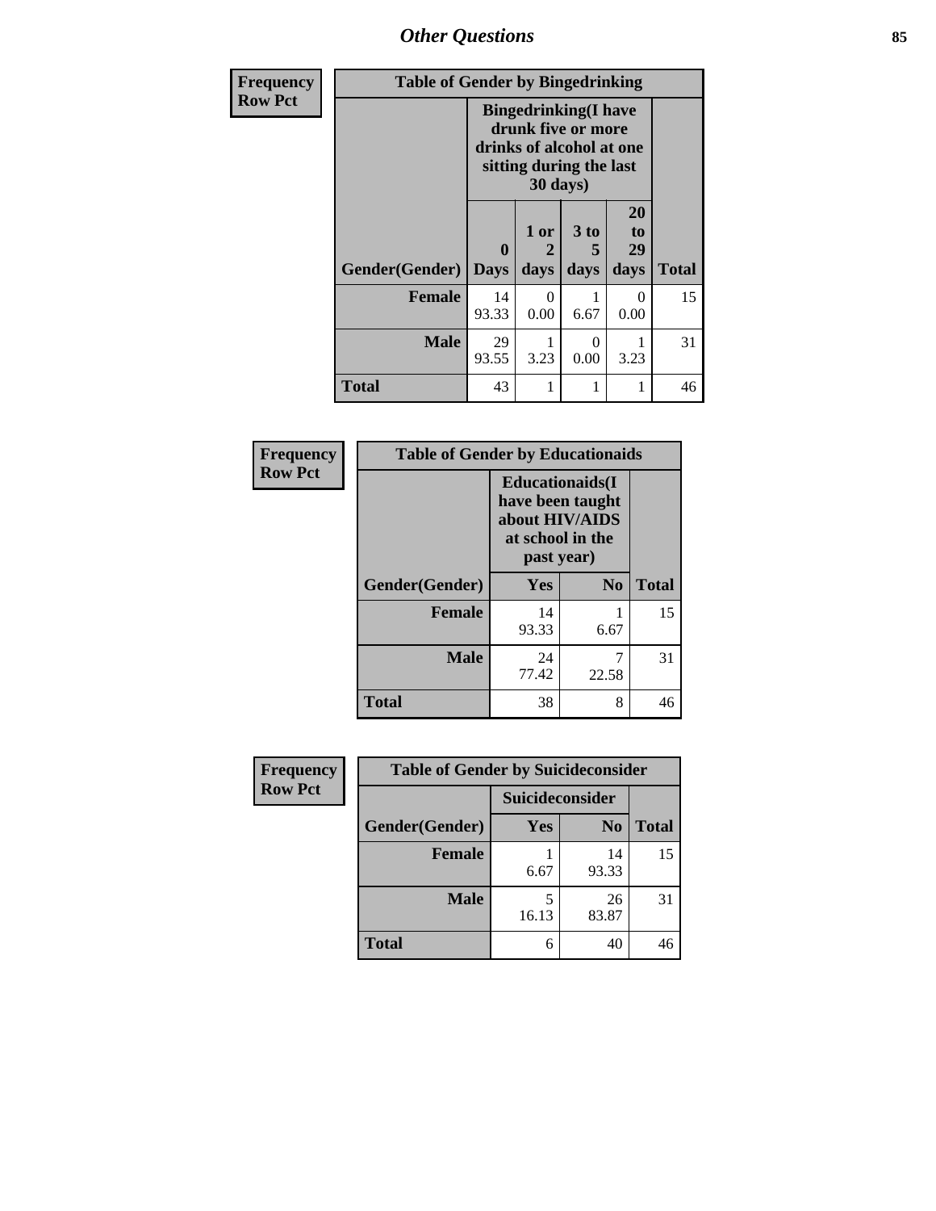| Frequency Row Pct | Table of Gender by Bingedrinking | | | | |
|---|---|---|---|---|---|
| | Bingedrinking(I have drunk five or more drinks of alcohol at one sitting during the last 30 days) | | | | |
| Gender(Gender) | 0 Days | 1 or 2 days | 3 to 5 days | 20 to 29 days | Total |
| Female | 14<br>93.33 | 0<br>0.00 | 1<br>6.67 | 0<br>0.00 | 15 |
| Male | 29<br>93.55 | 1<br>3.23 | 0<br>0.00 | 1<br>3.23 | 31 |
| Total | 43 | 1 | 1 | 1 | 46 |

| Frequency Row Pct | Table of Gender by Educationaids | | |
|---|---|---|---|
| | Educationaids(I have been taught about HIV/AIDS at school in the past year) | | |
| Gender(Gender) | Yes | No | Total |
| Female | 14<br>93.33 | 1<br>6.67 | 15 |
| Male | 24<br>77.42 | 7<br>22.58 | 31 |
| Total | 38 | 8 | 46 |

| Frequency Row Pct | Table of Gender by Suicideconsider | | |
|---|---|---|---|
| | Suicideconsider | | |
| Gender(Gender) | Yes | No | Total |
| Female | 1<br>6.67 | 14<br>93.33 | 15 |
| Male | 5<br>16.13 | 26<br>83.87 | 31 |
| Total | 6 | 40 | 46 |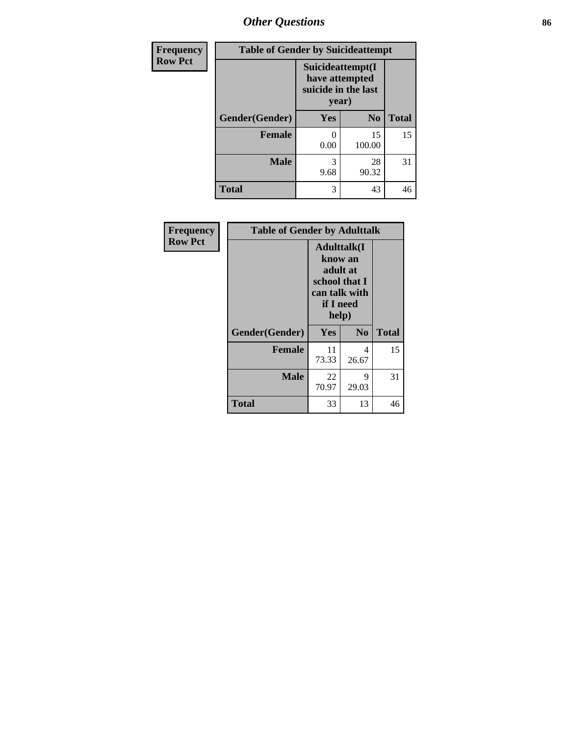# Other Questions

| Frequency<br>Row Pct | Table of Gender by Suicideattempt | | |
|---|---|---|---|
| | Suicideattempt(I have attempted suicide in the last year) | | |
| Gender(Gender) | Yes | No | Total |
| Female | 0<br>0.00 | 15<br>100.00 | 15 |
| Male | 3<br>9.68 | 28<br>90.32 | 31 |
| Total | 3 | 43 | 46 |

| Frequency<br>Row Pct | Table of Gender by Adulttalk | | |
|---|---|---|---|
| | Adulttalk(I know an adult at school that I can talk with if I need help) | | |
| Gender(Gender) | Yes | No | Total |
| Female | 11<br>73.33 | 4<br>26.67 | 15 |
| Male | 22<br>70.97 | 9<br>29.03 | 31 |
| Total | 33 | 13 | 46 |